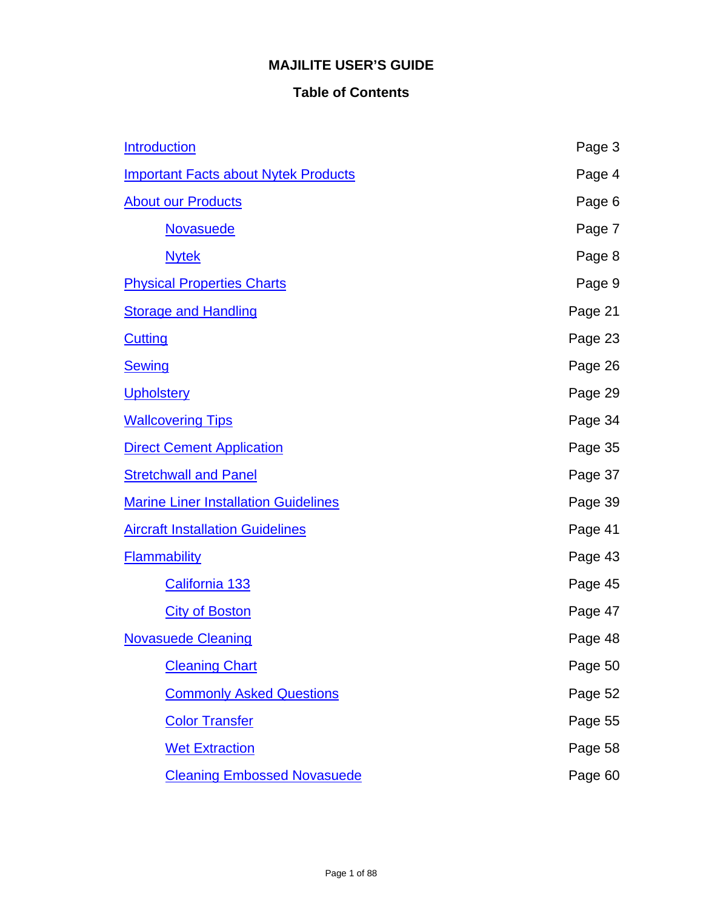# MAJILITE USER'S GUIDE

## Table of Contents

| | |
|---|---|
| Introduction | Page 3 |
| Important Facts about Nytek Products | Page 4 |
| About our Products | Page 6 |
| &nbsp;&nbsp;&nbsp;&nbsp;Novasuede | Page 7 |
| &nbsp;&nbsp;&nbsp;&nbsp;Nytek | Page 8 |
| Physical Properties Charts | Page 9 |
| Storage and Handling | Page 21 |
| Cutting | Page 23 |
| Sewing | Page 26 |
| Upholstery | Page 29 |
| Wallcovering Tips | Page 34 |
| Direct Cement Application | Page 35 |
| Stretchwall and Panel | Page 37 |
| Marine Liner Installation Guidelines | Page 39 |
| Aircraft Installation Guidelines | Page 41 |
| Flammability | Page 43 |
| &nbsp;&nbsp;&nbsp;&nbsp;California 133 | Page 45 |
| &nbsp;&nbsp;&nbsp;&nbsp;City of Boston | Page 47 |
| Novasuede Cleaning | Page 48 |
| &nbsp;&nbsp;&nbsp;&nbsp;Cleaning Chart | Page 50 |
| &nbsp;&nbsp;&nbsp;&nbsp;Commonly Asked Questions | Page 52 |
| &nbsp;&nbsp;&nbsp;&nbsp;Color Transfer | Page 55 |
| &nbsp;&nbsp;&nbsp;&nbsp;Wet Extraction | Page 58 |
| &nbsp;&nbsp;&nbsp;&nbsp;Cleaning Embossed Novasuede | Page 60 |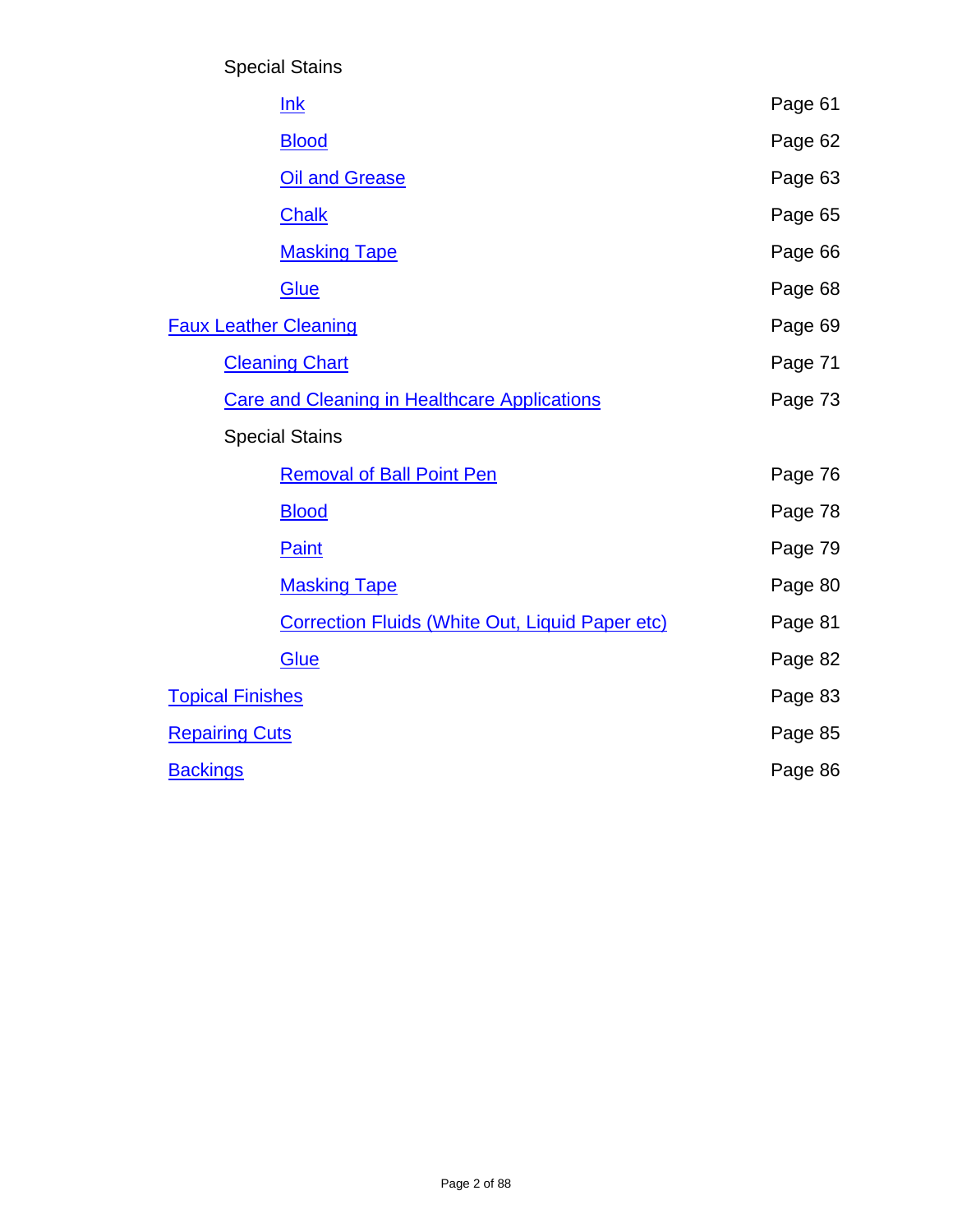- Special Stains
  - Ink — Page 61
  - Blood — Page 62
  - Oil and Grease — Page 63
  - Chalk — Page 65
  - Masking Tape — Page 66
  - Glue — Page 68
- Faux Leather Cleaning — Page 69
  - Cleaning Chart — Page 71
  - Care and Cleaning in Healthcare Applications — Page 73
  - Special Stains
    - Removal of Ball Point Pen — Page 76
    - Blood — Page 78
    - Paint — Page 79
    - Masking Tape — Page 80
    - Correction Fluids (White Out, Liquid Paper etc) — Page 81
    - Glue — Page 82
- Topical Finishes — Page 83
- Repairing Cuts — Page 85
- Backings — Page 86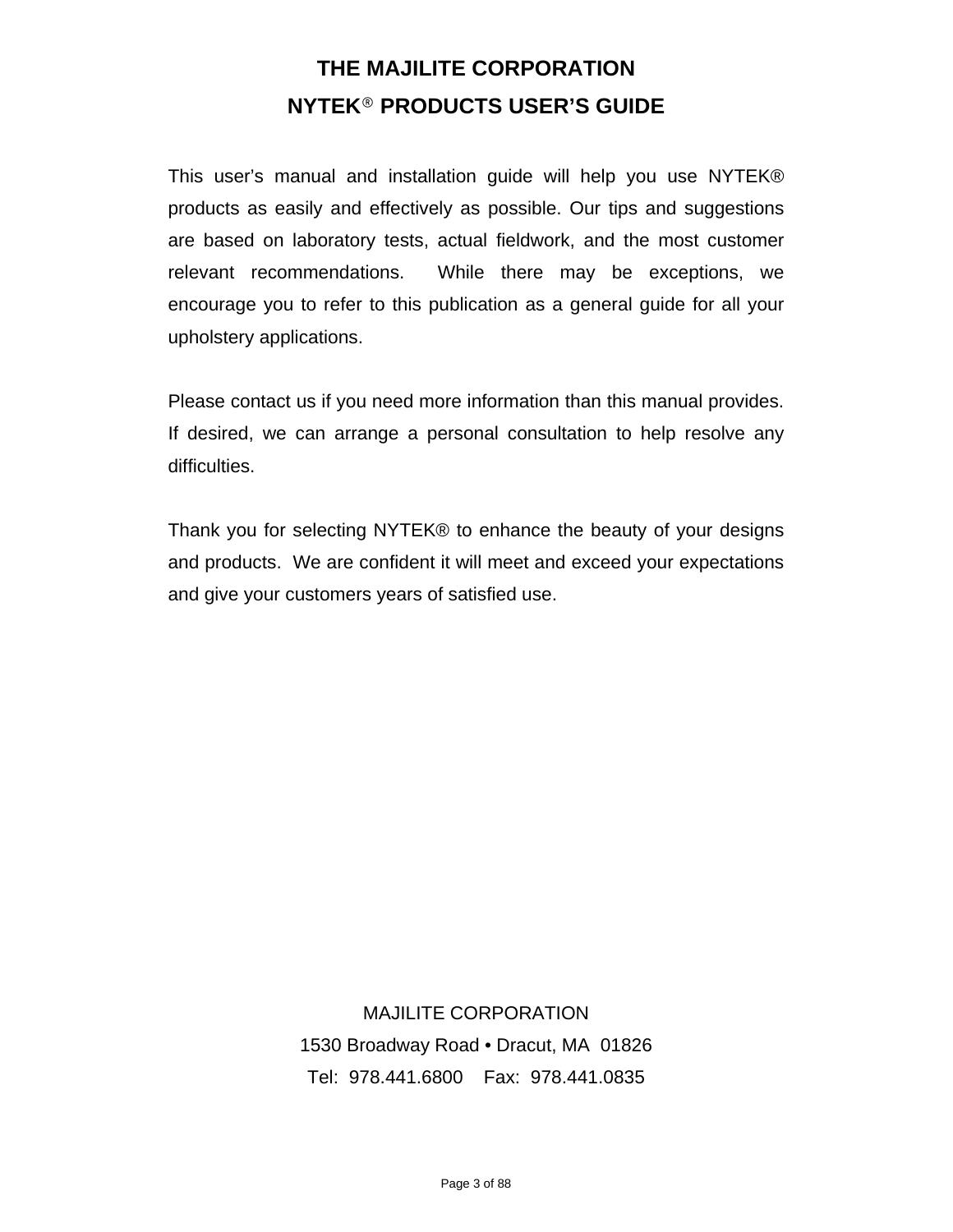# THE MAJILITE CORPORATION

# NYTEK® PRODUCTS USER'S GUIDE

This user's manual and installation guide will help you use NYTEK® products as easily and effectively as possible. Our tips and suggestions are based on laboratory tests, actual fieldwork, and the most customer relevant recommendations. While there may be exceptions, we encourage you to refer to this publication as a general guide for all your upholstery applications.

Please contact us if you need more information than this manual provides. If desired, we can arrange a personal consultation to help resolve any difficulties.

Thank you for selecting NYTEK® to enhance the beauty of your designs and products. We are confident it will meet and exceed your expectations and give your customers years of satisfied use.

MAJILITE CORPORATION

1530 Broadway Road • Dracut, MA 01826

Tel: 978.441.6800    Fax: 978.441.0835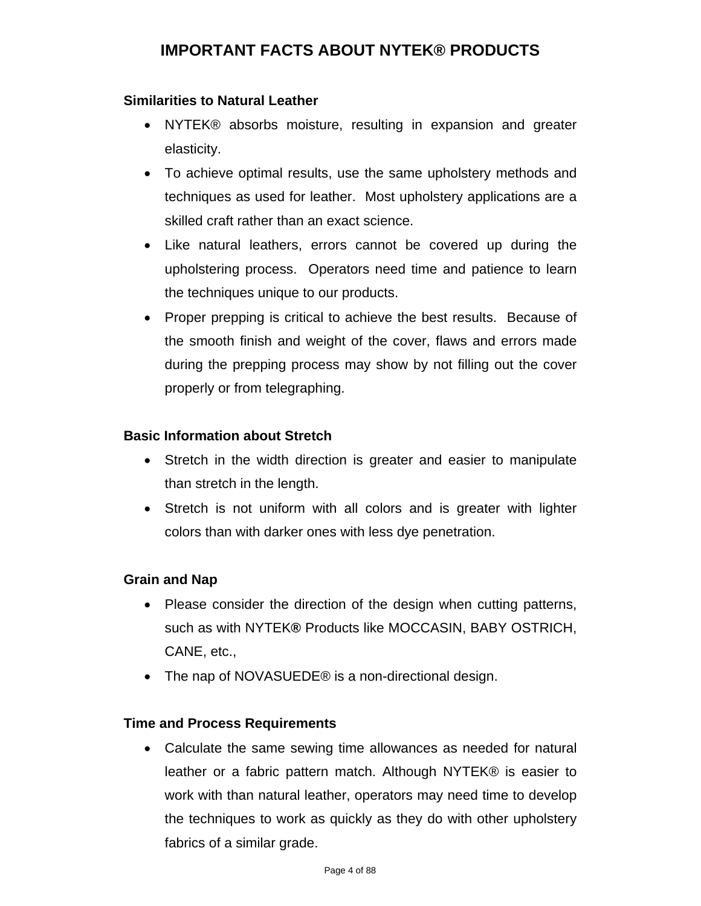# IMPORTANT FACTS ABOUT NYTEK® PRODUCTS

**Similarities to Natural Leather**

- NYTEK® absorbs moisture, resulting in expansion and greater elasticity.
- To achieve optimal results, use the same upholstery methods and techniques as used for leather. Most upholstery applications are a skilled craft rather than an exact science.
- Like natural leathers, errors cannot be covered up during the upholstering process. Operators need time and patience to learn the techniques unique to our products.
- Proper prepping is critical to achieve the best results. Because of the smooth finish and weight of the cover, flaws and errors made during the prepping process may show by not filling out the cover properly or from telegraphing.

**Basic Information about Stretch**

- Stretch in the width direction is greater and easier to manipulate than stretch in the length.
- Stretch is not uniform with all colors and is greater with lighter colors than with darker ones with less dye penetration.

**Grain and Nap**

- Please consider the direction of the design when cutting patterns, such as with NYTEK**®** Products like MOCCASIN, BABY OSTRICH, CANE, etc.,
- The nap of NOVASUEDE® is a non-directional design.

**Time and Process Requirements**

- Calculate the same sewing time allowances as needed for natural leather or a fabric pattern match. Although NYTEK® is easier to work with than natural leather, operators may need time to develop the techniques to work as quickly as they do with other upholstery fabrics of a similar grade.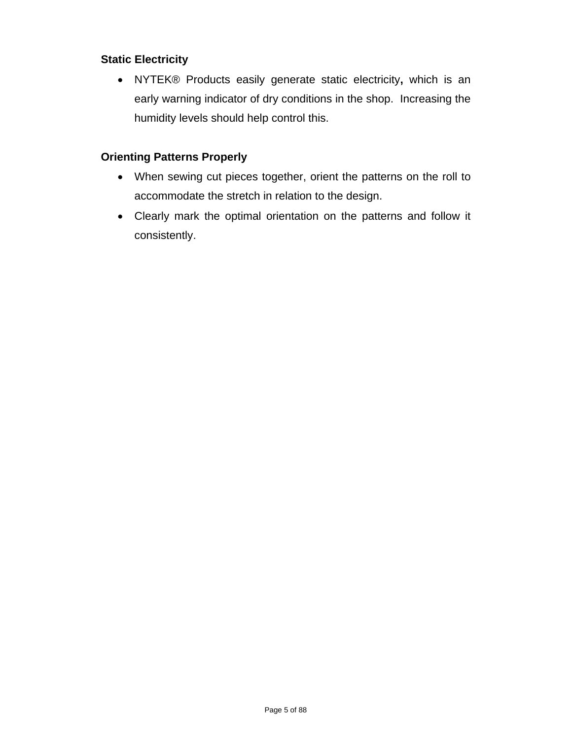**Static Electricity**

- NYTEK® Products easily generate static electricity**,** which is an early warning indicator of dry conditions in the shop. Increasing the humidity levels should help control this.

**Orienting Patterns Properly**

- When sewing cut pieces together, orient the patterns on the roll to accommodate the stretch in relation to the design.
- Clearly mark the optimal orientation on the patterns and follow it consistently.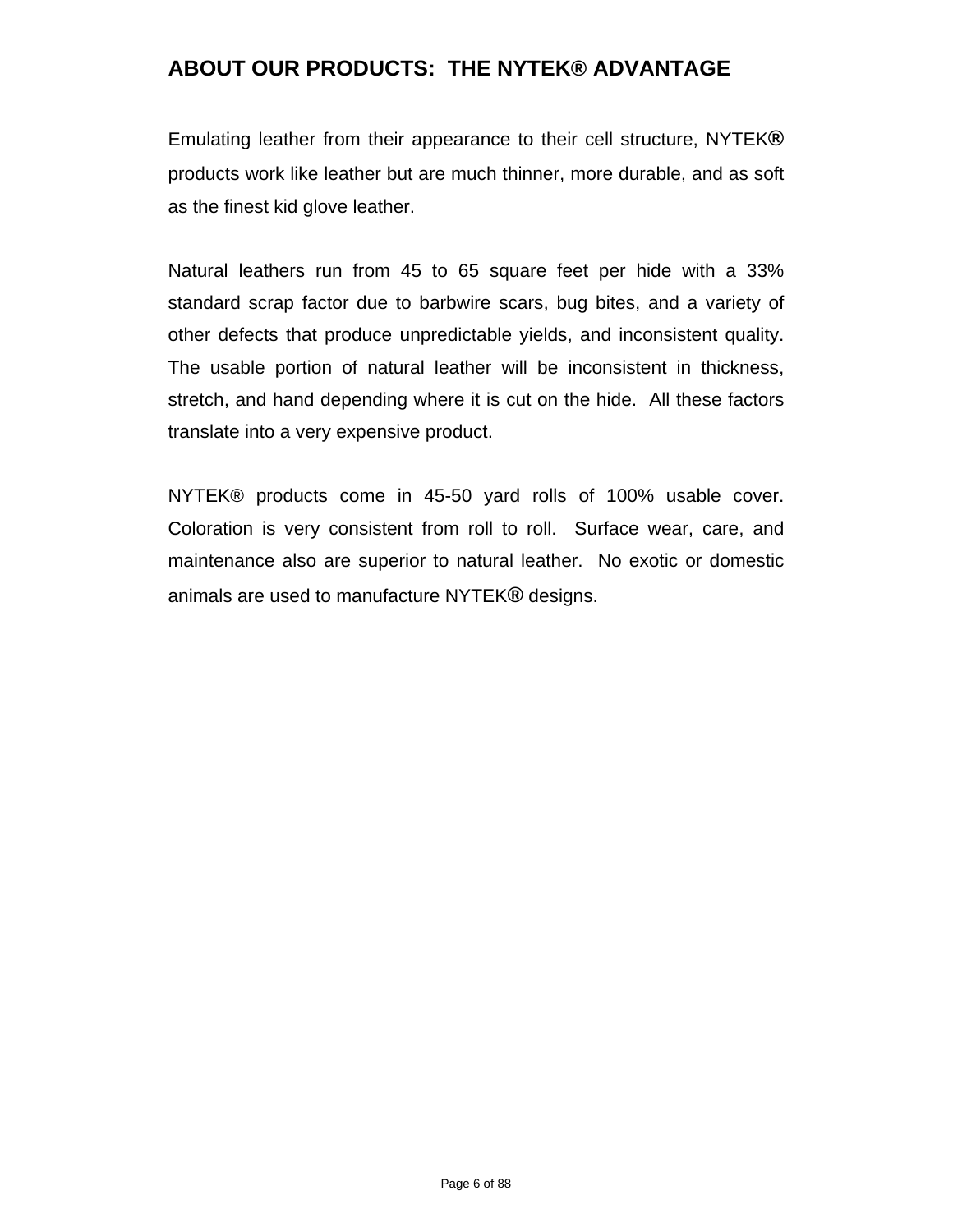## ABOUT OUR PRODUCTS: THE NYTEK® ADVANTAGE

Emulating leather from their appearance to their cell structure, NYTEK® products work like leather but are much thinner, more durable, and as soft as the finest kid glove leather.

Natural leathers run from 45 to 65 square feet per hide with a 33% standard scrap factor due to barbwire scars, bug bites, and a variety of other defects that produce unpredictable yields, and inconsistent quality. The usable portion of natural leather will be inconsistent in thickness, stretch, and hand depending where it is cut on the hide. All these factors translate into a very expensive product.

NYTEK® products come in 45-50 yard rolls of 100% usable cover. Coloration is very consistent from roll to roll. Surface wear, care, and maintenance also are superior to natural leather. No exotic or domestic animals are used to manufacture NYTEK® designs.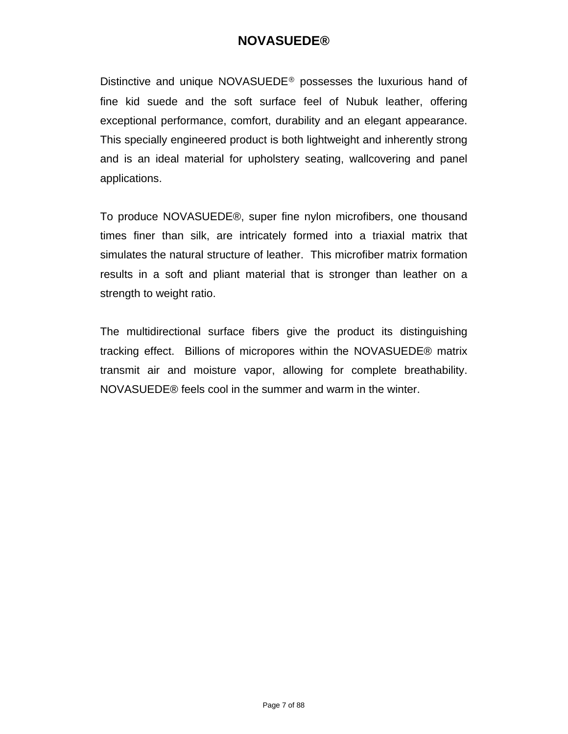# NOVASUEDE®

Distinctive and unique NOVASUEDE® possesses the luxurious hand of fine kid suede and the soft surface feel of Nubuk leather, offering exceptional performance, comfort, durability and an elegant appearance. This specially engineered product is both lightweight and inherently strong and is an ideal material for upholstery seating, wallcovering and panel applications.

To produce NOVASUEDE®, super fine nylon microfibers, one thousand times finer than silk, are intricately formed into a triaxial matrix that simulates the natural structure of leather. This microfiber matrix formation results in a soft and pliant material that is stronger than leather on a strength to weight ratio.

The multidirectional surface fibers give the product its distinguishing tracking effect. Billions of micropores within the NOVASUEDE® matrix transmit air and moisture vapor, allowing for complete breathability. NOVASUEDE® feels cool in the summer and warm in the winter.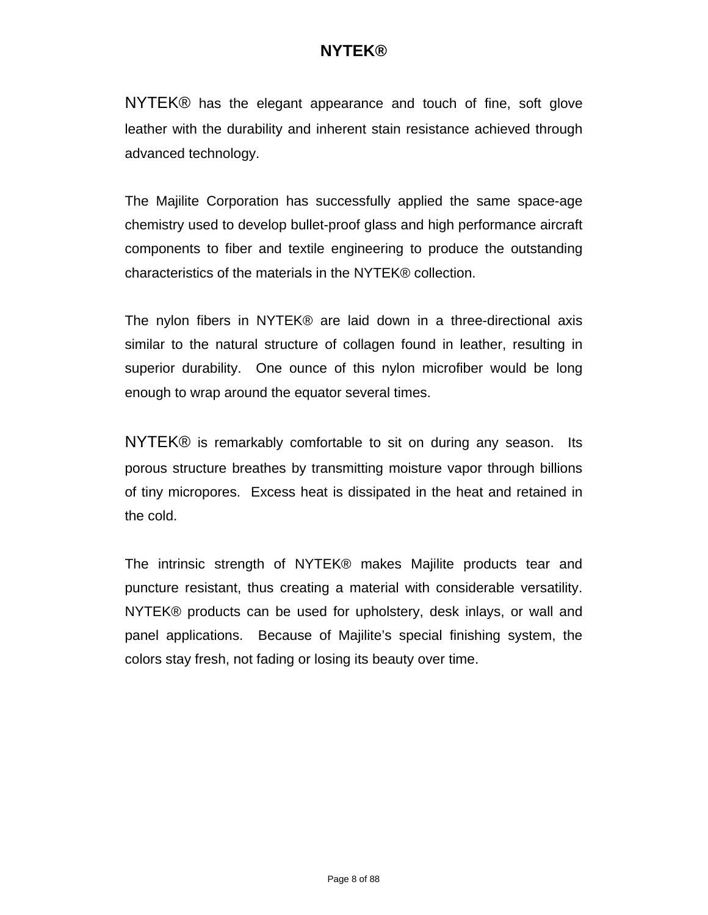# NYTEK®

NYTEK® has the elegant appearance and touch of fine, soft glove leather with the durability and inherent stain resistance achieved through advanced technology.

The Majilite Corporation has successfully applied the same space-age chemistry used to develop bullet-proof glass and high performance aircraft components to fiber and textile engineering to produce the outstanding characteristics of the materials in the NYTEK® collection.

The nylon fibers in NYTEK® are laid down in a three-directional axis similar to the natural structure of collagen found in leather, resulting in superior durability. One ounce of this nylon microfiber would be long enough to wrap around the equator several times.

NYTEK® is remarkably comfortable to sit on during any season. Its porous structure breathes by transmitting moisture vapor through billions of tiny micropores. Excess heat is dissipated in the heat and retained in the cold.

The intrinsic strength of NYTEK® makes Majilite products tear and puncture resistant, thus creating a material with considerable versatility. NYTEK® products can be used for upholstery, desk inlays, or wall and panel applications. Because of Majilite's special finishing system, the colors stay fresh, not fading or losing its beauty over time.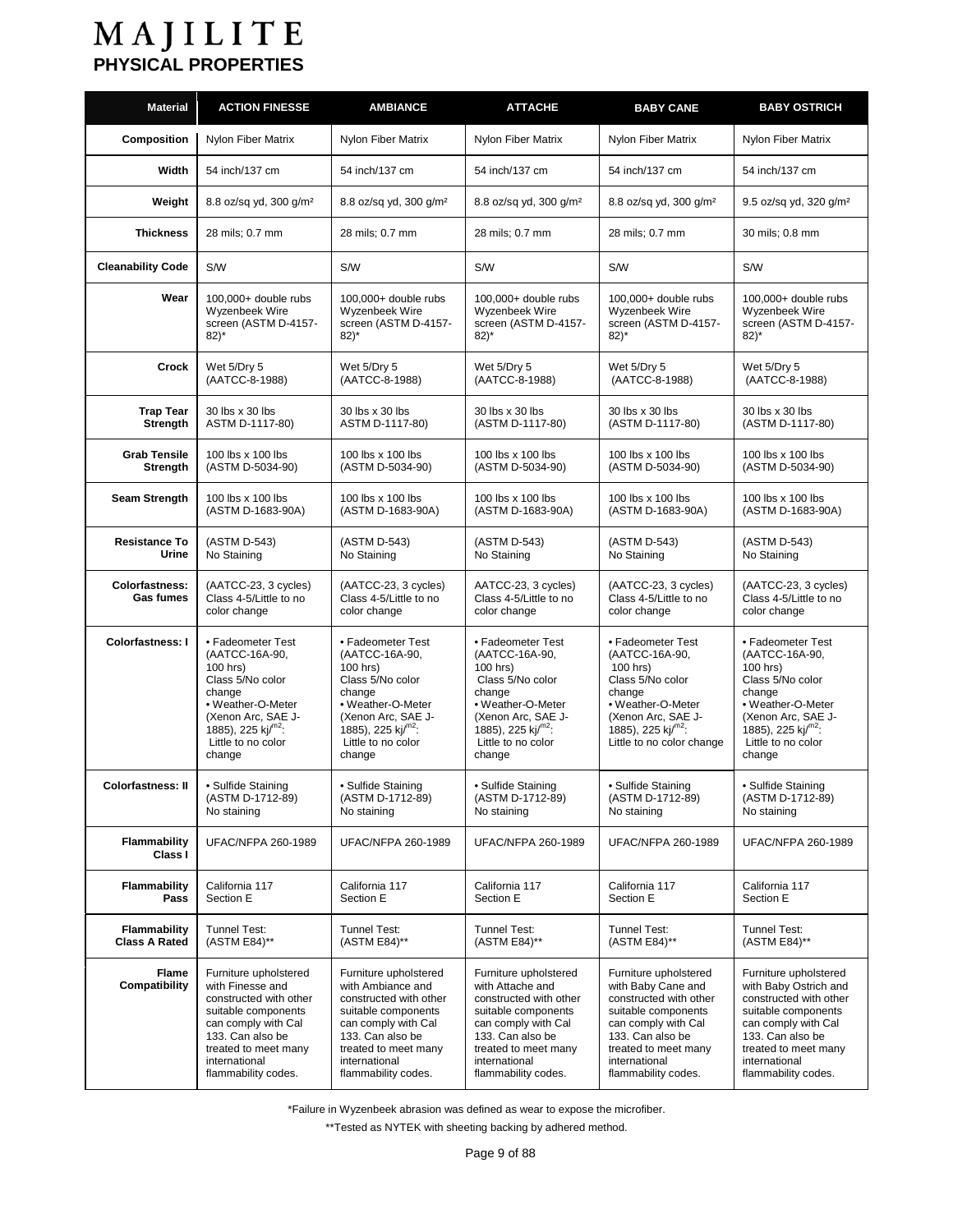# MAJILITE

## PHYSICAL PROPERTIES

| Material | ACTION FINESSE | AMBIANCE | ATTACHE | BABY CANE | BABY OSTRICH |
|---|---|---|---|---|---|
| Composition | Nylon Fiber Matrix | Nylon Fiber Matrix | Nylon Fiber Matrix | Nylon Fiber Matrix | Nylon Fiber Matrix |
| Width | 54 inch/137 cm | 54 inch/137 cm | 54 inch/137 cm | 54 inch/137 cm | 54 inch/137 cm |
| Weight | 8.8 oz/sq yd, 300 g/m² | 8.8 oz/sq yd, 300 g/m² | 8.8 oz/sq yd, 300 g/m² | 8.8 oz/sq yd, 300 g/m² | 9.5 oz/sq yd, 320 g/m² |
| Thickness | 28 mils; 0.7 mm | 28 mils; 0.7 mm | 28 mils; 0.7 mm | 28 mils; 0.7 mm | 30 mils; 0.8 mm |
| Cleanability Code | S/W | S/W | S/W | S/W | S/W |
| Wear | 100,000+ double rubs Wyzenbeek Wire screen (ASTM D-4157-82)* | 100,000+ double rubs Wyzenbeek Wire screen (ASTM D-4157-82)* | 100,000+ double rubs Wyzenbeek Wire screen (ASTM D-4157-82)* | 100,000+ double rubs Wyzenbeek Wire screen (ASTM D-4157-82)* | 100,000+ double rubs Wyzenbeek Wire screen (ASTM D-4157-82)* |
| Crock | Wet 5/Dry 5 (AATCC-8-1988) | Wet 5/Dry 5 (AATCC-8-1988) | Wet 5/Dry 5 (AATCC-8-1988) | Wet 5/Dry 5 (AATCC-8-1988) | Wet 5/Dry 5 (AATCC-8-1988) |
| Trap Tear Strength | 30 lbs x 30 lbs ASTM D-1117-80) | 30 lbs x 30 lbs ASTM D-1117-80) | 30 lbs x 30 lbs (ASTM D-1117-80) | 30 lbs x 30 lbs (ASTM D-1117-80) | 30 lbs x 30 lbs (ASTM D-1117-80) |
| Grab Tensile Strength | 100 lbs x 100 lbs (ASTM D-5034-90) | 100 lbs x 100 lbs (ASTM D-5034-90) | 100 lbs x 100 lbs (ASTM D-5034-90) | 100 lbs x 100 lbs (ASTM D-5034-90) | 100 lbs x 100 lbs (ASTM D-5034-90) |
| Seam Strength | 100 lbs x 100 lbs (ASTM D-1683-90A) | 100 lbs x 100 lbs (ASTM D-1683-90A) | 100 lbs x 100 lbs (ASTM D-1683-90A) | 100 lbs x 100 lbs (ASTM D-1683-90A) | 100 lbs x 100 lbs (ASTM D-1683-90A) |
| Resistance To Urine | (ASTM D-543) No Staining | (ASTM D-543) No Staining | (ASTM D-543) No Staining | (ASTM D-543) No Staining | (ASTM D-543) No Staining |
| Colorfastness: Gas fumes | (AATCC-23, 3 cycles) Class 4-5/Little to no color change | (AATCC-23, 3 cycles) Class 4-5/Little to no color change | AATCC-23, 3 cycles) Class 4-5/Little to no color change | (AATCC-23, 3 cycles) Class 4-5/Little to no color change | (AATCC-23, 3 cycles) Class 4-5/Little to no color change |
| Colorfastness: I | • Fadeometer Test (AATCC-16A-90, 100 hrs) Class 5/No color change • Weather-O-Meter (Xenon Arc, SAE J-1885), 225 kj/m2: Little to no color change | • Fadeometer Test (AATCC-16A-90, 100 hrs) Class 5/No color change • Weather-O-Meter (Xenon Arc, SAE J-1885), 225 kj/m2: Little to no color change | • Fadeometer Test (AATCC-16A-90, 100 hrs) Class 5/No color change • Weather-O-Meter (Xenon Arc, SAE J-1885), 225 kj/m2: Little to no color change | • Fadeometer Test (AATCC-16A-90, 100 hrs) Class 5/No color change • Weather-O-Meter (Xenon Arc, SAE J-1885), 225 kj/m2: Little to no color change | • Fadeometer Test (AATCC-16A-90, 100 hrs) Class 5/No color change • Weather-O-Meter (Xenon Arc, SAE J-1885), 225 kj/m2: Little to no color change |
| Colorfastness: II | • Sulfide Staining (ASTM D-1712-89) No staining | • Sulfide Staining (ASTM D-1712-89) No staining | • Sulfide Staining (ASTM D-1712-89) No staining | • Sulfide Staining (ASTM D-1712-89) No staining | • Sulfide Staining (ASTM D-1712-89) No staining |
| Flammability Class I | UFAC/NFPA 260-1989 | UFAC/NFPA 260-1989 | UFAC/NFPA 260-1989 | UFAC/NFPA 260-1989 | UFAC/NFPA 260-1989 |
| Flammability Pass | California 117 Section E | California 117 Section E | California 117 Section E | California 117 Section E | California 117 Section E |
| Flammability Class A Rated | Tunnel Test: (ASTM E84)** | Tunnel Test: (ASTM E84)** | Tunnel Test: (ASTM E84)** | Tunnel Test: (ASTM E84)** | Tunnel Test: (ASTM E84)** |
| Flame Compatibility | Furniture upholstered with Finesse and constructed with other suitable components can comply with Cal 133. Can also be treated to meet many international flammability codes. | Furniture upholstered with Ambiance and constructed with other suitable components can comply with Cal 133. Can also be treated to meet many international flammability codes. | Furniture upholstered with Attache and constructed with other suitable components can comply with Cal 133. Can also be treated to meet many international flammability codes. | Furniture upholstered with Baby Cane and constructed with other suitable components can comply with Cal 133. Can also be treated to meet many international flammability codes. | Furniture upholstered with Baby Ostrich and constructed with other suitable components can comply with Cal 133. Can also be treated to meet many international flammability codes. |

*Failure in Wyzenbeek abrasion was defined as wear to expose the microfiber.

**Tested as NYTEK with sheeting backing by adhered method.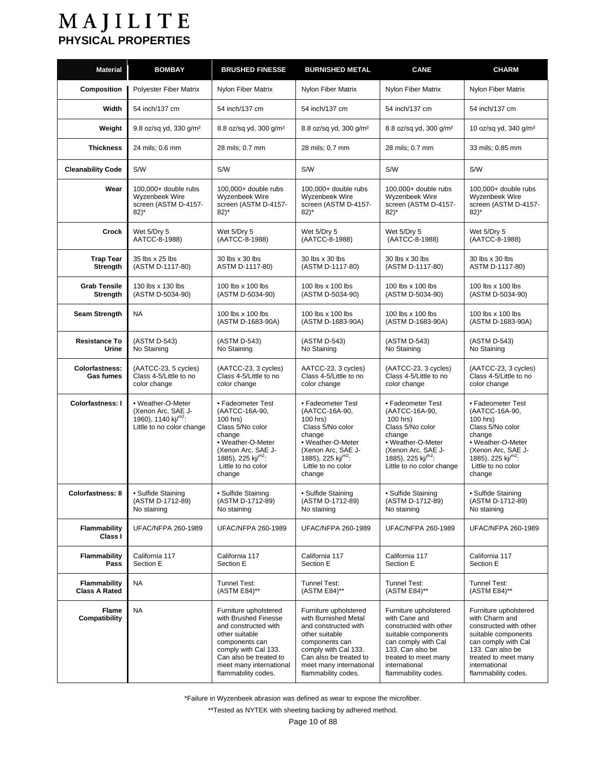# MAJILITE

## PHYSICAL PROPERTIES

| Material | BOMBAY | BRUSHED FINESSE | BURNISHED METAL | CANE | CHARM |
|---|---|---|---|---|---|
| Composition | Polyester Fiber Matrix | Nylon Fiber Matrix | Nylon Fiber Matrix | Nylon Fiber Matrix | Nylon Fiber Matrix |
| Width | 54 inch/137 cm | 54 inch/137 cm | 54 inch/137 cm | 54 inch/137 cm | 54 inch/137 cm |
| Weight | 9.8 oz/sq yd, 330 g/m² | 8.8 oz/sq yd, 300 g/m² | 8.8 oz/sq yd, 300 g/m² | 8.8 oz/sq yd, 300 g/m² | 10 oz/sq yd, 340 g/m² |
| Thickness | 24 mils; 0.6 mm | 28 mils; 0.7 mm | 28 mils; 0.7 mm | 28 mils; 0.7 mm | 33 mils; 0.85 mm |
| Cleanability Code | S/W | S/W | S/W | S/W | S/W |
| Wear | 100,000+ double rubs Wyzenbeek Wire screen (ASTM D-4157-82)* | 100,000+ double rubs Wyzenbeek Wire screen (ASTM D-4157-82)* | 100,000+ double rubs Wyzenbeek Wire screen (ASTM D-4157-82)* | 100,000+ double rubs Wyzenbeek Wire screen (ASTM D-4157-82)* | 100,000+ double rubs Wyzenbeek Wire screen (ASTM D-4157-82)* |
| Crock | Wet 5/Dry 5 AATCC-8-1988) | Wet 5/Dry 5 (AATCC-8-1988) | Wet 5/Dry 5 (AATCC-8-1988) | Wet 5/Dry 5 (AATCC-8-1988) | Wet 5/Dry 5 (AATCC-8-1988) |
| Trap Tear Strength | 35 lbs x 25 lbs (ASTM D-1117-80) | 30 lbs x 30 lbs ASTM D-1117-80) | 30 lbs x 30 lbs (ASTM D-1117-80) | 30 lbs x 30 lbs (ASTM D-1117-80) | 30 lbs x 30 lbs ASTM D-1117-80) |
| Grab Tensile Strength | 130 lbs x 130 lbs (ASTM D-5034-90) | 100 lbs x 100 lbs (ASTM D-5034-90) | 100 lbs x 100 lbs (ASTM D-5034-90) | 100 lbs x 100 lbs (ASTM D-5034-90) | 100 lbs x 100 lbs (ASTM D-5034-90) |
| Seam Strength | NA | 100 lbs x 100 lbs (ASTM D-1683-90A) | 100 lbs x 100 lbs (ASTM D-1683-90A) | 100 lbs x 100 lbs (ASTM D-1683-90A) | 100 lbs x 100 lbs (ASTM D-1683-90A) |
| Resistance To Urine | (ASTM D-543) No Staining | (ASTM D-543) No Staining | (ASTM D-543) No Staining | (ASTM D-543) No Staining | (ASTM D-543) No Staining |
| Colorfastness: Gas fumes | (AATCC-23, 5 cycles) Class 4-5/Little to no color change | (AATCC-23, 3 cycles) Class 4-5/Little to no color change | AATCC-23, 3 cycles) Class 4-5/Little to no color change | (AATCC-23, 3 cycles) Class 4-5/Little to no color change | (AATCC-23, 3 cycles) Class 4-5/Little to no color change |
| Colorfastness: I | • Weather-O-Meter (Xenon Arc, SAE J-1960), 1140 kj/m²: Little to no color change | • Fadeometer Test (AATCC-16A-90, 100 hrs) Class 5/No color change • Weather-O-Meter (Xenon Arc, SAE J-1885), 225 kj/m²: Little to no color change | • Fadeometer Test (AATCC-16A-90, 100 hrs) Class 5/No color change • Weather-O-Meter (Xenon Arc, SAE J-1885), 225 kj/m²: Little to no color change | • Fadeometer Test (AATCC-16A-90, 100 hrs) Class 5/No color change • Weather-O-Meter (Xenon Arc, SAE J-1885), 225 kj/m²: Little to no color change | • Fadeometer Test (AATCC-16A-90, 100 hrs) Class 5/No color change • Weather-O-Meter (Xenon Arc, SAE J-1885), 225 kj/m²: Little to no color change |
| Colorfastness: II | • Sulfide Staining (ASTM D-1712-89) No staining | • Sulfide Staining (ASTM D-1712-89) No staining | • Sulfide Staining (ASTM D-1712-89) No staining | • Sulfide Staining (ASTM D-1712-89) No staining | • Sulfide Staining (ASTM D-1712-89) No staining |
| Flammability Class I | UFAC/NFPA 260-1989 | UFAC/NFPA 260-1989 | UFAC/NFPA 260-1989 | UFAC/NFPA 260-1989 | UFAC/NFPA 260-1989 |
| Flammability Pass | California 117 Section E | California 117 Section E | California 117 Section E | California 117 Section E | California 117 Section E |
| Flammability Class A Rated | NA | Tunnel Test: (ASTM E84)** | Tunnel Test: (ASTM E84)** | Tunnel Test: (ASTM E84)** | Tunnel Test: (ASTM E84)** |
| Flame Compatibility | NA | Furniture upholstered with Brushed Finesse and constructed with other suitable components can comply with Cal 133. Can also be treated to meet many international flammability codes. | Furniture upholstered with Burnished Metal and constructed with other suitable components can comply with Cal 133. Can also be treated to meet many international flammability codes. | Furniture upholstered with Cane and constructed with other suitable components can comply with Cal 133. Can also be treated to meet many international flammability codes. | Furniture upholstered with Charm and constructed with other suitable components can comply with Cal 133. Can also be treated to meet many international flammability codes. |

*Failure in Wyzenbeek abrasion was defined as wear to expose the microfiber.

**Tested as NYTEK with sheeting backing by adhered method.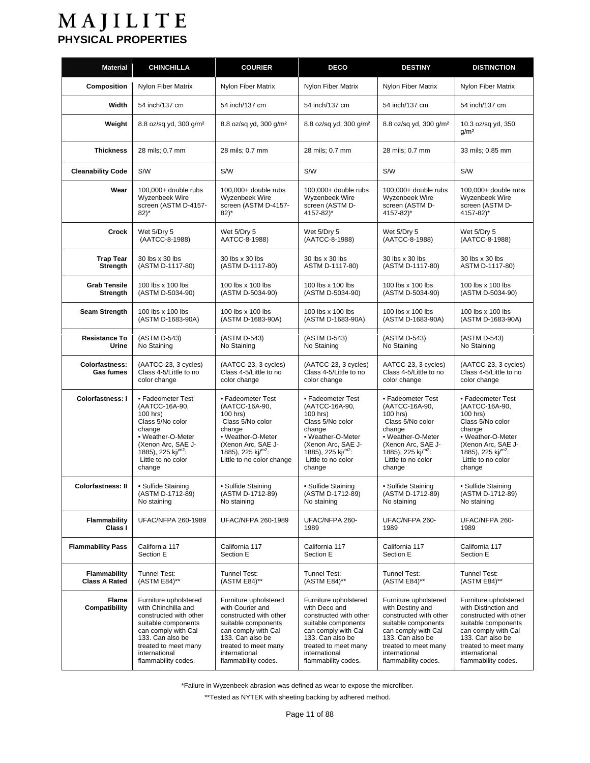# MAJILITE

## PHYSICAL PROPERTIES

| Material | CHINCHILLA | COURIER | DECO | DESTINY | DISTINCTION |
|---|---|---|---|---|---|
| Composition | Nylon Fiber Matrix | Nylon Fiber Matrix | Nylon Fiber Matrix | Nylon Fiber Matrix | Nylon Fiber Matrix |
| Width | 54 inch/137 cm | 54 inch/137 cm | 54 inch/137 cm | 54 inch/137 cm | 54 inch/137 cm |
| Weight | 8.8 oz/sq yd, 300 g/m² | 8.8 oz/sq yd, 300 g/m² | 8.8 oz/sq yd, 300 g/m² | 8.8 oz/sq yd, 300 g/m² | 10.3 oz/sq yd, 350 g/m² |
| Thickness | 28 mils; 0.7 mm | 28 mils; 0.7 mm | 28 mils; 0.7 mm | 28 mils; 0.7 mm | 33 mils; 0.85 mm |
| Cleanability Code | S/W | S/W | S/W | S/W | S/W |
| Wear | 100,000+ double rubs Wyzenbeek Wire screen (ASTM D-4157-82)* | 100,000+ double rubs Wyzenbeek Wire screen (ASTM D-4157-82)* | 100,000+ double rubs Wyzenbeek Wire screen (ASTM D-4157-82)* | 100,000+ double rubs Wyzenbeek Wire screen (ASTM D-4157-82)* | 100,000+ double rubs Wyzenbeek Wire screen (ASTM D-4157-82)* |
| Crock | Wet 5/Dry 5 (AATCC-8-1988) | Wet 5/Dry 5 AATCC-8-1988) | Wet 5/Dry 5 (AATCC-8-1988) | Wet 5/Dry 5 (AATCC-8-1988) | Wet 5/Dry 5 (AATCC-8-1988) |
| Trap Tear Strength | 30 lbs x 30 lbs (ASTM D-1117-80) | 30 lbs x 30 lbs (ASTM D-1117-80) | 30 lbs x 30 lbs ASTM D-1117-80) | 30 lbs x 30 lbs (ASTM D-1117-80) | 30 lbs x 30 lbs ASTM D-1117-80) |
| Grab Tensile Strength | 100 lbs x 100 lbs (ASTM D-5034-90) | 100 lbs x 100 lbs (ASTM D-5034-90) | 100 lbs x 100 lbs (ASTM D-5034-90) | 100 lbs x 100 lbs (ASTM D-5034-90) | 100 lbs x 100 lbs (ASTM D-5034-90) |
| Seam Strength | 100 lbs x 100 lbs (ASTM D-1683-90A) | 100 lbs x 100 lbs (ASTM D-1683-90A) | 100 lbs x 100 lbs (ASTM D-1683-90A) | 100 lbs x 100 lbs (ASTM D-1683-90A) | 100 lbs x 100 lbs (ASTM D-1683-90A) |
| Resistance To Urine | (ASTM D-543) No Staining | (ASTM D-543) No Staining | (ASTM D-543) No Staining | (ASTM D-543) No Staining | (ASTM D-543) No Staining |
| Colorfastness: Gas fumes | (AATCC-23, 3 cycles) Class 4-5/Little to no color change | (AATCC-23, 3 cycles) Class 4-5/Little to no color change | (AATCC-23, 3 cycles) Class 4-5/Little to no color change | AATCC-23, 3 cycles) Class 4-5/Little to no color change | (AATCC-23, 3 cycles) Class 4-5/Little to no color change |
| Colorfastness: I | • Fadeometer Test (AATCC-16A-90, 100 hrs) Class 5/No color change • Weather-O-Meter (Xenon Arc, SAE J-1885), 225 kj/m²: Little to no color change | • Fadeometer Test (AATCC-16A-90, 100 hrs) Class 5/No color change • Weather-O-Meter (Xenon Arc, SAE J-1885), 225 kj/m²: Little to no color change | • Fadeometer Test (AATCC-16A-90, 100 hrs) Class 5/No color change • Weather-O-Meter (Xenon Arc, SAE J-1885), 225 kj/m²: Little to no color change | • Fadeometer Test (AATCC-16A-90, 100 hrs) Class 5/No color change • Weather-O-Meter (Xenon Arc, SAE J-1885), 225 kj/m²: Little to no color change | • Fadeometer Test (AATCC-16A-90, 100 hrs) Class 5/No color change • Weather-O-Meter (Xenon Arc, SAE J-1885), 225 kj/m²: Little to no color change |
| Colorfastness: II | • Sulfide Staining (ASTM D-1712-89) No staining | • Sulfide Staining (ASTM D-1712-89) No staining | • Sulfide Staining (ASTM D-1712-89) No staining | • Sulfide Staining (ASTM D-1712-89) No staining | • Sulfide Staining (ASTM D-1712-89) No staining |
| Flammability Class I | UFAC/NFPA 260-1989 | UFAC/NFPA 260-1989 | UFAC/NFPA 260-1989 | UFAC/NFPA 260-1989 | UFAC/NFPA 260-1989 |
| Flammability Pass | California 117 Section E | California 117 Section E | California 117 Section E | California 117 Section E | California 117 Section E |
| Flammability Class A Rated | Tunnel Test: (ASTM E84)** | Tunnel Test: (ASTM E84)** | Tunnel Test: (ASTM E84)** | Tunnel Test: (ASTM E84)** | Tunnel Test: (ASTM E84)** |
| Flame Compatibility | Furniture upholstered with Chinchilla and constructed with other suitable components can comply with Cal 133. Can also be treated to meet many international flammability codes. | Furniture upholstered with Courier and constructed with other suitable components can comply with Cal 133. Can also be treated to meet many international flammability codes. | Furniture upholstered with Deco and constructed with other suitable components can comply with Cal 133. Can also be treated to meet many international flammability codes. | Furniture upholstered with Destiny and constructed with other suitable components can comply with Cal 133. Can also be treated to meet many international flammability codes. | Furniture upholstered with Distinction and constructed with other suitable components can comply with Cal 133. Can also be treated to meet many international flammability codes. |

*Failure in Wyzenbeek abrasion was defined as wear to expose the microfiber.

**Tested as NYTEK with sheeting backing by adhered method.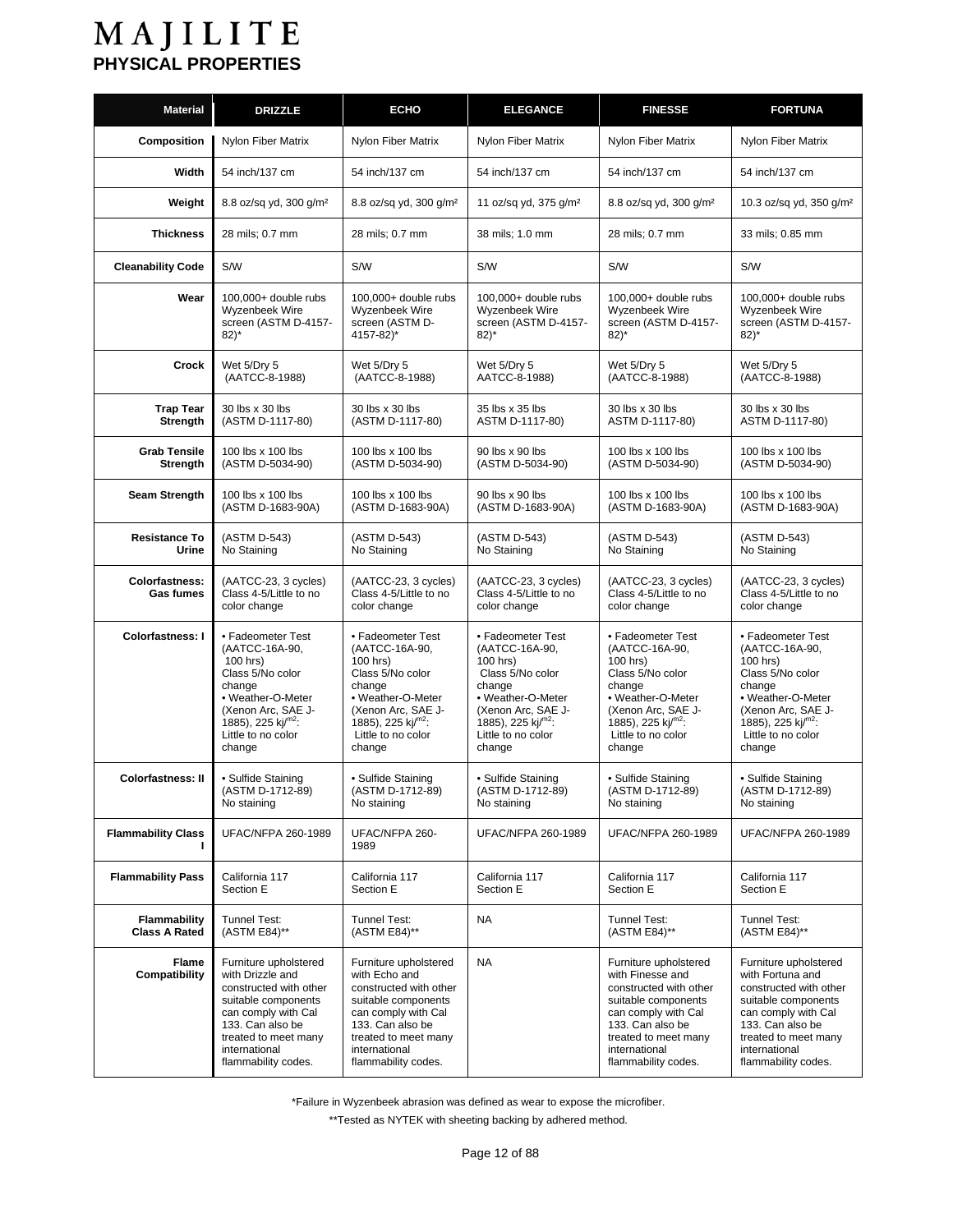# MAJILITE

## PHYSICAL PROPERTIES

| Material | DRIZZLE | ECHO | ELEGANCE | FINESSE | FORTUNA |
|---|---|---|---|---|---|
| Composition | Nylon Fiber Matrix | Nylon Fiber Matrix | Nylon Fiber Matrix | Nylon Fiber Matrix | Nylon Fiber Matrix |
| Width | 54 inch/137 cm | 54 inch/137 cm | 54 inch/137 cm | 54 inch/137 cm | 54 inch/137 cm |
| Weight | 8.8 oz/sq yd, 300 g/m² | 8.8 oz/sq yd, 300 g/m² | 11 oz/sq yd, 375 g/m² | 8.8 oz/sq yd, 300 g/m² | 10.3 oz/sq yd, 350 g/m² |
| Thickness | 28 mils; 0.7 mm | 28 mils; 0.7 mm | 38 mils; 1.0 mm | 28 mils; 0.7 mm | 33 mils; 0.85 mm |
| Cleanability Code | S/W | S/W | S/W | S/W | S/W |
| Wear | 100,000+ double rubs Wyzenbeek Wire screen (ASTM D-4157-82)* | 100,000+ double rubs Wyzenbeek Wire screen (ASTM D-4157-82)* | 100,000+ double rubs Wyzenbeek Wire screen (ASTM D-4157-82)* | 100,000+ double rubs Wyzenbeek Wire screen (ASTM D-4157-82)* | 100,000+ double rubs Wyzenbeek Wire screen (ASTM D-4157-82)* |
| Crock | Wet 5/Dry 5 (AATCC-8-1988) | Wet 5/Dry 5 (AATCC-8-1988) | Wet 5/Dry 5 AATCC-8-1988) | Wet 5/Dry 5 (AATCC-8-1988) | Wet 5/Dry 5 (AATCC-8-1988) |
| Trap Tear Strength | 30 lbs x 30 lbs (ASTM D-1117-80) | 30 lbs x 30 lbs (ASTM D-1117-80) | 35 lbs x 35 lbs ASTM D-1117-80) | 30 lbs x 30 lbs ASTM D-1117-80) | 30 lbs x 30 lbs ASTM D-1117-80) |
| Grab Tensile Strength | 100 lbs x 100 lbs (ASTM D-5034-90) | 100 lbs x 100 lbs (ASTM D-5034-90) | 90 lbs x 90 lbs (ASTM D-5034-90) | 100 lbs x 100 lbs (ASTM D-5034-90) | 100 lbs x 100 lbs (ASTM D-5034-90) |
| Seam Strength | 100 lbs x 100 lbs (ASTM D-1683-90A) | 100 lbs x 100 lbs (ASTM D-1683-90A) | 90 lbs x 90 lbs (ASTM D-1683-90A) | 100 lbs x 100 lbs (ASTM D-1683-90A) | 100 lbs x 100 lbs (ASTM D-1683-90A) |
| Resistance To Urine | (ASTM D-543) No Staining | (ASTM D-543) No Staining | (ASTM D-543) No Staining | (ASTM D-543) No Staining | (ASTM D-543) No Staining |
| Colorfastness: Gas fumes | (AATCC-23, 3 cycles) Class 4-5/Little to no color change | (AATCC-23, 3 cycles) Class 4-5/Little to no color change | (AATCC-23, 3 cycles) Class 4-5/Little to no color change | (AATCC-23, 3 cycles) Class 4-5/Little to no color change | (AATCC-23, 3 cycles) Class 4-5/Little to no color change |
| Colorfastness: I | • Fadeometer Test (AATCC-16A-90, 100 hrs) Class 5/No color change • Weather-O-Meter (Xenon Arc, SAE J-1885), 225 kj/$^{m2}$: Little to no color change | • Fadeometer Test (AATCC-16A-90, 100 hrs) Class 5/No color change • Weather-O-Meter (Xenon Arc, SAE J-1885), 225 kj/$^{m2}$: Little to no color change | • Fadeometer Test (AATCC-16A-90, 100 hrs) Class 5/No color change • Weather-O-Meter (Xenon Arc, SAE J-1885), 225 kj/$^{m2}$: Little to no color change | • Fadeometer Test (AATCC-16A-90, 100 hrs) Class 5/No color change • Weather-O-Meter (Xenon Arc, SAE J-1885), 225 kj/$^{m2}$: Little to no color change | • Fadeometer Test (AATCC-16A-90, 100 hrs) Class 5/No color change • Weather-O-Meter (Xenon Arc, SAE J-1885), 225 kj/$^{m2}$: Little to no color change |
| Colorfastness: II | • Sulfide Staining (ASTM D-1712-89) No staining | • Sulfide Staining (ASTM D-1712-89) No staining | • Sulfide Staining (ASTM D-1712-89) No staining | • Sulfide Staining (ASTM D-1712-89) No staining | • Sulfide Staining (ASTM D-1712-89) No staining |
| Flammability Class I | UFAC/NFPA 260-1989 | UFAC/NFPA 260-1989 | UFAC/NFPA 260-1989 | UFAC/NFPA 260-1989 | UFAC/NFPA 260-1989 |
| Flammability Pass | California 117 Section E | California 117 Section E | California 117 Section E | California 117 Section E | California 117 Section E |
| Flammability Class A Rated | Tunnel Test: (ASTM E84)** | Tunnel Test: (ASTM E84)** | NA | Tunnel Test: (ASTM E84)** | Tunnel Test: (ASTM E84)** |
| Flame Compatibility | Furniture upholstered with Drizzle and constructed with other suitable components can comply with Cal 133. Can also be treated to meet many international flammability codes. | Furniture upholstered with Echo and constructed with other suitable components can comply with Cal 133. Can also be treated to meet many international flammability codes. | NA | Furniture upholstered with Finesse and constructed with other suitable components can comply with Cal 133. Can also be treated to meet many international flammability codes. | Furniture upholstered with Fortuna and constructed with other suitable components can comply with Cal 133. Can also be treated to meet many international flammability codes. |

*Failure in Wyzenbeek abrasion was defined as wear to expose the microfiber.

**Tested as NYTEK with sheeting backing by adhered method.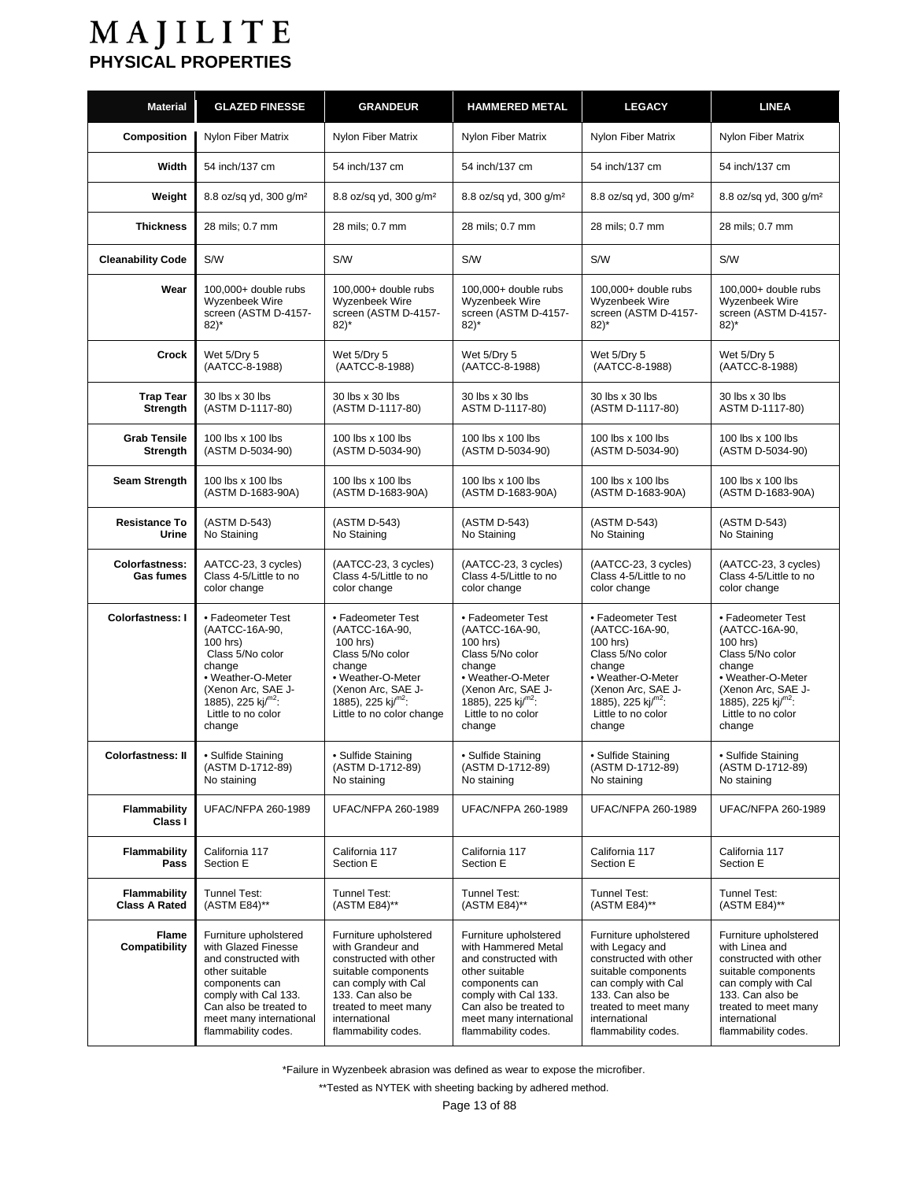# MAJILITE

## PHYSICAL PROPERTIES

| Material | GLAZED FINESSE | GRANDEUR | HAMMERED METAL | LEGACY | LINEA |
|---|---|---|---|---|---|
| **Composition** | Nylon Fiber Matrix | Nylon Fiber Matrix | Nylon Fiber Matrix | Nylon Fiber Matrix | Nylon Fiber Matrix |
| **Width** | 54 inch/137 cm | 54 inch/137 cm | 54 inch/137 cm | 54 inch/137 cm | 54 inch/137 cm |
| **Weight** | 8.8 oz/sq yd, 300 g/m² | 8.8 oz/sq yd, 300 g/m² | 8.8 oz/sq yd, 300 g/m² | 8.8 oz/sq yd, 300 g/m² | 8.8 oz/sq yd, 300 g/m² |
| **Thickness** | 28 mils; 0.7 mm | 28 mils; 0.7 mm | 28 mils; 0.7 mm | 28 mils; 0.7 mm | 28 mils; 0.7 mm |
| **Cleanability Code** | S/W | S/W | S/W | S/W | S/W |
| **Wear** | 100,000+ double rubs Wyzenbeek Wire screen (ASTM D-4157-82)* | 100,000+ double rubs Wyzenbeek Wire screen (ASTM D-4157-82)* | 100,000+ double rubs Wyzenbeek Wire screen (ASTM D-4157-82)* | 100,000+ double rubs Wyzenbeek Wire screen (ASTM D-4157-82)* | 100,000+ double rubs Wyzenbeek Wire screen (ASTM D-4157-82)* |
| **Crock** | Wet 5/Dry 5 (AATCC-8-1988) | Wet 5/Dry 5 (AATCC-8-1988) | Wet 5/Dry 5 (AATCC-8-1988) | Wet 5/Dry 5 (AATCC-8-1988) | Wet 5/Dry 5 (AATCC-8-1988) |
| **Trap Tear Strength** | 30 lbs x 30 lbs (ASTM D-1117-80) | 30 lbs x 30 lbs (ASTM D-1117-80) | 30 lbs x 30 lbs ASTM D-1117-80) | 30 lbs x 30 lbs (ASTM D-1117-80) | 30 lbs x 30 lbs ASTM D-1117-80) |
| **Grab Tensile Strength** | 100 lbs x 100 lbs (ASTM D-5034-90) | 100 lbs x 100 lbs (ASTM D-5034-90) | 100 lbs x 100 lbs (ASTM D-5034-90) | 100 lbs x 100 lbs (ASTM D-5034-90) | 100 lbs x 100 lbs (ASTM D-5034-90) |
| **Seam Strength** | 100 lbs x 100 lbs (ASTM D-1683-90A) | 100 lbs x 100 lbs (ASTM D-1683-90A) | 100 lbs x 100 lbs (ASTM D-1683-90A) | 100 lbs x 100 lbs (ASTM D-1683-90A) | 100 lbs x 100 lbs (ASTM D-1683-90A) |
| **Resistance To Urine** | (ASTM D-543) No Staining | (ASTM D-543) No Staining | (ASTM D-543) No Staining | (ASTM D-543) No Staining | (ASTM D-543) No Staining |
| **Colorfastness: Gas fumes** | AATCC-23, 3 cycles) Class 4-5/Little to no color change | (AATCC-23, 3 cycles) Class 4-5/Little to no color change | (AATCC-23, 3 cycles) Class 4-5/Little to no color change | (AATCC-23, 3 cycles) Class 4-5/Little to no color change | (AATCC-23, 3 cycles) Class 4-5/Little to no color change |
| **Colorfastness: I** | • Fadeometer Test (AATCC-16A-90, 100 hrs) Class 5/No color change • Weather-O-Meter (Xenon Arc, SAE J-1885), 225 kj/m2: Little to no color change | • Fadeometer Test (AATCC-16A-90, 100 hrs) Class 5/No color change • Weather-O-Meter (Xenon Arc, SAE J-1885), 225 kj/m2: Little to no color change | • Fadeometer Test (AATCC-16A-90, 100 hrs) Class 5/No color change • Weather-O-Meter (Xenon Arc, SAE J-1885), 225 kj/m2: Little to no color change | • Fadeometer Test (AATCC-16A-90, 100 hrs) Class 5/No color change • Weather-O-Meter (Xenon Arc, SAE J-1885), 225 kj/m2: Little to no color change | • Fadeometer Test (AATCC-16A-90, 100 hrs) Class 5/No color change • Weather-O-Meter (Xenon Arc, SAE J-1885), 225 kj/m2: Little to no color change |
| **Colorfastness: II** | • Sulfide Staining (ASTM D-1712-89) No staining | • Sulfide Staining (ASTM D-1712-89) No staining | • Sulfide Staining (ASTM D-1712-89) No staining | • Sulfide Staining (ASTM D-1712-89) No staining | • Sulfide Staining (ASTM D-1712-89) No staining |
| **Flammability Class I** | UFAC/NFPA 260-1989 | UFAC/NFPA 260-1989 | UFAC/NFPA 260-1989 | UFAC/NFPA 260-1989 | UFAC/NFPA 260-1989 |
| **Flammability Pass** | California 117 Section E | California 117 Section E | California 117 Section E | California 117 Section E | California 117 Section E |
| **Flammability Class A Rated** | Tunnel Test: (ASTM E84)** | Tunnel Test: (ASTM E84)** | Tunnel Test: (ASTM E84)** | Tunnel Test: (ASTM E84)** | Tunnel Test: (ASTM E84)** |
| **Flame Compatibility** | Furniture upholstered with Glazed Finesse and constructed with other suitable components can comply with Cal 133. Can also be treated to meet many international flammability codes. | Furniture upholstered with Grandeur and constructed with other suitable components can comply with Cal 133. Can also be treated to meet many international flammability codes. | Furniture upholstered with Hammered Metal and constructed with other suitable components can comply with Cal 133. Can also be treated to meet many international flammability codes. | Furniture upholstered with Legacy and constructed with other suitable components can comply with Cal 133. Can also be treated to meet many international flammability codes. | Furniture upholstered with Linea and constructed with other suitable components can comply with Cal 133. Can also be treated to meet many international flammability codes. |

*Failure in Wyzenbeek abrasion was defined as wear to expose the microfiber.

**Tested as NYTEK with sheeting backing by adhered method.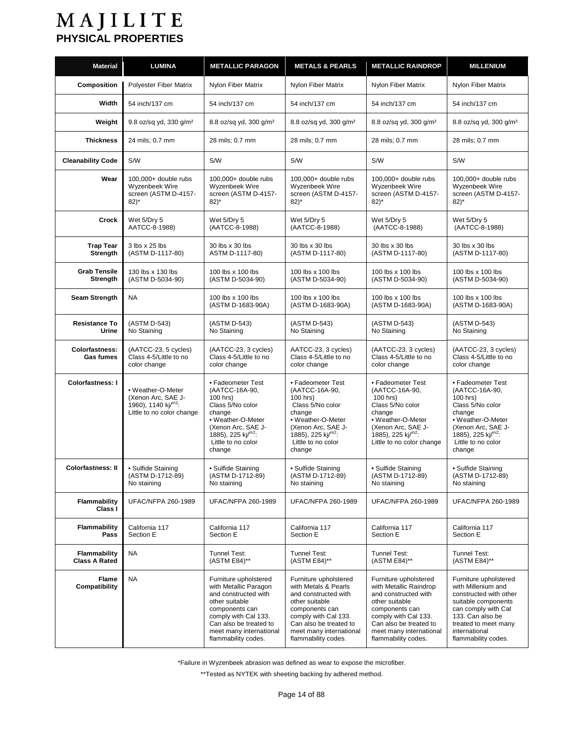# MAJILITE

## PHYSICAL PROPERTIES

| Material | LUMINA | METALLIC PARAGON | METALS & PEARLS | METALLIC RAINDROP | MILLENIUM |
|---|---|---|---|---|---|
| **Composition** | Polyester Fiber Matrix | Nylon Fiber Matrix | Nylon Fiber Matrix | Nylon Fiber Matrix | Nylon Fiber Matrix |
| **Width** | 54 inch/137 cm | 54 inch/137 cm | 54 inch/137 cm | 54 inch/137 cm | 54 inch/137 cm |
| **Weight** | 9.8 oz/sq yd, 330 g/m² | 8.8 oz/sq yd, 300 g/m² | 8.8 oz/sq yd, 300 g/m² | 8.8 oz/sq yd, 300 g/m² | 8.8 oz/sq yd, 300 g/m² |
| **Thickness** | 24 mils; 0.7 mm | 28 mils; 0.7 mm | 28 mils; 0.7 mm | 28 mils; 0.7 mm | 28 mils; 0.7 mm |
| **Cleanability Code** | S/W | S/W | S/W | S/W | S/W |
| **Wear** | 100,000+ double rubs Wyzenbeek Wire screen (ASTM D-4157-82)* | 100,000+ double rubs Wyzenbeek Wire screen (ASTM D-4157-82)* | 100,000+ double rubs Wyzenbeek Wire screen (ASTM D-4157-82)* | 100,000+ double rubs Wyzenbeek Wire screen (ASTM D-4157-82)* | 100,000+ double rubs Wyzenbeek Wire screen (ASTM D-4157-82)* |
| **Crock** | Wet 5/Dry 5 AATCC-8-1988) | Wet 5/Dry 5 (AATCC-8-1988) | Wet 5/Dry 5 (AATCC-8-1988) | Wet 5/Dry 5 (AATCC-8-1988) | Wet 5/Dry 5 (AATCC-8-1988) |
| **Trap Tear Strength** | 3 lbs x 25 lbs (ASTM D-1117-80) | 30 lbs x 30 lbs ASTM D-1117-80) | 30 lbs x 30 lbs (ASTM D-1117-80) | 30 lbs x 30 lbs (ASTM D-1117-80) | 30 lbs x 30 lbs (ASTM D-1117-80) |
| **Grab Tensile Strength** | 130 lbs x 130 lbs (ASTM D-5034-90) | 100 lbs x 100 lbs (ASTM D-5034-90) | 100 lbs x 100 lbs (ASTM D-5034-90) | 100 lbs x 100 lbs (ASTM D-5034-90) | 100 lbs x 100 lbs (ASTM D-5034-90) |
| **Seam Strength** | NA | 100 lbs x 100 lbs (ASTM D-1683-90A) | 100 lbs x 100 lbs (ASTM D-1683-90A) | 100 lbs x 100 lbs (ASTM D-1683-90A) | 100 lbs x 100 lbs (ASTM D-1683-90A) |
| **Resistance To Urine** | (ASTM D-543) No Staining | (ASTM D-543) No Staining | (ASTM D-543) No Staining | (ASTM D-543) No Staining | (ASTM D-543) No Staining |
| **Colorfastness: Gas fumes** | (AATCC-23, 5 cycles) Class 4-5/Little to no color change | (AATCC-23, 3 cycles) Class 4-5/Little to no color change | AATCC-23, 3 cycles) Class 4-5/Little to no color change | (AATCC-23, 3 cycles) Class 4-5/Little to no color change | (AATCC-23, 3 cycles) Class 4-5/Little to no color change |
| **Colorfastness: I** | • Weather-O-Meter (Xenon Arc, SAE J-1960), 1140 kj/$^{m2}$: Little to no color change | • Fadeometer Test (AATCC-16A-90, 100 hrs) Class 5/No color change • Weather-O-Meter (Xenon Arc, SAE J-1885), 225 kj/$^{m2}$: Little to no color change | • Fadeometer Test (AATCC-16A-90, 100 hrs) Class 5/No color change • Weather-O-Meter (Xenon Arc, SAE J-1885), 225 kj/$^{m2}$: Little to no color change | • Fadeometer Test (AATCC-16A-90, 100 hrs) Class 5/No color change • Weather-O-Meter (Xenon Arc, SAE J-1885), 225 kj/$^{m2}$: Little to no color change | • Fadeometer Test (AATCC-16A-90, 100 hrs) Class 5/No color change • Weather-O-Meter (Xenon Arc, SAE J-1885), 225 kj/$^{m2}$: Little to no color change |
| **Colorfastness: II** | • Sulfide Staining (ASTM D-1712-89) No staining | • Sulfide Staining (ASTM D-1712-89) No staining | • Sulfide Staining (ASTM D-1712-89) No staining | • Sulfide Staining (ASTM D-1712-89) No staining | • Sulfide Staining (ASTM D-1712-89) No staining |
| **Flammability Class I** | UFAC/NFPA 260-1989 | UFAC/NFPA 260-1989 | UFAC/NFPA 260-1989 | UFAC/NFPA 260-1989 | UFAC/NFPA 260-1989 |
| **Flammability Pass** | California 117 Section E | California 117 Section E | California 117 Section E | California 117 Section E | California 117 Section E |
| **Flammability Class A Rated** | NA | Tunnel Test: (ASTM E84)** | Tunnel Test: (ASTM E84)** | Tunnel Test: (ASTM E84)** | Tunnel Test: (ASTM E84)** |
| **Flame Compatibility** | NA | Furniture upholstered with Metallic Paragon and constructed with other suitable components can comply with Cal 133. Can also be treated to meet many international flammability codes. | Furniture upholstered with Metals & Pearls and constructed with other suitable components can comply with Cal 133. Can also be treated to meet many international flammability codes. | Furniture upholstered with Metallic Raindrop and constructed with other suitable components can comply with Cal 133. Can also be treated to meet many international flammability codes. | Furniture upholstered with Millenium and constructed with other suitable components can comply with Cal 133. Can also be treated to meet many international flammability codes. |

*Failure in Wyzenbeek abrasion was defined as wear to expose the microfiber.

**Tested as NYTEK with sheeting backing by adhered method.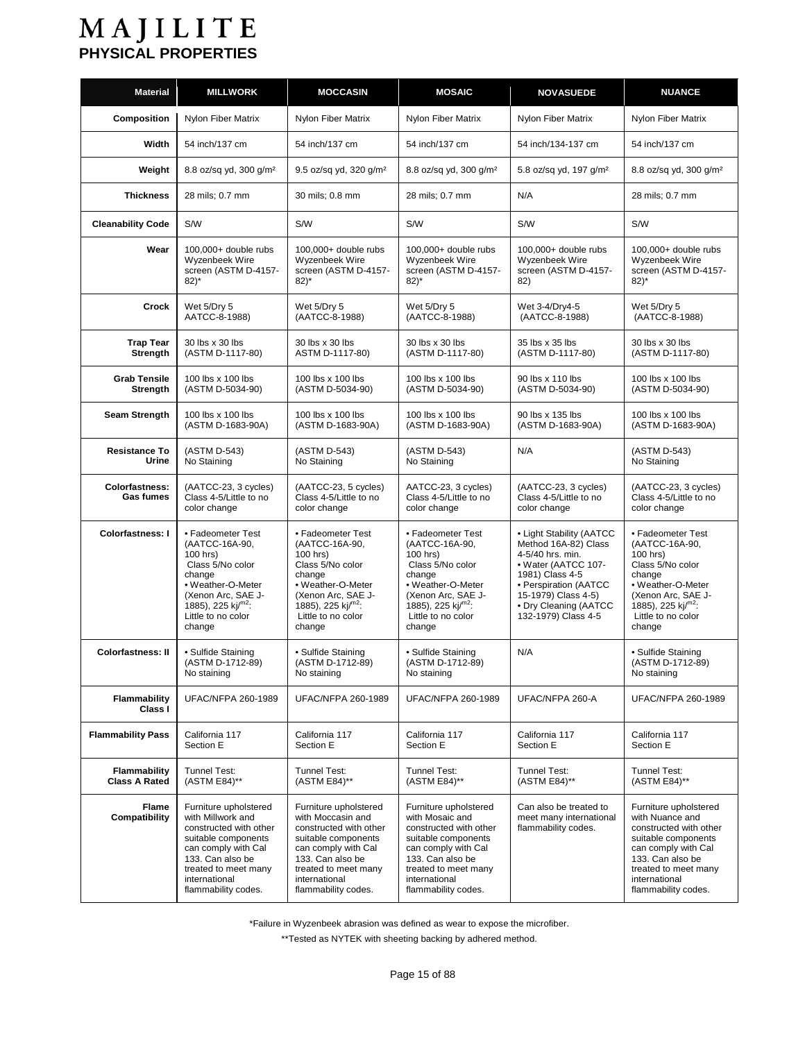# MAJILITE

## PHYSICAL PROPERTIES

| Material | MILLWORK | MOCCASIN | MOSAIC | NOVASUEDE | NUANCE |
|---|---|---|---|---|---|
| Composition | Nylon Fiber Matrix | Nylon Fiber Matrix | Nylon Fiber Matrix | Nylon Fiber Matrix | Nylon Fiber Matrix |
| Width | 54 inch/137 cm | 54 inch/137 cm | 54 inch/137 cm | 54 inch/134-137 cm | 54 inch/137 cm |
| Weight | 8.8 oz/sq yd, 300 g/m² | 9.5 oz/sq yd, 320 g/m² | 8.8 oz/sq yd, 300 g/m² | 5.8 oz/sq yd, 197 g/m² | 8.8 oz/sq yd, 300 g/m² |
| Thickness | 28 mils; 0.7 mm | 30 mils; 0.8 mm | 28 mils; 0.7 mm | N/A | 28 mils; 0.7 mm |
| Cleanability Code | S/W | S/W | S/W | S/W | S/W |
| Wear | 100,000+ double rubs Wyzenbeek Wire screen (ASTM D-4157-82)* | 100,000+ double rubs Wyzenbeek Wire screen (ASTM D-4157-82)* | 100,000+ double rubs Wyzenbeek Wire screen (ASTM D-4157-82)* | 100,000+ double rubs Wyzenbeek Wire screen (ASTM D-4157-82) | 100,000+ double rubs Wyzenbeek Wire screen (ASTM D-4157-82)* |
| Crock | Wet 5/Dry 5 AATCC-8-1988) | Wet 5/Dry 5 (AATCC-8-1988) | Wet 5/Dry 5 (AATCC-8-1988) | Wet 3-4/Dry4-5 (AATCC-8-1988) | Wet 5/Dry 5 (AATCC-8-1988) |
| Trap Tear Strength | 30 lbs x 30 lbs (ASTM D-1117-80) | 30 lbs x 30 lbs ASTM D-1117-80) | 30 lbs x 30 lbs (ASTM D-1117-80) | 35 lbs x 35 lbs (ASTM D-1117-80) | 30 lbs x 30 lbs (ASTM D-1117-80) |
| Grab Tensile Strength | 100 lbs x 100 lbs (ASTM D-5034-90) | 100 lbs x 100 lbs (ASTM D-5034-90) | 100 lbs x 100 lbs (ASTM D-5034-90) | 90 lbs x 110 lbs (ASTM D-5034-90) | 100 lbs x 100 lbs (ASTM D-5034-90) |
| Seam Strength | 100 lbs x 100 lbs (ASTM D-1683-90A) | 100 lbs x 100 lbs (ASTM D-1683-90A) | 100 lbs x 100 lbs (ASTM D-1683-90A) | 90 lbs x 135 lbs (ASTM D-1683-90A) | 100 lbs x 100 lbs (ASTM D-1683-90A) |
| Resistance To Urine | (ASTM D-543) No Staining | (ASTM D-543) No Staining | (ASTM D-543) No Staining | N/A | (ASTM D-543) No Staining |
| Colorfastness: Gas fumes | (AATCC-23, 3 cycles) Class 4-5/Little to no color change | (AATCC-23, 5 cycles) Class 4-5/Little to no color change | AATCC-23, 3 cycles) Class 4-5/Little to no color change | (AATCC-23, 3 cycles) Class 4-5/Little to no color change | (AATCC-23, 3 cycles) Class 4-5/Little to no color change |
| Colorfastness: I | • Fadeometer Test (AATCC-16A-90, 100 hrs) Class 5/No color change • Weather-O-Meter (Xenon Arc, SAE J-1885), 225 kj/m²: Little to no color change | • Fadeometer Test (AATCC-16A-90, 100 hrs) Class 5/No color change • Weather-O-Meter (Xenon Arc, SAE J-1885), 225 kj/m²: Little to no color change | • Fadeometer Test (AATCC-16A-90, 100 hrs) Class 5/No color change • Weather-O-Meter (Xenon Arc, SAE J-1885), 225 kj/m²: Little to no color change | • Light Stability (AATCC Method 16A-82) Class 4-5/40 hrs. min. • Water (AATCC 107-1981) Class 4-5 • Perspiration (AATCC 15-1979) Class 4-5) • Dry Cleaning (AATCC 132-1979) Class 4-5 | • Fadeometer Test (AATCC-16A-90, 100 hrs) Class 5/No color change • Weather-O-Meter (Xenon Arc, SAE J-1885), 225 kj/m²: Little to no color change |
| Colorfastness: II | • Sulfide Staining (ASTM D-1712-89) No staining | • Sulfide Staining (ASTM D-1712-89) No staining | • Sulfide Staining (ASTM D-1712-89) No staining | N/A | • Sulfide Staining (ASTM D-1712-89) No staining |
| Flammability Class I | UFAC/NFPA 260-1989 | UFAC/NFPA 260-1989 | UFAC/NFPA 260-1989 | UFAC/NFPA 260-A | UFAC/NFPA 260-1989 |
| Flammability Pass | California 117 Section E | California 117 Section E | California 117 Section E | California 117 Section E | California 117 Section E |
| Flammability Class A Rated | Tunnel Test: (ASTM E84)** | Tunnel Test: (ASTM E84)** | Tunnel Test: (ASTM E84)** | Tunnel Test: (ASTM E84)** | Tunnel Test: (ASTM E84)** |
| Flame Compatibility | Furniture upholstered with Millwork and constructed with other suitable components can comply with Cal 133. Can also be treated to meet many international flammability codes. | Furniture upholstered with Moccasin and constructed with other suitable components can comply with Cal 133. Can also be treated to meet many international flammability codes. | Furniture upholstered with Mosaic and constructed with other suitable components can comply with Cal 133. Can also be treated to meet many international flammability codes. | Can also be treated to meet many international flammability codes. | Furniture upholstered with Nuance and constructed with other suitable components can comply with Cal 133. Can also be treated to meet many international flammability codes. |

*Failure in Wyzenbeek abrasion was defined as wear to expose the microfiber.

**Tested as NYTEK with sheeting backing by adhered method.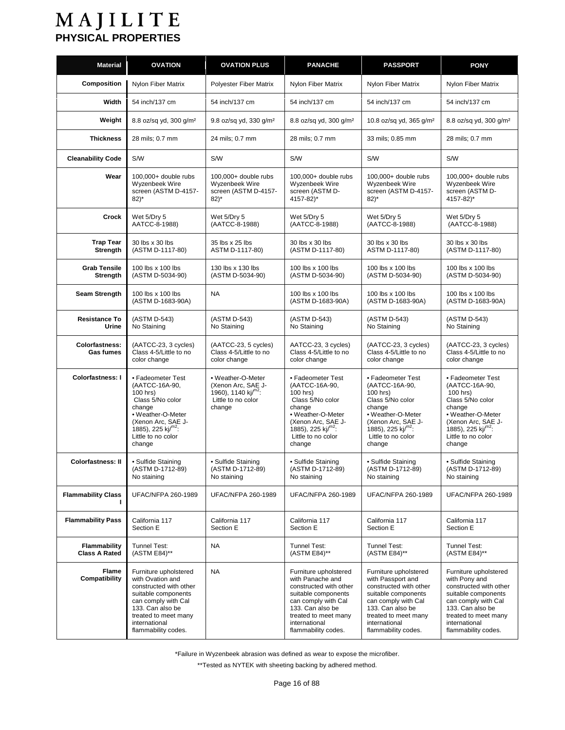# MAJILITE

## PHYSICAL PROPERTIES

| Material | OVATION | OVATION PLUS | PANACHE | PASSPORT | PONY |
|---|---|---|---|---|---|
| Composition | Nylon Fiber Matrix | Polyester Fiber Matrix | Nylon Fiber Matrix | Nylon Fiber Matrix | Nylon Fiber Matrix |
| Width | 54 inch/137 cm | 54 inch/137 cm | 54 inch/137 cm | 54 inch/137 cm | 54 inch/137 cm |
| Weight | 8.8 oz/sq yd, 300 g/m² | 9.8 oz/sq yd, 330 g/m² | 8.8 oz/sq yd, 300 g/m² | 10.8 oz/sq yd, 365 g/m² | 8.8 oz/sq yd, 300 g/m² |
| Thickness | 28 mils; 0.7 mm | 24 mils; 0.7 mm | 28 mils; 0.7 mm | 33 mils; 0.85 mm | 28 mils; 0.7 mm |
| Cleanability Code | S/W | S/W | S/W | S/W | S/W |
| Wear | 100,000+ double rubs Wyzenbeek Wire screen (ASTM D-4157-82)* | 100,000+ double rubs Wyzenbeek Wire screen (ASTM D-4157-82)* | 100,000+ double rubs Wyzenbeek Wire screen (ASTM D-4157-82)* | 100,000+ double rubs Wyzenbeek Wire screen (ASTM D-4157-82)* | 100,000+ double rubs Wyzenbeek Wire screen (ASTM D-4157-82)* |
| Crock | Wet 5/Dry 5 AATCC-8-1988) | Wet 5/Dry 5 (AATCC-8-1988) | Wet 5/Dry 5 (AATCC-8-1988) | Wet 5/Dry 5 (AATCC-8-1988) | Wet 5/Dry 5 (AATCC-8-1988) |
| Trap Tear Strength | 30 lbs x 30 lbs (ASTM D-1117-80) | 35 lbs x 25 lbs ASTM D-1117-80) | 30 lbs x 30 lbs (ASTM D-1117-80) | 30 lbs x 30 lbs ASTM D-1117-80) | 30 lbs x 30 lbs (ASTM D-1117-80) |
| Grab Tensile Strength | 100 lbs x 100 lbs (ASTM D-5034-90) | 130 lbs x 130 lbs (ASTM D-5034-90) | 100 lbs x 100 lbs (ASTM D-5034-90) | 100 lbs x 100 lbs (ASTM D-5034-90) | 100 lbs x 100 lbs (ASTM D-5034-90) |
| Seam Strength | 100 lbs x 100 lbs (ASTM D-1683-90A) | NA | 100 lbs x 100 lbs (ASTM D-1683-90A) | 100 lbs x 100 lbs (ASTM D-1683-90A) | 100 lbs x 100 lbs (ASTM D-1683-90A) |
| Resistance To Urine | (ASTM D-543) No Staining | (ASTM D-543) No Staining | (ASTM D-543) No Staining | (ASTM D-543) No Staining | (ASTM D-543) No Staining |
| Colorfastness: Gas fumes | (AATCC-23, 3 cycles) Class 4-5/Little to no color change | (AATCC-23, 5 cycles) Class 4-5/Little to no color change | AATCC-23, 3 cycles) Class 4-5/Little to no color change | (AATCC-23, 3 cycles) Class 4-5/Little to no color change | (AATCC-23, 3 cycles) Class 4-5/Little to no color change |
| Colorfastness: I | • Fadeometer Test (AATCC-16A-90, 100 hrs) Class 5/No color change • Weather-O-Meter (Xenon Arc, SAE J-1885), 225 kj/$^{m2}$: Little to no color change | • Weather-O-Meter (Xenon Arc, SAE J-1960), 1140 kj/$^{m2}$: Little to no color change | • Fadeometer Test (AATCC-16A-90, 100 hrs) Class 5/No color change • Weather-O-Meter (Xenon Arc, SAE J-1885), 225 kj/$^{m2}$: Little to no color change | • Fadeometer Test (AATCC-16A-90, 100 hrs) Class 5/No color change • Weather-O-Meter (Xenon Arc, SAE J-1885), 225 kj/$^{m2}$: Little to no color change | • Fadeometer Test (AATCC-16A-90, 100 hrs) Class 5/No color change • Weather-O-Meter (Xenon Arc, SAE J-1885), 225 kj/$^{m2}$: Little to no color change |
| Colorfastness: II | • Sulfide Staining (ASTM D-1712-89) No staining | • Sulfide Staining (ASTM D-1712-89) No staining | • Sulfide Staining (ASTM D-1712-89) No staining | • Sulfide Staining (ASTM D-1712-89) No staining | • Sulfide Staining (ASTM D-1712-89) No staining |
| Flammability Class I | UFAC/NFPA 260-1989 | UFAC/NFPA 260-1989 | UFAC/NFPA 260-1989 | UFAC/NFPA 260-1989 | UFAC/NFPA 260-1989 |
| Flammability Pass | California 117 Section E | California 117 Section E | California 117 Section E | California 117 Section E | California 117 Section E |
| Flammability Class A Rated | Tunnel Test: (ASTM E84)** | NA | Tunnel Test: (ASTM E84)** | Tunnel Test: (ASTM E84)** | Tunnel Test: (ASTM E84)** |
| Flame Compatibility | Furniture upholstered with Ovation and constructed with other suitable components can comply with Cal 133. Can also be treated to meet many international flammability codes. | NA | Furniture upholstered with Panache and constructed with other suitable components can comply with Cal 133. Can also be treated to meet many international flammability codes. | Furniture upholstered with Passport and constructed with other suitable components can comply with Cal 133. Can also be treated to meet many international flammability codes. | Furniture upholstered with Pony and constructed with other suitable components can comply with Cal 133. Can also be treated to meet many international flammability codes. |

*Failure in Wyzenbeek abrasion was defined as wear to expose the microfiber.

**Tested as NYTEK with sheeting backing by adhered method.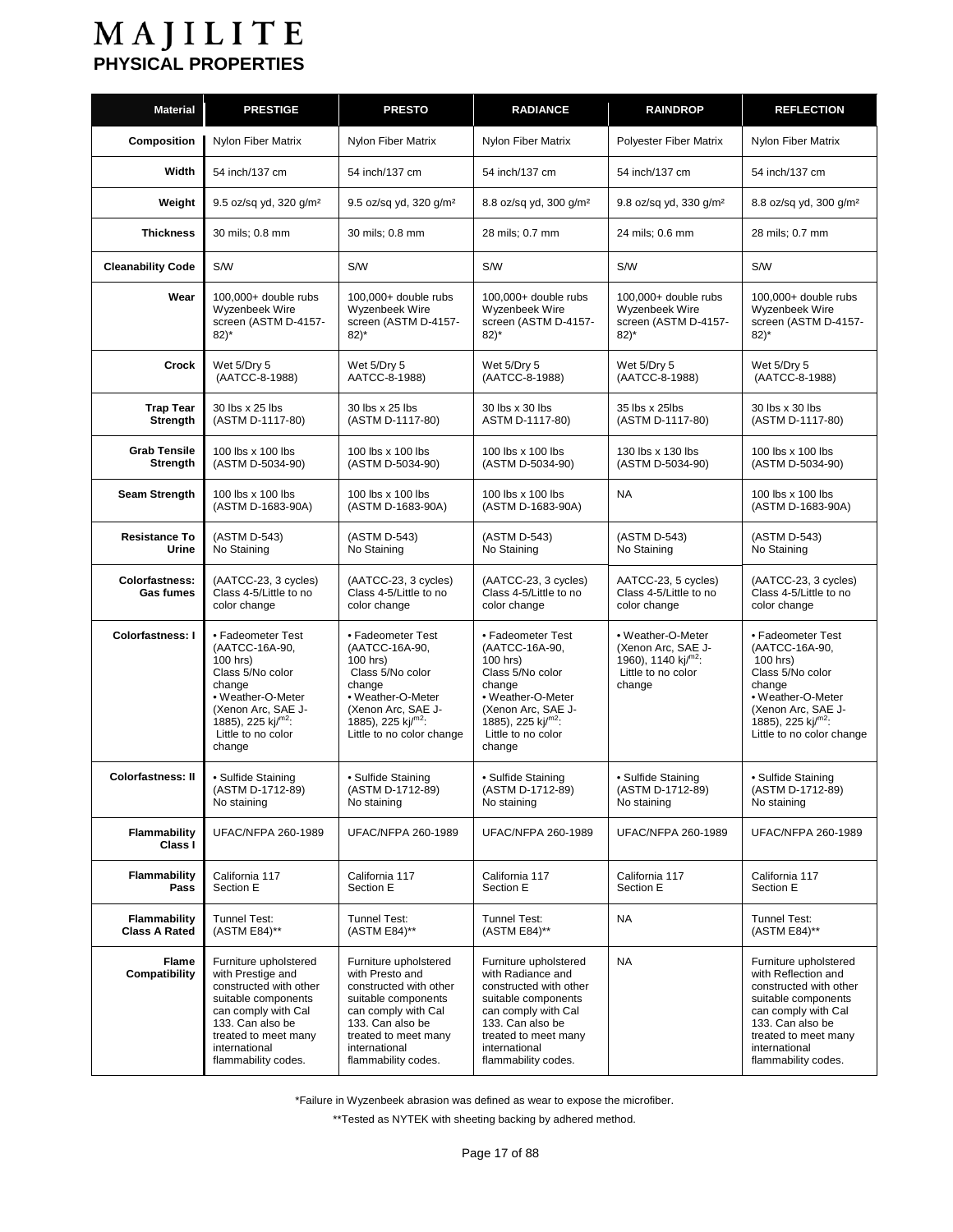# MAJILITE

## PHYSICAL PROPERTIES

| Material | PRESTIGE | PRESTO | RADIANCE | RAINDROP | REFLECTION |
|---|---|---|---|---|---|
| **Composition** | Nylon Fiber Matrix | Nylon Fiber Matrix | Nylon Fiber Matrix | Polyester Fiber Matrix | Nylon Fiber Matrix |
| **Width** | 54 inch/137 cm | 54 inch/137 cm | 54 inch/137 cm | 54 inch/137 cm | 54 inch/137 cm |
| **Weight** | 9.5 oz/sq yd, 320 g/m² | 9.5 oz/sq yd, 320 g/m² | 8.8 oz/sq yd, 300 g/m² | 9.8 oz/sq yd, 330 g/m² | 8.8 oz/sq yd, 300 g/m² |
| **Thickness** | 30 mils; 0.8 mm | 30 mils; 0.8 mm | 28 mils; 0.7 mm | 24 mils; 0.6 mm | 28 mils; 0.7 mm |
| **Cleanability Code** | S/W | S/W | S/W | S/W | S/W |
| **Wear** | 100,000+ double rubs Wyzenbeek Wire screen (ASTM D-4157-82)* | 100,000+ double rubs Wyzenbeek Wire screen (ASTM D-4157-82)* | 100,000+ double rubs Wyzenbeek Wire screen (ASTM D-4157-82)* | 100,000+ double rubs Wyzenbeek Wire screen (ASTM D-4157-82)* | 100,000+ double rubs Wyzenbeek Wire screen (ASTM D-4157-82)* |
| **Crock** | Wet 5/Dry 5 (AATCC-8-1988) | Wet 5/Dry 5 AATCC-8-1988) | Wet 5/Dry 5 (AATCC-8-1988) | Wet 5/Dry 5 (AATCC-8-1988) | Wet 5/Dry 5 (AATCC-8-1988) |
| **Trap Tear Strength** | 30 lbs x 25 lbs (ASTM D-1117-80) | 30 lbs x 25 lbs (ASTM D-1117-80) | 30 lbs x 30 lbs ASTM D-1117-80) | 35 lbs x 25lbs (ASTM D-1117-80) | 30 lbs x 30 lbs (ASTM D-1117-80) |
| **Grab Tensile Strength** | 100 lbs x 100 lbs (ASTM D-5034-90) | 100 lbs x 100 lbs (ASTM D-5034-90) | 100 lbs x 100 lbs (ASTM D-5034-90) | 130 lbs x 130 lbs (ASTM D-5034-90) | 100 lbs x 100 lbs (ASTM D-5034-90) |
| **Seam Strength** | 100 lbs x 100 lbs (ASTM D-1683-90A) | 100 lbs x 100 lbs (ASTM D-1683-90A) | 100 lbs x 100 lbs (ASTM D-1683-90A) | NA | 100 lbs x 100 lbs (ASTM D-1683-90A) |
| **Resistance To Urine** | (ASTM D-543) No Staining | (ASTM D-543) No Staining | (ASTM D-543) No Staining | (ASTM D-543) No Staining | (ASTM D-543) No Staining |
| **Colorfastness: Gas fumes** | (AATCC-23, 3 cycles) Class 4-5/Little to no color change | (AATCC-23, 3 cycles) Class 4-5/Little to no color change | (AATCC-23, 3 cycles) Class 4-5/Little to no color change | AATCC-23, 5 cycles) Class 4-5/Little to no color change | (AATCC-23, 3 cycles) Class 4-5/Little to no color change |
| **Colorfastness: I** | • Fadeometer Test (AATCC-16A-90, 100 hrs) Class 5/No color change • Weather-O-Meter (Xenon Arc, SAE J-1885), 225 kj/m²: Little to no color change | • Fadeometer Test (AATCC-16A-90, 100 hrs) Class 5/No color change • Weather-O-Meter (Xenon Arc, SAE J-1885), 225 kj/m²: Little to no color change | • Fadeometer Test (AATCC-16A-90, 100 hrs) Class 5/No color change • Weather-O-Meter (Xenon Arc, SAE J-1885), 225 kj/m²: Little to no color change | • Weather-O-Meter (Xenon Arc, SAE J-1960), 1140 kj/m²: Little to no color change | • Fadeometer Test (AATCC-16A-90, 100 hrs) Class 5/No color change • Weather-O-Meter (Xenon Arc, SAE J-1885), 225 kj/m²: Little to no color change |
| **Colorfastness: II** | • Sulfide Staining (ASTM D-1712-89) No staining | • Sulfide Staining (ASTM D-1712-89) No staining | • Sulfide Staining (ASTM D-1712-89) No staining | • Sulfide Staining (ASTM D-1712-89) No staining | • Sulfide Staining (ASTM D-1712-89) No staining |
| **Flammability Class I** | UFAC/NFPA 260-1989 | UFAC/NFPA 260-1989 | UFAC/NFPA 260-1989 | UFAC/NFPA 260-1989 | UFAC/NFPA 260-1989 |
| **Flammability Pass** | California 117 Section E | California 117 Section E | California 117 Section E | California 117 Section E | California 117 Section E |
| **Flammability Class A Rated** | Tunnel Test: (ASTM E84)** | Tunnel Test: (ASTM E84)** | Tunnel Test: (ASTM E84)** | NA | Tunnel Test: (ASTM E84)** |
| **Flame Compatibility** | Furniture upholstered with Prestige and constructed with other suitable components can comply with Cal 133. Can also be treated to meet many international flammability codes. | Furniture upholstered with Presto and constructed with other suitable components can comply with Cal 133. Can also be treated to meet many international flammability codes. | Furniture upholstered with Radiance and constructed with other suitable components can comply with Cal 133. Can also be treated to meet many international flammability codes. | NA | Furniture upholstered with Reflection and constructed with other suitable components can comply with Cal 133. Can also be treated to meet many international flammability codes. |

*Failure in Wyzenbeek abrasion was defined as wear to expose the microfiber.

**Tested as NYTEK with sheeting backing by adhered method.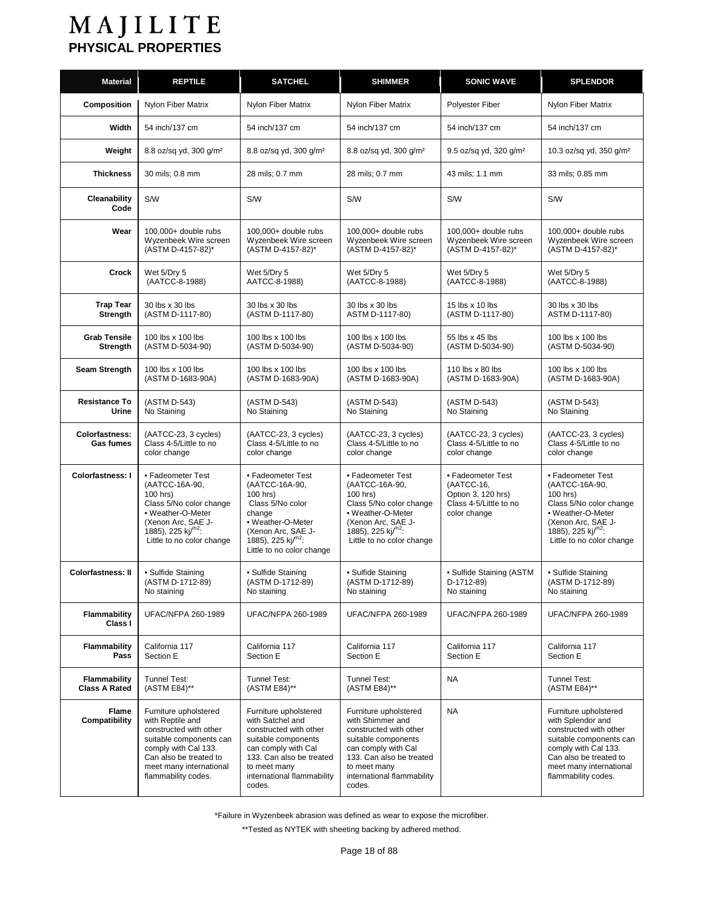# MAJILITE

## PHYSICAL PROPERTIES

| Material | REPTILE | SATCHEL | SHIMMER | SONIC WAVE | SPLENDOR |
|---|---|---|---|---|---|
| **Composition** | Nylon Fiber Matrix | Nylon Fiber Matrix | Nylon Fiber Matrix | Polyester Fiber | Nylon Fiber Matrix |
| **Width** | 54 inch/137 cm | 54 inch/137 cm | 54 inch/137 cm | 54 inch/137 cm | 54 inch/137 cm |
| **Weight** | 8.8 oz/sq yd, 300 g/m² | 8.8 oz/sq yd, 300 g/m² | 8.8 oz/sq yd, 300 g/m² | 9.5 oz/sq yd, 320 g/m² | 10.3 oz/sq yd, 350 g/m² |
| **Thickness** | 30 mils; 0.8 mm | 28 mils; 0.7 mm | 28 mils; 0.7 mm | 43 mils; 1.1 mm | 33 mils; 0.85 mm |
| **Cleanability Code** | S/W | S/W | S/W | S/W | S/W |
| **Wear** | 100,000+ double rubs Wyzenbeek Wire screen (ASTM D-4157-82)* | 100,000+ double rubs Wyzenbeek Wire screen (ASTM D-4157-82)* | 100,000+ double rubs Wyzenbeek Wire screen (ASTM D-4157-82)* | 100,000+ double rubs Wyzenbeek Wire screen (ASTM D-4157-82)* | 100,000+ double rubs Wyzenbeek Wire screen (ASTM D-4157-82)* |
| **Crock** | Wet 5/Dry 5 (AATCC-8-1988) | Wet 5/Dry 5 AATCC-8-1988) | Wet 5/Dry 5 (AATCC-8-1988) | Wet 5/Dry 5 (AATCC-8-1988) | Wet 5/Dry 5 (AATCC-8-1988) |
| **Trap Tear Strength** | 30 lbs x 30 lbs (ASTM D-1117-80) | 30 lbs x 30 lbs (ASTM D-1117-80) | 30 lbs x 30 lbs ASTM D-1117-80) | 15 lbs x 10 lbs (ASTM D-1117-80) | 30 lbs x 30 lbs ASTM D-1117-80) |
| **Grab Tensile Strength** | 100 lbs x 100 lbs (ASTM D-5034-90) | 100 lbs x 100 lbs (ASTM D-5034-90) | 100 lbs x 100 lbs (ASTM D-5034-90) | 55 lbs x 45 lbs (ASTM D-5034-90) | 100 lbs x 100 lbs (ASTM D-5034-90) |
| **Seam Strength** | 100 lbs x 100 lbs (ASTM D-1683-90A) | 100 lbs x 100 lbs (ASTM D-1683-90A) | 100 lbs x 100 lbs (ASTM D-1683-90A) | 110 lbs x 80 lbs (ASTM D-1683-90A) | 100 lbs x 100 lbs (ASTM D-1683-90A) |
| **Resistance To Urine** | (ASTM D-543) No Staining | (ASTM D-543) No Staining | (ASTM D-543) No Staining | (ASTM D-543) No Staining | (ASTM D-543) No Staining |
| **Colorfastness: Gas fumes** | (AATCC-23, 3 cycles) Class 4-5/Little to no color change | (AATCC-23, 3 cycles) Class 4-5/Little to no color change | (AATCC-23, 3 cycles) Class 4-5/Little to no color change | (AATCC-23, 3 cycles) Class 4-5/Little to no color change | (AATCC-23, 3 cycles) Class 4-5/Little to no color change |
| **Colorfastness: I** | • Fadeometer Test (AATCC-16A-90, 100 hrs) Class 5/No color change • Weather-O-Meter (Xenon Arc, SAE J-1885), 225 kj/m²: Little to no color change | • Fadeometer Test (AATCC-16A-90, 100 hrs) Class 5/No color change • Weather-O-Meter (Xenon Arc, SAE J-1885), 225 kj/m²: Little to no color change | • Fadeometer Test (AATCC-16A-90, 100 hrs) Class 5/No color change • Weather-O-Meter (Xenon Arc, SAE J-1885), 225 kj/m²: Little to no color change | • Fadeometer Test (AATCC-16, Option 3, 120 hrs) Class 4-5/Little to no color change | • Fadeometer Test (AATCC-16A-90, 100 hrs) Class 5/No color change • Weather-O-Meter (Xenon Arc, SAE J-1885), 225 kj/m²: Little to no color change |
| **Colorfastness: II** | • Sulfide Staining (ASTM D-1712-89) No staining | • Sulfide Staining (ASTM D-1712-89) No staining | • Sulfide Staining (ASTM D-1712-89) No staining | • Sulfide Staining (ASTM D-1712-89) No staining | • Sulfide Staining (ASTM D-1712-89) No staining |
| **Flammability Class I** | UFAC/NFPA 260-1989 | UFAC/NFPA 260-1989 | UFAC/NFPA 260-1989 | UFAC/NFPA 260-1989 | UFAC/NFPA 260-1989 |
| **Flammability Pass** | California 117 Section E | California 117 Section E | California 117 Section E | California 117 Section E | California 117 Section E |
| **Flammability Class A Rated** | Tunnel Test: (ASTM E84)** | Tunnel Test: (ASTM E84)** | Tunnel Test: (ASTM E84)** | NA | Tunnel Test: (ASTM E84)** |
| **Flame Compatibility** | Furniture upholstered with Reptile and constructed with other suitable components can comply with Cal 133. Can also be treated to meet many international flammability codes. | Furniture upholstered with Satchel and constructed with other suitable components can comply with Cal 133. Can also be treated to meet many international flammability codes. | Furniture upholstered with Shimmer and constructed with other suitable components can comply with Cal 133. Can also be treated to meet many international flammability codes. | NA | Furniture upholstered with Splendor and constructed with other suitable components can comply with Cal 133. Can also be treated to meet many international flammability codes. |

*Failure in Wyzenbeek abrasion was defined as wear to expose the microfiber.

**Tested as NYTEK with sheeting backing by adhered method.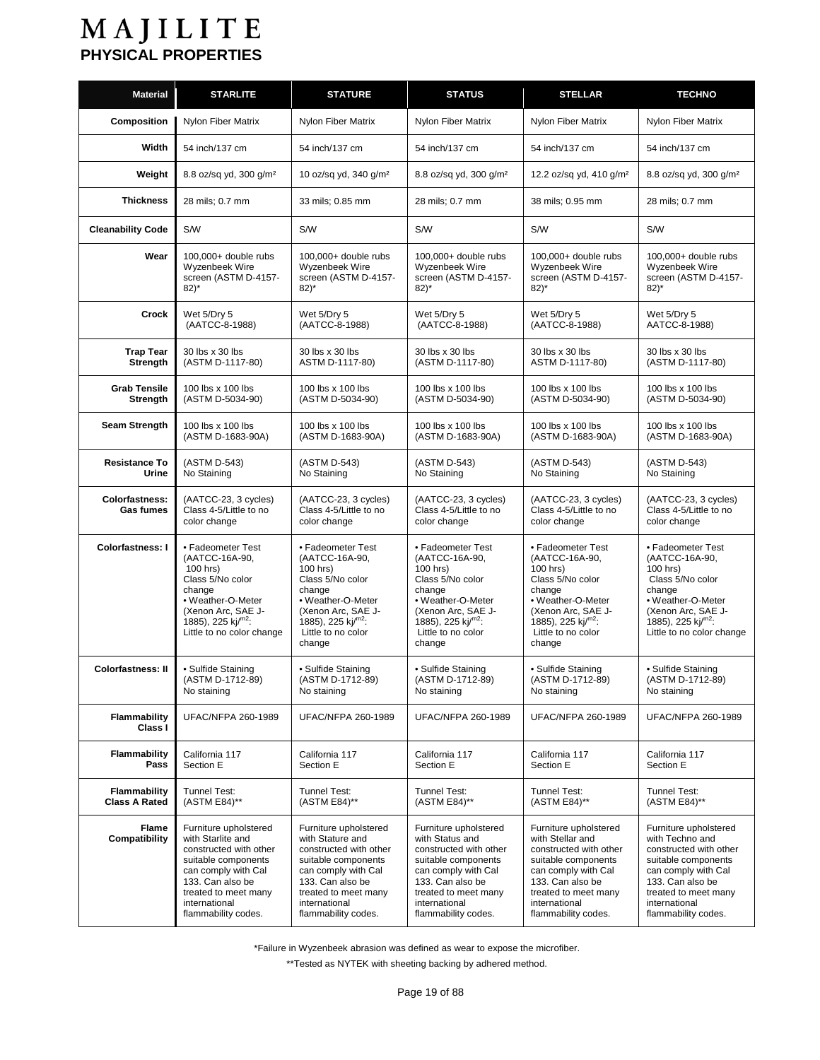# MAJILITE
## PHYSICAL PROPERTIES

| Material | STARLITE | STATURE | STATUS | STELLAR | TECHNO |
|---|---|---|---|---|---|
| Composition | Nylon Fiber Matrix | Nylon Fiber Matrix | Nylon Fiber Matrix | Nylon Fiber Matrix | Nylon Fiber Matrix |
| Width | 54 inch/137 cm | 54 inch/137 cm | 54 inch/137 cm | 54 inch/137 cm | 54 inch/137 cm |
| Weight | 8.8 oz/sq yd, 300 g/m² | 10 oz/sq yd, 340 g/m² | 8.8 oz/sq yd, 300 g/m² | 12.2 oz/sq yd, 410 g/m² | 8.8 oz/sq yd, 300 g/m² |
| Thickness | 28 mils; 0.7 mm | 33 mils; 0.85 mm | 28 mils; 0.7 mm | 38 mils; 0.95 mm | 28 mils; 0.7 mm |
| Cleanability Code | S/W | S/W | S/W | S/W | S/W |
| Wear | 100,000+ double rubs Wyzenbeek Wire screen (ASTM D-4157-82)* | 100,000+ double rubs Wyzenbeek Wire screen (ASTM D-4157-82)* | 100,000+ double rubs Wyzenbeek Wire screen (ASTM D-4157-82)* | 100,000+ double rubs Wyzenbeek Wire screen (ASTM D-4157-82)* | 100,000+ double rubs Wyzenbeek Wire screen (ASTM D-4157-82)* |
| Crock | Wet 5/Dry 5 (AATCC-8-1988) | Wet 5/Dry 5 (AATCC-8-1988) | Wet 5/Dry 5 (AATCC-8-1988) | Wet 5/Dry 5 (AATCC-8-1988) | Wet 5/Dry 5 AATCC-8-1988) |
| Trap Tear Strength | 30 lbs x 30 lbs (ASTM D-1117-80) | 30 lbs x 30 lbs ASTM D-1117-80) | 30 lbs x 30 lbs (ASTM D-1117-80) | 30 lbs x 30 lbs ASTM D-1117-80) | 30 lbs x 30 lbs (ASTM D-1117-80) |
| Grab Tensile Strength | 100 lbs x 100 lbs (ASTM D-5034-90) | 100 lbs x 100 lbs (ASTM D-5034-90) | 100 lbs x 100 lbs (ASTM D-5034-90) | 100 lbs x 100 lbs (ASTM D-5034-90) | 100 lbs x 100 lbs (ASTM D-5034-90) |
| Seam Strength | 100 lbs x 100 lbs (ASTM D-1683-90A) | 100 lbs x 100 lbs (ASTM D-1683-90A) | 100 lbs x 100 lbs (ASTM D-1683-90A) | 100 lbs x 100 lbs (ASTM D-1683-90A) | 100 lbs x 100 lbs (ASTM D-1683-90A) |
| Resistance To Urine | (ASTM D-543) No Staining | (ASTM D-543) No Staining | (ASTM D-543) No Staining | (ASTM D-543) No Staining | (ASTM D-543) No Staining |
| Colorfastness: Gas fumes | (AATCC-23, 3 cycles) Class 4-5/Little to no color change | (AATCC-23, 3 cycles) Class 4-5/Little to no color change | (AATCC-23, 3 cycles) Class 4-5/Little to no color change | (AATCC-23, 3 cycles) Class 4-5/Little to no color change | (AATCC-23, 3 cycles) Class 4-5/Little to no color change |
| Colorfastness: I | • Fadeometer Test (AATCC-16A-90, 100 hrs) Class 5/No color change • Weather-O-Meter (Xenon Arc, SAE J-1885), 225 kj/m2: Little to no color change | • Fadeometer Test (AATCC-16A-90, 100 hrs) Class 5/No color change • Weather-O-Meter (Xenon Arc, SAE J-1885), 225 kj/m2: Little to no color change | • Fadeometer Test (AATCC-16A-90, 100 hrs) Class 5/No color change • Weather-O-Meter (Xenon Arc, SAE J-1885), 225 kj/m2: Little to no color change | • Fadeometer Test (AATCC-16A-90, 100 hrs) Class 5/No color change • Weather-O-Meter (Xenon Arc, SAE J-1885), 225 kj/m2: Little to no color change | • Fadeometer Test (AATCC-16A-90, 100 hrs) Class 5/No color change • Weather-O-Meter (Xenon Arc, SAE J-1885), 225 kj/m2: Little to no color change |
| Colorfastness: II | • Sulfide Staining (ASTM D-1712-89) No staining | • Sulfide Staining (ASTM D-1712-89) No staining | • Sulfide Staining (ASTM D-1712-89) No staining | • Sulfide Staining (ASTM D-1712-89) No staining | • Sulfide Staining (ASTM D-1712-89) No staining |
| Flammability Class I | UFAC/NFPA 260-1989 | UFAC/NFPA 260-1989 | UFAC/NFPA 260-1989 | UFAC/NFPA 260-1989 | UFAC/NFPA 260-1989 |
| Flammability Pass | California 117 Section E | California 117 Section E | California 117 Section E | California 117 Section E | California 117 Section E |
| Flammability Class A Rated | Tunnel Test: (ASTM E84)** | Tunnel Test: (ASTM E84)** | Tunnel Test: (ASTM E84)** | Tunnel Test: (ASTM E84)** | Tunnel Test: (ASTM E84)** |
| Flame Compatibility | Furniture upholstered with Starlite and constructed with other suitable components can comply with Cal 133. Can also be treated to meet many international flammability codes. | Furniture upholstered with Stature and constructed with other suitable components can comply with Cal 133. Can also be treated to meet many international flammability codes. | Furniture upholstered with Status and constructed with other suitable components can comply with Cal 133. Can also be treated to meet many international flammability codes. | Furniture upholstered with Stellar and constructed with other suitable components can comply with Cal 133. Can also be treated to meet many international flammability codes. | Furniture upholstered with Techno and constructed with other suitable components can comply with Cal 133. Can also be treated to meet many international flammability codes. |

*Failure in Wyzenbeek abrasion was defined as wear to expose the microfiber.

**Tested as NYTEK with sheeting backing by adhered method.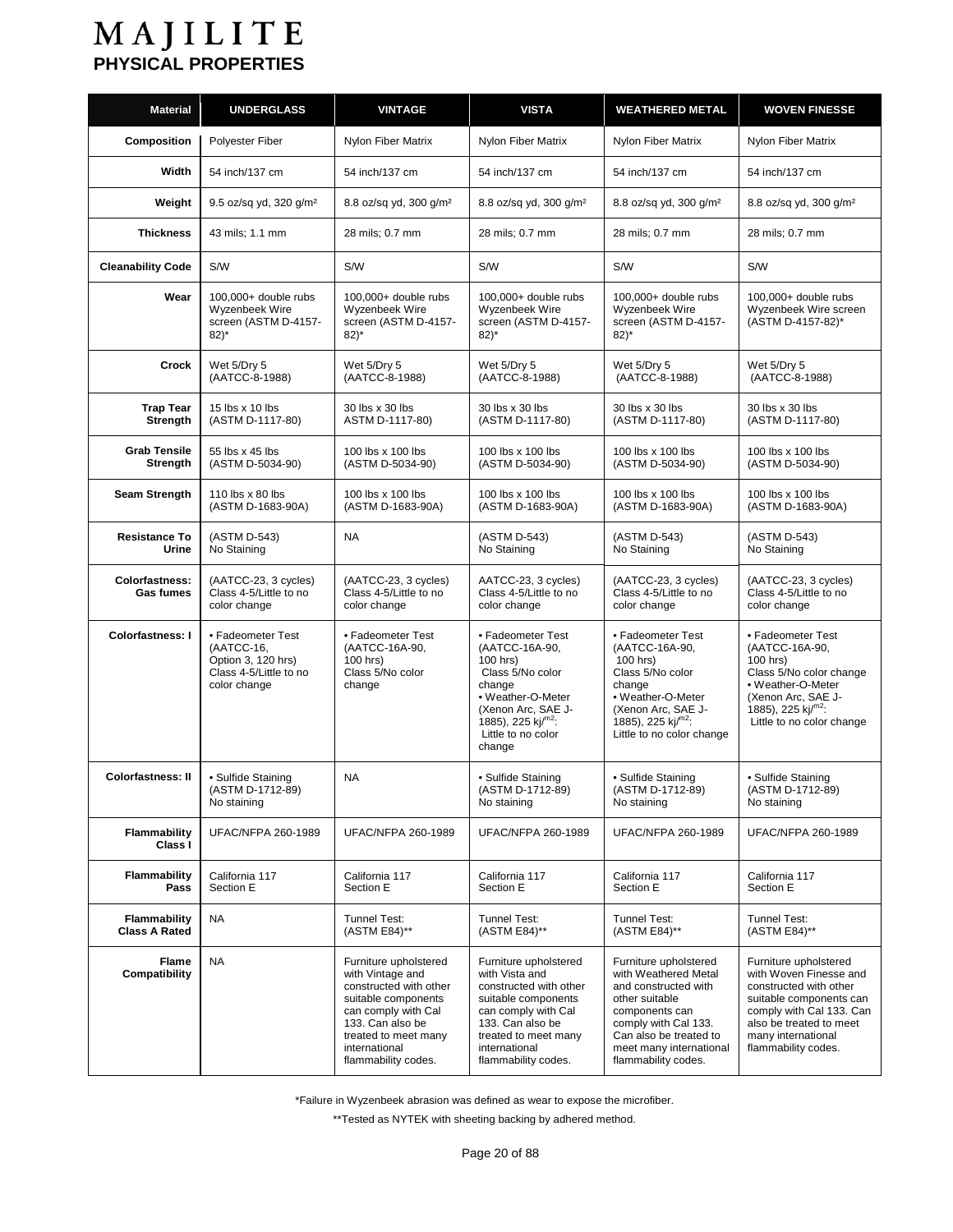# MAJILITE

## PHYSICAL PROPERTIES

| Material | UNDERGLASS | VINTAGE | VISTA | WEATHERED METAL | WOVEN FINESSE |
|---|---|---|---|---|---|
| Composition | Polyester Fiber | Nylon Fiber Matrix | Nylon Fiber Matrix | Nylon Fiber Matrix | Nylon Fiber Matrix |
| Width | 54 inch/137 cm | 54 inch/137 cm | 54 inch/137 cm | 54 inch/137 cm | 54 inch/137 cm |
| Weight | 9.5 oz/sq yd, 320 g/m² | 8.8 oz/sq yd, 300 g/m² | 8.8 oz/sq yd, 300 g/m² | 8.8 oz/sq yd, 300 g/m² | 8.8 oz/sq yd, 300 g/m² |
| Thickness | 43 mils; 1.1 mm | 28 mils; 0.7 mm | 28 mils; 0.7 mm | 28 mils; 0.7 mm | 28 mils; 0.7 mm |
| Cleanability Code | S/W | S/W | S/W | S/W | S/W |
| Wear | 100,000+ double rubs Wyzenbeek Wire screen (ASTM D-4157-82)* | 100,000+ double rubs Wyzenbeek Wire screen (ASTM D-4157-82)* | 100,000+ double rubs Wyzenbeek Wire screen (ASTM D-4157-82)* | 100,000+ double rubs Wyzenbeek Wire screen (ASTM D-4157-82)* | 100,000+ double rubs Wyzenbeek Wire screen (ASTM D-4157-82)* |
| Crock | Wet 5/Dry 5 (AATCC-8-1988) | Wet 5/Dry 5 (AATCC-8-1988) | Wet 5/Dry 5 (AATCC-8-1988) | Wet 5/Dry 5 (AATCC-8-1988) | Wet 5/Dry 5 (AATCC-8-1988) |
| Trap Tear Strength | 15 lbs x 10 lbs (ASTM D-1117-80) | 30 lbs x 30 lbs ASTM D-1117-80) | 30 lbs x 30 lbs (ASTM D-1117-80) | 30 lbs x 30 lbs (ASTM D-1117-80) | 30 lbs x 30 lbs (ASTM D-1117-80) |
| Grab Tensile Strength | 55 lbs x 45 lbs (ASTM D-5034-90) | 100 lbs x 100 lbs (ASTM D-5034-90) | 100 lbs x 100 lbs (ASTM D-5034-90) | 100 lbs x 100 lbs (ASTM D-5034-90) | 100 lbs x 100 lbs (ASTM D-5034-90) |
| Seam Strength | 110 lbs x 80 lbs (ASTM D-1683-90A) | 100 lbs x 100 lbs (ASTM D-1683-90A) | 100 lbs x 100 lbs (ASTM D-1683-90A) | 100 lbs x 100 lbs (ASTM D-1683-90A) | 100 lbs x 100 lbs (ASTM D-1683-90A) |
| Resistance To Urine | (ASTM D-543) No Staining | NA | (ASTM D-543) No Staining | (ASTM D-543) No Staining | (ASTM D-543) No Staining |
| Colorfastness: Gas fumes | (AATCC-23, 3 cycles) Class 4-5/Little to no color change | (AATCC-23, 3 cycles) Class 4-5/Little to no color change | AATCC-23, 3 cycles) Class 4-5/Little to no color change | (AATCC-23, 3 cycles) Class 4-5/Little to no color change | (AATCC-23, 3 cycles) Class 4-5/Little to no color change |
| Colorfastness: I | • Fadeometer Test (AATCC-16, Option 3, 120 hrs) Class 4-5/Little to no color change | • Fadeometer Test (AATCC-16A-90, 100 hrs) Class 5/No color change | • Fadeometer Test (AATCC-16A-90, 100 hrs) Class 5/No color change • Weather-O-Meter (Xenon Arc, SAE J-1885), 225 kj/m2: Little to no color change | • Fadeometer Test (AATCC-16A-90, 100 hrs) Class 5/No color change • Weather-O-Meter (Xenon Arc, SAE J-1885), 225 kj/m2: Little to no color change | • Fadeometer Test (AATCC-16A-90, 100 hrs) Class 5/No color change • Weather-O-Meter (Xenon Arc, SAE J-1885), 225 kj/m2: Little to no color change |
| Colorfastness: II | • Sulfide Staining (ASTM D-1712-89) No staining | NA | • Sulfide Staining (ASTM D-1712-89) No staining | • Sulfide Staining (ASTM D-1712-89) No staining | • Sulfide Staining (ASTM D-1712-89) No staining |
| Flammability Class I | UFAC/NFPA 260-1989 | UFAC/NFPA 260-1989 | UFAC/NFPA 260-1989 | UFAC/NFPA 260-1989 | UFAC/NFPA 260-1989 |
| Flammability Pass | California 117 Section E | California 117 Section E | California 117 Section E | California 117 Section E | California 117 Section E |
| Flammability Class A Rated | NA | Tunnel Test: (ASTM E84)** | Tunnel Test: (ASTM E84)** | Tunnel Test: (ASTM E84)** | Tunnel Test: (ASTM E84)** |
| Flame Compatibility | NA | Furniture upholstered with Vintage and constructed with other suitable components can comply with Cal 133. Can also be treated to meet many international flammability codes. | Furniture upholstered with Vista and constructed with other suitable components can comply with Cal 133. Can also be treated to meet many international flammability codes. | Furniture upholstered with Weathered Metal and constructed with other suitable components can comply with Cal 133. Can also be treated to meet many international flammability codes. | Furniture upholstered with Woven Finesse and constructed with other suitable components can comply with Cal 133. Can also be treated to meet many international flammability codes. |

*Failure in Wyzenbeek abrasion was defined as wear to expose the microfiber.

**Tested as NYTEK with sheeting backing by adhered method.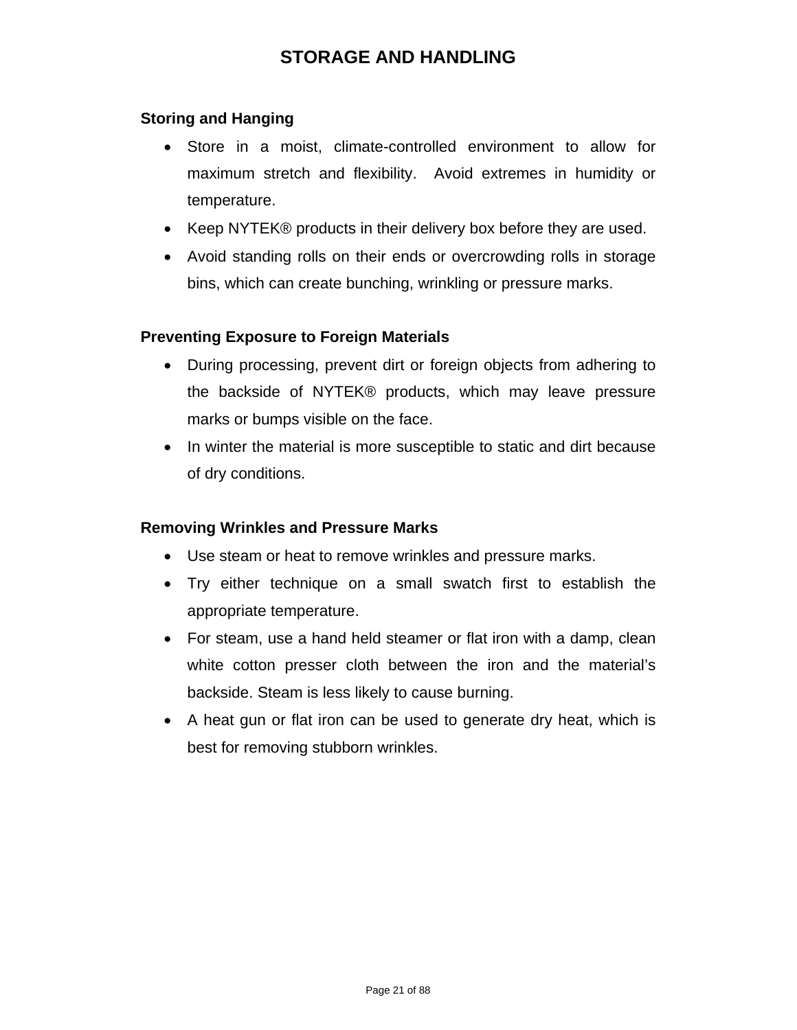# STORAGE AND HANDLING

### Storing and Hanging

- Store in a moist, climate-controlled environment to allow for maximum stretch and flexibility. Avoid extremes in humidity or temperature.
- Keep NYTEK® products in their delivery box before they are used.
- Avoid standing rolls on their ends or overcrowding rolls in storage bins, which can create bunching, wrinkling or pressure marks.

### Preventing Exposure to Foreign Materials

- During processing, prevent dirt or foreign objects from adhering to the backside of NYTEK® products, which may leave pressure marks or bumps visible on the face.
- In winter the material is more susceptible to static and dirt because of dry conditions.

### Removing Wrinkles and Pressure Marks

- Use steam or heat to remove wrinkles and pressure marks.
- Try either technique on a small swatch first to establish the appropriate temperature.
- For steam, use a hand held steamer or flat iron with a damp, clean white cotton presser cloth between the iron and the material's backside. Steam is less likely to cause burning.
- A heat gun or flat iron can be used to generate dry heat, which is best for removing stubborn wrinkles.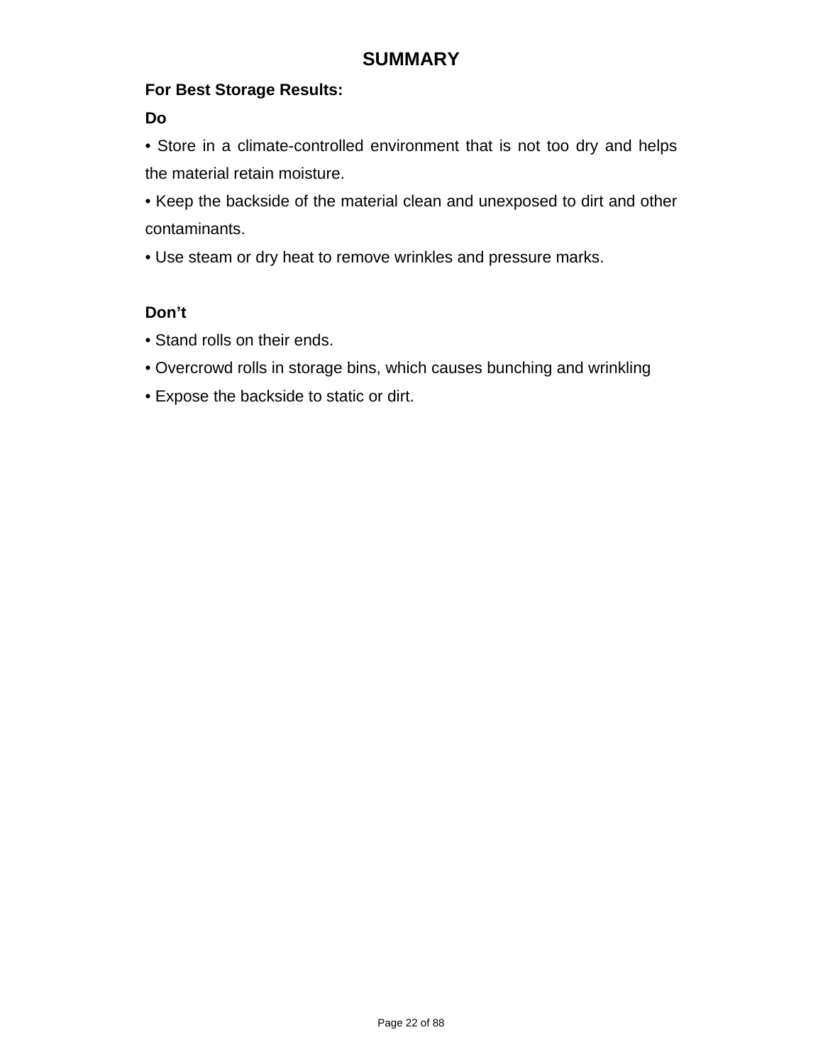# SUMMARY

**For Best Storage Results:**

**Do**

- Store in a climate-controlled environment that is not too dry and helps the material retain moisture.
- Keep the backside of the material clean and unexposed to dirt and other contaminants.
- Use steam or dry heat to remove wrinkles and pressure marks.

**Don't**

- Stand rolls on their ends.
- Overcrowd rolls in storage bins, which causes bunching and wrinkling
- Expose the backside to static or dirt.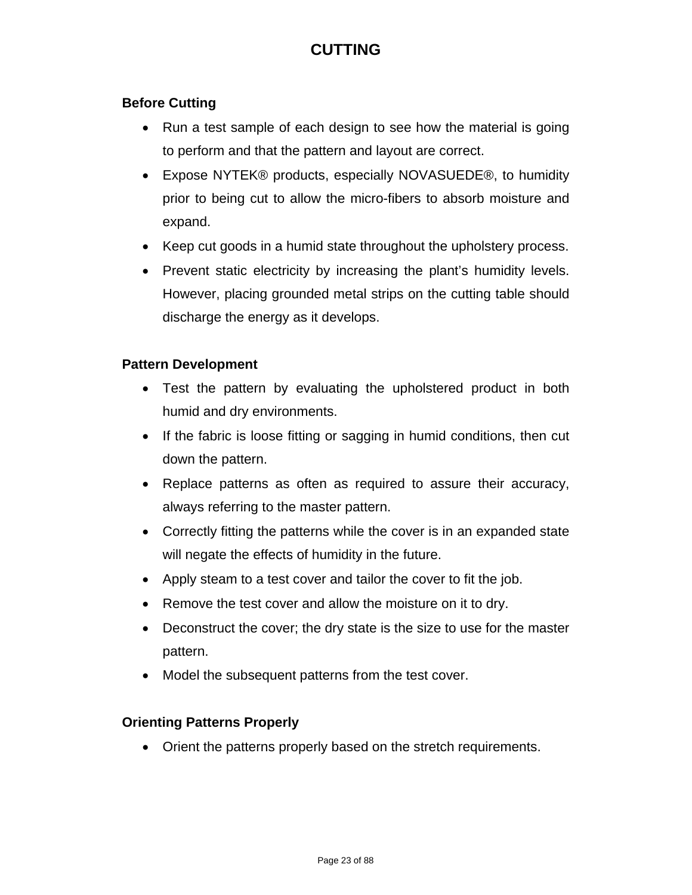# CUTTING

## Before Cutting

- Run a test sample of each design to see how the material is going to perform and that the pattern and layout are correct.
- Expose NYTEK® products, especially NOVASUEDE®, to humidity prior to being cut to allow the micro-fibers to absorb moisture and expand.
- Keep cut goods in a humid state throughout the upholstery process.
- Prevent static electricity by increasing the plant's humidity levels. However, placing grounded metal strips on the cutting table should discharge the energy as it develops.

## Pattern Development

- Test the pattern by evaluating the upholstered product in both humid and dry environments.
- If the fabric is loose fitting or sagging in humid conditions, then cut down the pattern.
- Replace patterns as often as required to assure their accuracy, always referring to the master pattern.
- Correctly fitting the patterns while the cover is in an expanded state will negate the effects of humidity in the future.
- Apply steam to a test cover and tailor the cover to fit the job.
- Remove the test cover and allow the moisture on it to dry.
- Deconstruct the cover; the dry state is the size to use for the master pattern.
- Model the subsequent patterns from the test cover.

## Orienting Patterns Properly

- Orient the patterns properly based on the stretch requirements.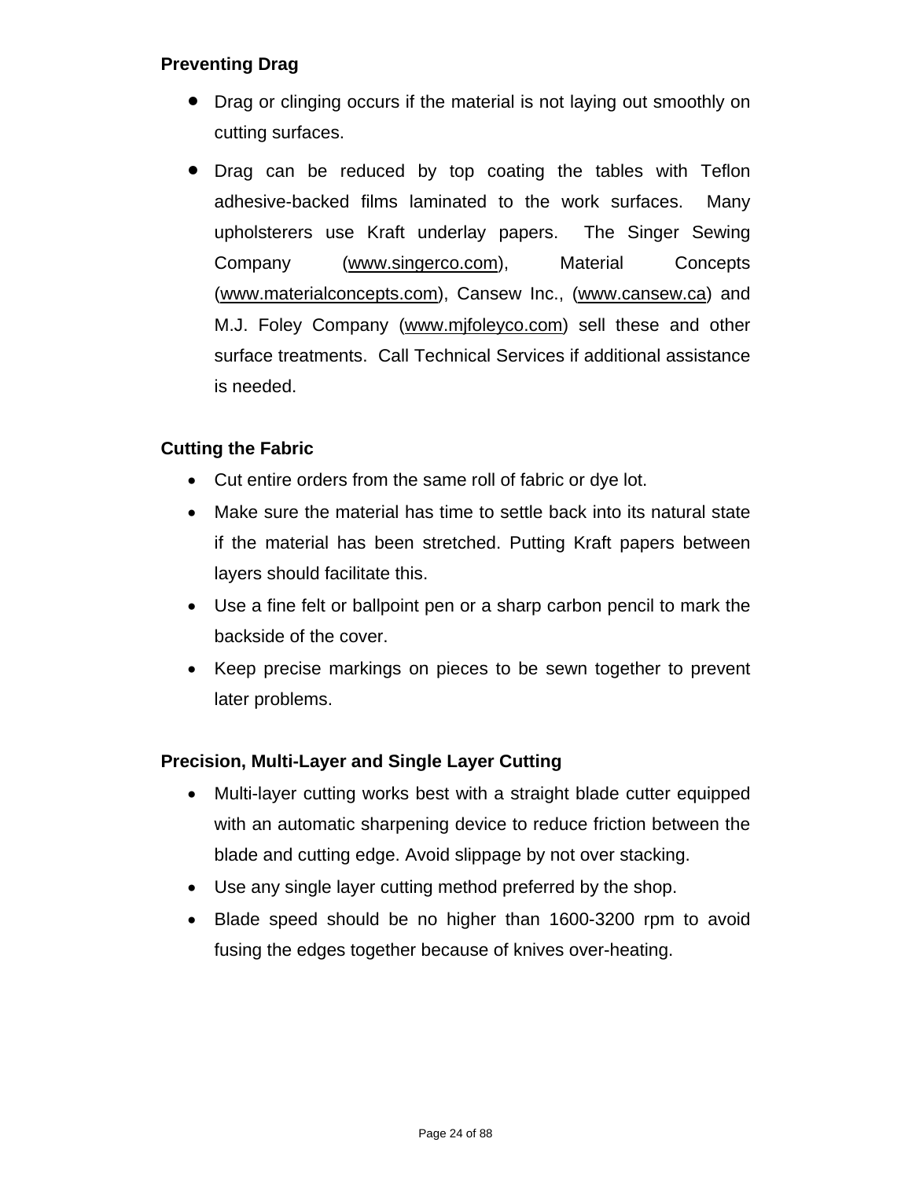**Preventing Drag**

- Drag or clinging occurs if the material is not laying out smoothly on cutting surfaces.
- Drag can be reduced by top coating the tables with Teflon adhesive-backed films laminated to the work surfaces. Many upholsterers use Kraft underlay papers. The Singer Sewing Company (www.singerco.com), Material Concepts (www.materialconcepts.com), Cansew Inc., (www.cansew.ca) and M.J. Foley Company (www.mjfoleyco.com) sell these and other surface treatments. Call Technical Services if additional assistance is needed.

**Cutting the Fabric**

- Cut entire orders from the same roll of fabric or dye lot.
- Make sure the material has time to settle back into its natural state if the material has been stretched. Putting Kraft papers between layers should facilitate this.
- Use a fine felt or ballpoint pen or a sharp carbon pencil to mark the backside of the cover.
- Keep precise markings on pieces to be sewn together to prevent later problems.

**Precision, Multi-Layer and Single Layer Cutting**

- Multi-layer cutting works best with a straight blade cutter equipped with an automatic sharpening device to reduce friction between the blade and cutting edge. Avoid slippage by not over stacking.
- Use any single layer cutting method preferred by the shop.
- Blade speed should be no higher than 1600-3200 rpm to avoid fusing the edges together because of knives over-heating.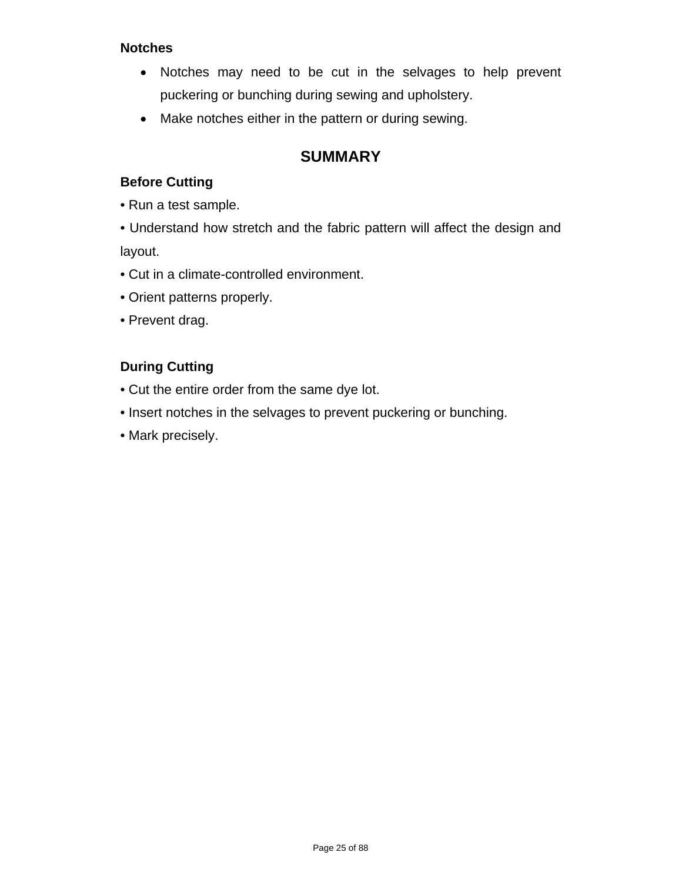**Notches**

- Notches may need to be cut in the selvages to help prevent puckering or bunching during sewing and upholstery.
- Make notches either in the pattern or during sewing.

## SUMMARY

**Before Cutting**

- Run a test sample.
- Understand how stretch and the fabric pattern will affect the design and layout.
- Cut in a climate-controlled environment.
- Orient patterns properly.
- Prevent drag.

**During Cutting**

- Cut the entire order from the same dye lot.
- Insert notches in the selvages to prevent puckering or bunching.
- Mark precisely.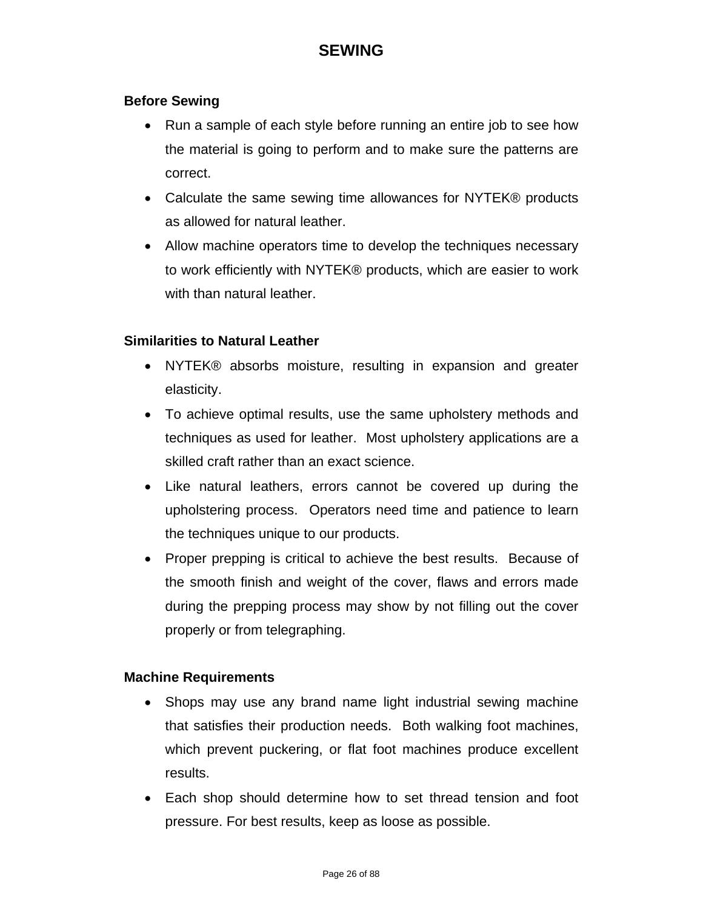# SEWING

**Before Sewing**

- Run a sample of each style before running an entire job to see how the material is going to perform and to make sure the patterns are correct.
- Calculate the same sewing time allowances for NYTEK® products as allowed for natural leather.
- Allow machine operators time to develop the techniques necessary to work efficiently with NYTEK® products, which are easier to work with than natural leather.

**Similarities to Natural Leather**

- NYTEK® absorbs moisture, resulting in expansion and greater elasticity.
- To achieve optimal results, use the same upholstery methods and techniques as used for leather. Most upholstery applications are a skilled craft rather than an exact science.
- Like natural leathers, errors cannot be covered up during the upholstering process. Operators need time and patience to learn the techniques unique to our products.
- Proper prepping is critical to achieve the best results. Because of the smooth finish and weight of the cover, flaws and errors made during the prepping process may show by not filling out the cover properly or from telegraphing.

**Machine Requirements**

- Shops may use any brand name light industrial sewing machine that satisfies their production needs. Both walking foot machines, which prevent puckering, or flat foot machines produce excellent results.
- Each shop should determine how to set thread tension and foot pressure. For best results, keep as loose as possible.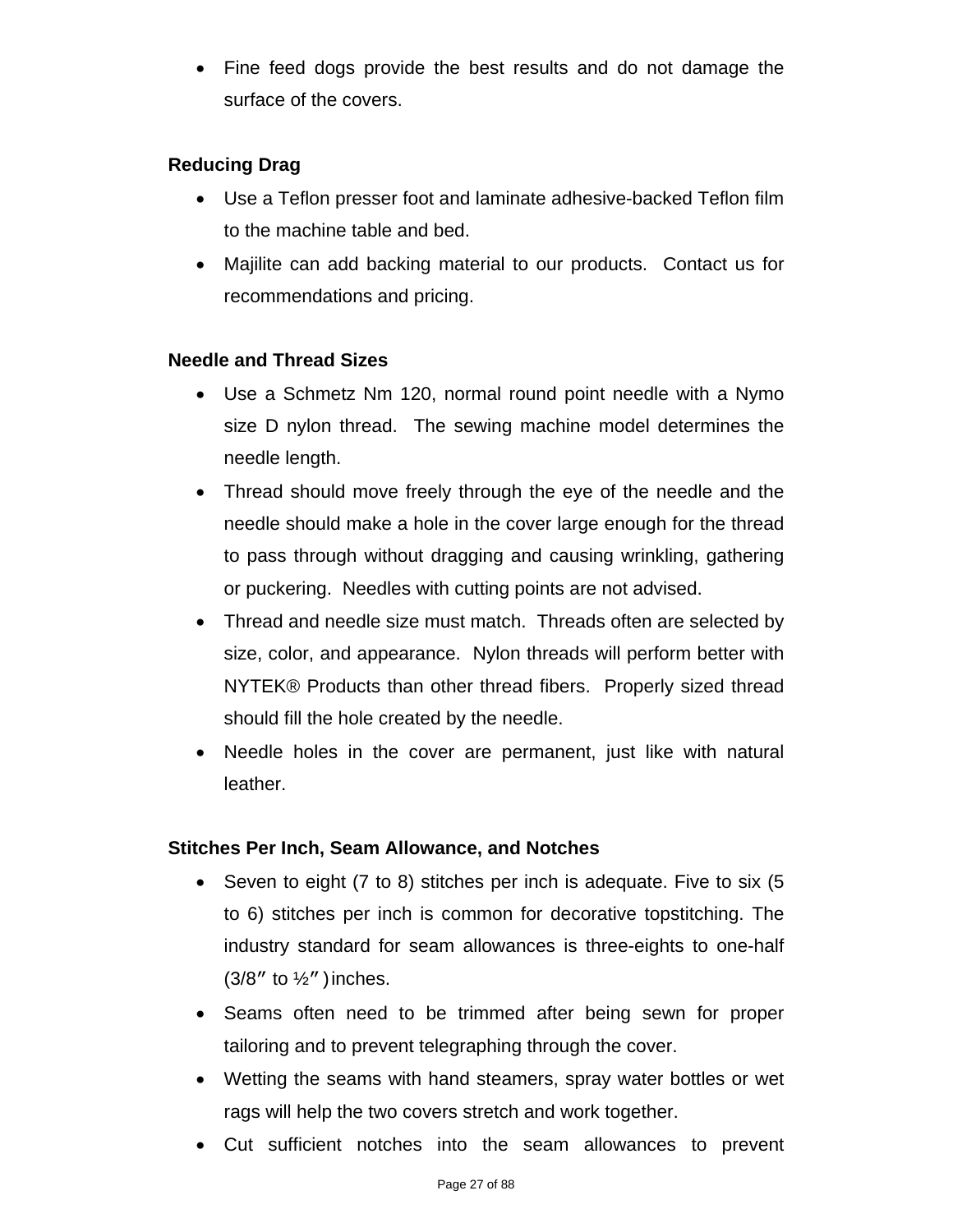- Fine feed dogs provide the best results and do not damage the surface of the covers.

**Reducing Drag**

- Use a Teflon presser foot and laminate adhesive-backed Teflon film to the machine table and bed.
- Majilite can add backing material to our products. Contact us for recommendations and pricing.

**Needle and Thread Sizes**

- Use a Schmetz Nm 120, normal round point needle with a Nymo size D nylon thread. The sewing machine model determines the needle length.
- Thread should move freely through the eye of the needle and the needle should make a hole in the cover large enough for the thread to pass through without dragging and causing wrinkling, gathering or puckering. Needles with cutting points are not advised.
- Thread and needle size must match. Threads often are selected by size, color, and appearance. Nylon threads will perform better with NYTEK® Products than other thread fibers. Properly sized thread should fill the hole created by the needle.
- Needle holes in the cover are permanent, just like with natural leather.

**Stitches Per Inch, Seam Allowance, and Notches**

- Seven to eight (7 to 8) stitches per inch is adequate. Five to six (5 to 6) stitches per inch is common for decorative topstitching. The industry standard for seam allowances is three-eights to one-half (3/8″ to ½″) inches.
- Seams often need to be trimmed after being sewn for proper tailoring and to prevent telegraphing through the cover.
- Wetting the seams with hand steamers, spray water bottles or wet rags will help the two covers stretch and work together.
- Cut sufficient notches into the seam allowances to prevent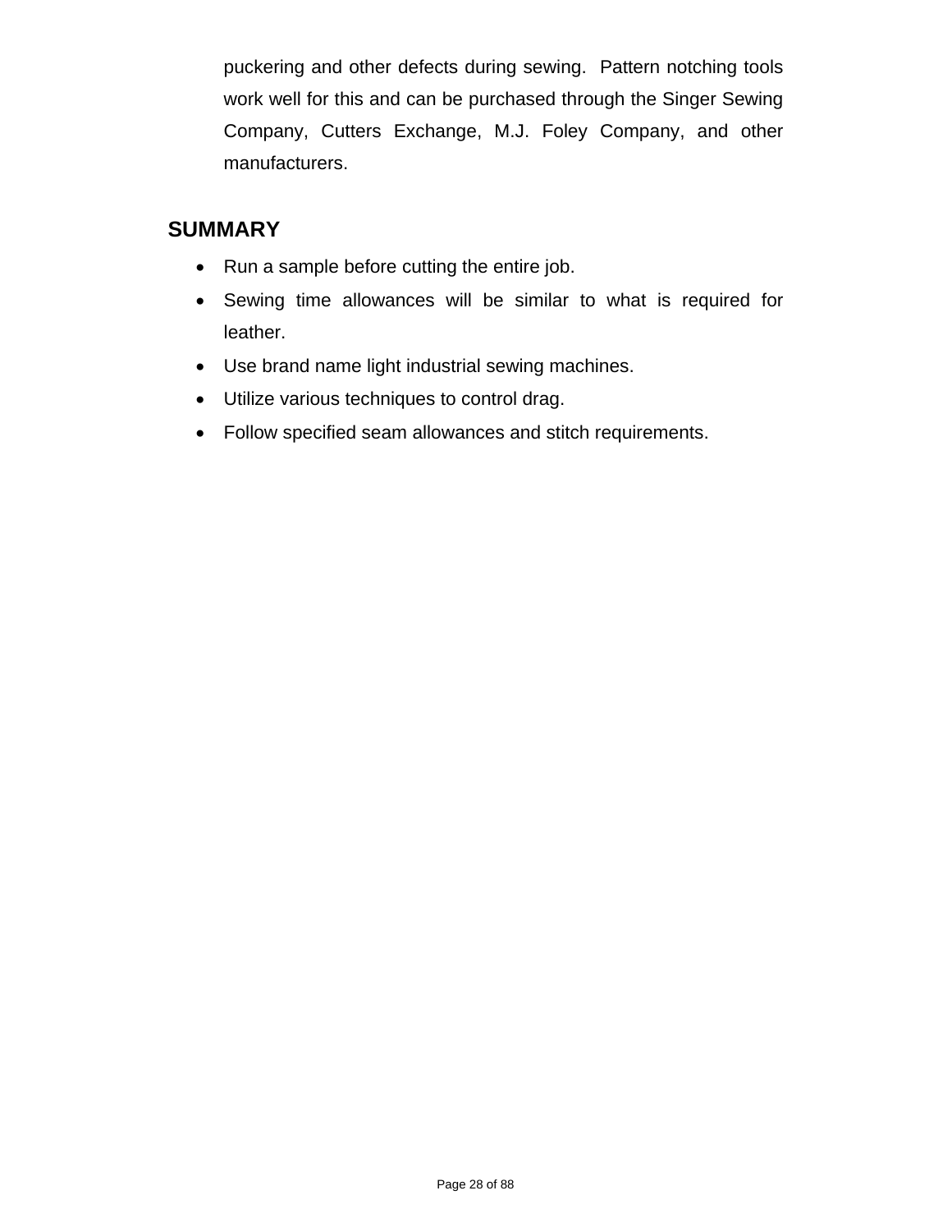puckering and other defects during sewing. Pattern notching tools work well for this and can be purchased through the Singer Sewing Company, Cutters Exchange, M.J. Foley Company, and other manufacturers.

## SUMMARY

- Run a sample before cutting the entire job.
- Sewing time allowances will be similar to what is required for leather.
- Use brand name light industrial sewing machines.
- Utilize various techniques to control drag.
- Follow specified seam allowances and stitch requirements.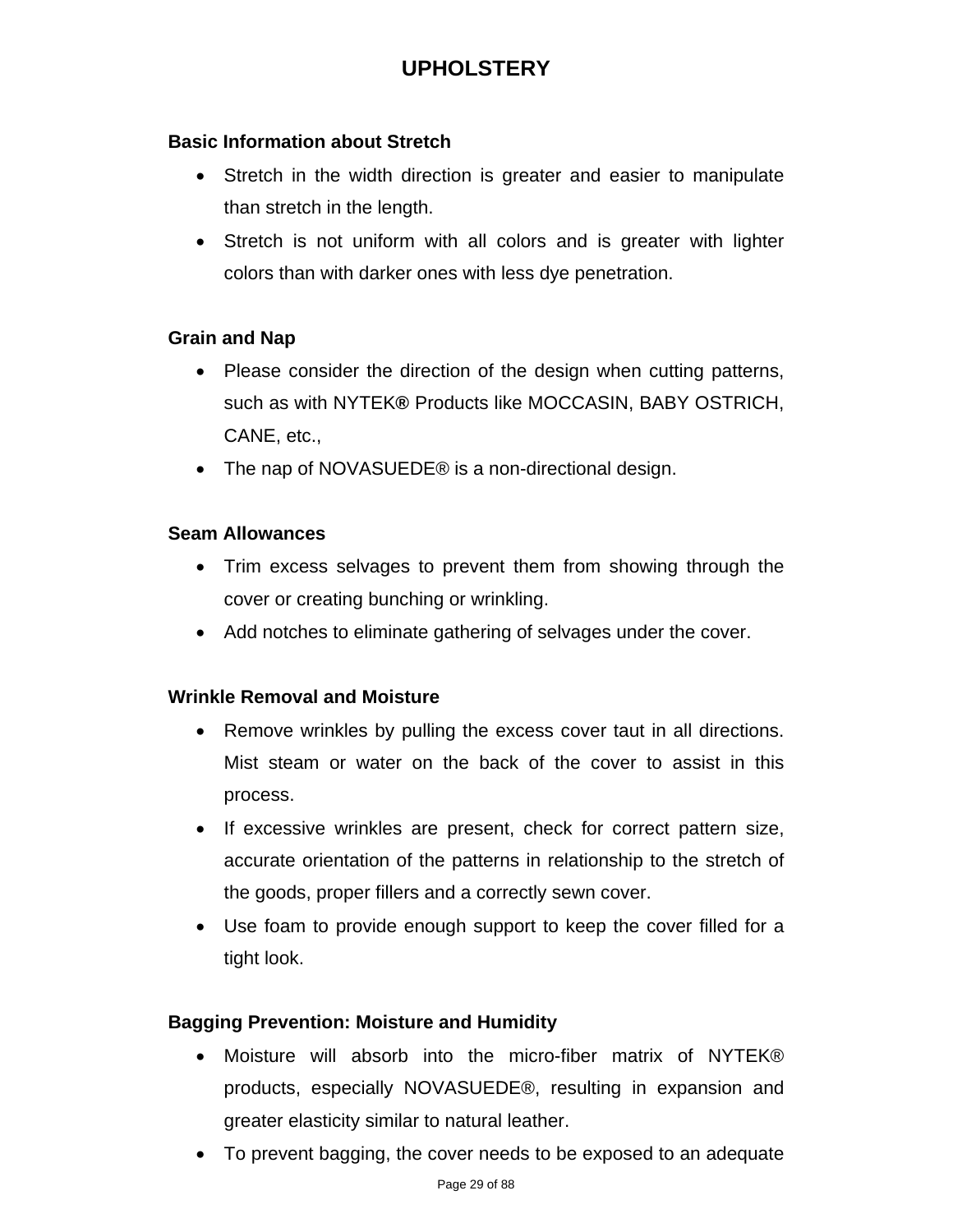# UPHOLSTERY

**Basic Information about Stretch**

- Stretch in the width direction is greater and easier to manipulate than stretch in the length.
- Stretch is not uniform with all colors and is greater with lighter colors than with darker ones with less dye penetration.

**Grain and Nap**

- Please consider the direction of the design when cutting patterns, such as with NYTEK**®** Products like MOCCASIN, BABY OSTRICH, CANE, etc.,
- The nap of NOVASUEDE® is a non-directional design.

**Seam Allowances**

- Trim excess selvages to prevent them from showing through the cover or creating bunching or wrinkling.
- Add notches to eliminate gathering of selvages under the cover.

**Wrinkle Removal and Moisture**

- Remove wrinkles by pulling the excess cover taut in all directions. Mist steam or water on the back of the cover to assist in this process.
- If excessive wrinkles are present, check for correct pattern size, accurate orientation of the patterns in relationship to the stretch of the goods, proper fillers and a correctly sewn cover.
- Use foam to provide enough support to keep the cover filled for a tight look.

**Bagging Prevention: Moisture and Humidity**

- Moisture will absorb into the micro-fiber matrix of NYTEK® products, especially NOVASUEDE®, resulting in expansion and greater elasticity similar to natural leather.
- To prevent bagging, the cover needs to be exposed to an adequate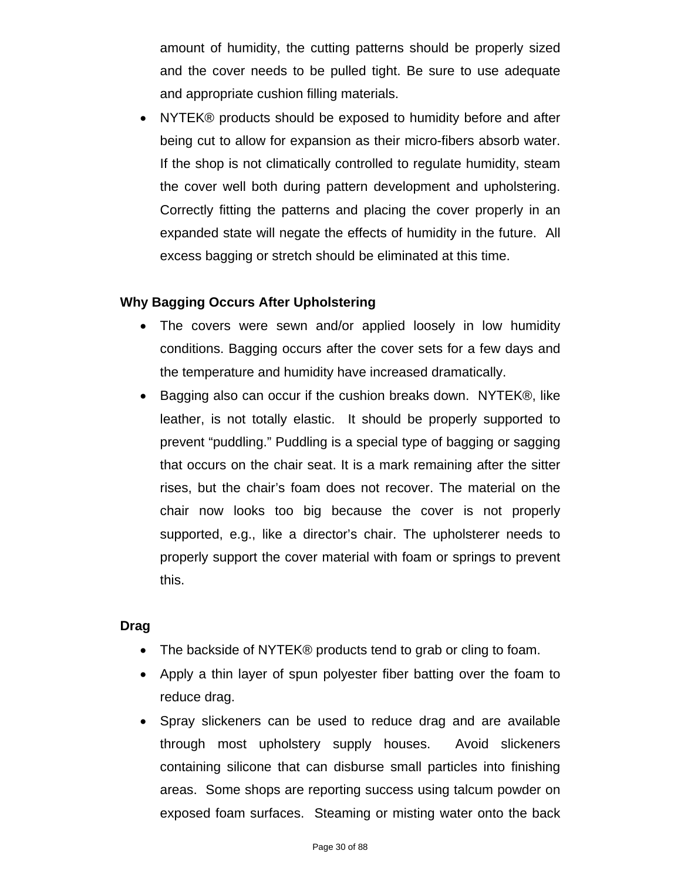amount of humidity, the cutting patterns should be properly sized and the cover needs to be pulled tight. Be sure to use adequate and appropriate cushion filling materials.

- NYTEK® products should be exposed to humidity before and after being cut to allow for expansion as their micro-fibers absorb water. If the shop is not climatically controlled to regulate humidity, steam the cover well both during pattern development and upholstering. Correctly fitting the patterns and placing the cover properly in an expanded state will negate the effects of humidity in the future. All excess bagging or stretch should be eliminated at this time.

**Why Bagging Occurs After Upholstering**

- The covers were sewn and/or applied loosely in low humidity conditions. Bagging occurs after the cover sets for a few days and the temperature and humidity have increased dramatically.
- Bagging also can occur if the cushion breaks down. NYTEK®, like leather, is not totally elastic. It should be properly supported to prevent "puddling." Puddling is a special type of bagging or sagging that occurs on the chair seat. It is a mark remaining after the sitter rises, but the chair's foam does not recover. The material on the chair now looks too big because the cover is not properly supported, e.g., like a director's chair. The upholsterer needs to properly support the cover material with foam or springs to prevent this.

**Drag**

- The backside of NYTEK® products tend to grab or cling to foam.
- Apply a thin layer of spun polyester fiber batting over the foam to reduce drag.
- Spray slickeners can be used to reduce drag and are available through most upholstery supply houses. Avoid slickeners containing silicone that can disburse small particles into finishing areas. Some shops are reporting success using talcum powder on exposed foam surfaces. Steaming or misting water onto the back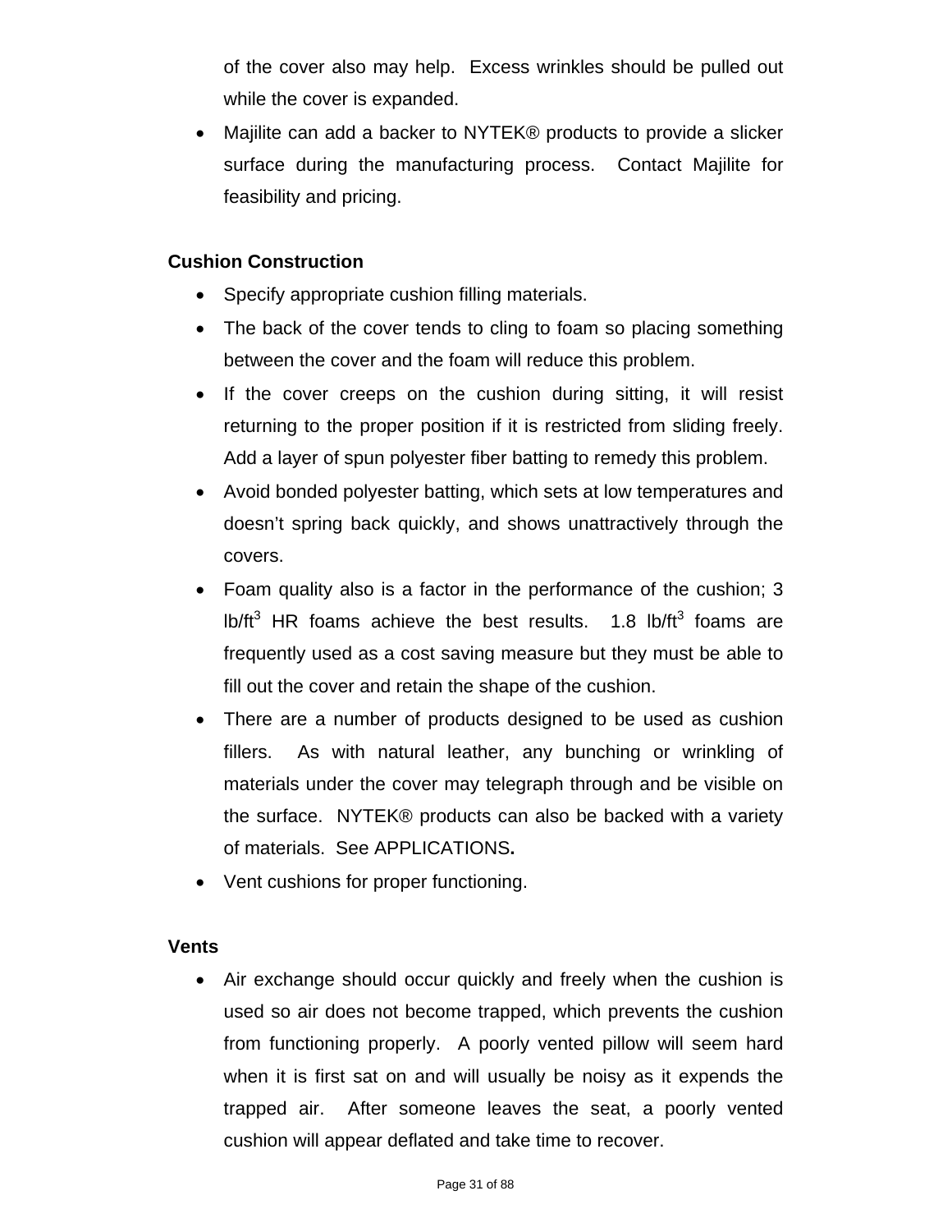of the cover also may help. Excess wrinkles should be pulled out while the cover is expanded.

- Majilite can add a backer to NYTEK® products to provide a slicker surface during the manufacturing process. Contact Majilite for feasibility and pricing.

**Cushion Construction**

- Specify appropriate cushion filling materials.
- The back of the cover tends to cling to foam so placing something between the cover and the foam will reduce this problem.
- If the cover creeps on the cushion during sitting, it will resist returning to the proper position if it is restricted from sliding freely. Add a layer of spun polyester fiber batting to remedy this problem.
- Avoid bonded polyester batting, which sets at low temperatures and doesn't spring back quickly, and shows unattractively through the covers.
- Foam quality also is a factor in the performance of the cushion; 3 lb/ft$^3$ HR foams achieve the best results. 1.8 lb/ft$^3$ foams are frequently used as a cost saving measure but they must be able to fill out the cover and retain the shape of the cushion.
- There are a number of products designed to be used as cushion fillers. As with natural leather, any bunching or wrinkling of materials under the cover may telegraph through and be visible on the surface. NYTEK® products can also be backed with a variety of materials. See APPLICATIONS**.**
- Vent cushions for proper functioning.

**Vents**

- Air exchange should occur quickly and freely when the cushion is used so air does not become trapped, which prevents the cushion from functioning properly. A poorly vented pillow will seem hard when it is first sat on and will usually be noisy as it expends the trapped air. After someone leaves the seat, a poorly vented cushion will appear deflated and take time to recover.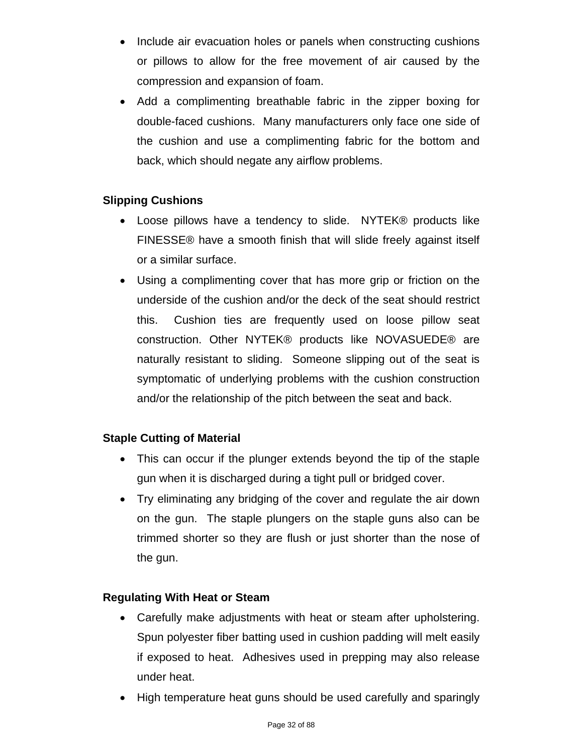- Include air evacuation holes or panels when constructing cushions or pillows to allow for the free movement of air caused by the compression and expansion of foam.
- Add a complimenting breathable fabric in the zipper boxing for double-faced cushions. Many manufacturers only face one side of the cushion and use a complimenting fabric for the bottom and back, which should negate any airflow problems.

**Slipping Cushions**

- Loose pillows have a tendency to slide. NYTEK® products like FINESSE® have a smooth finish that will slide freely against itself or a similar surface.
- Using a complimenting cover that has more grip or friction on the underside of the cushion and/or the deck of the seat should restrict this. Cushion ties are frequently used on loose pillow seat construction. Other NYTEK® products like NOVASUEDE® are naturally resistant to sliding. Someone slipping out of the seat is symptomatic of underlying problems with the cushion construction and/or the relationship of the pitch between the seat and back.

**Staple Cutting of Material**

- This can occur if the plunger extends beyond the tip of the staple gun when it is discharged during a tight pull or bridged cover.
- Try eliminating any bridging of the cover and regulate the air down on the gun. The staple plungers on the staple guns also can be trimmed shorter so they are flush or just shorter than the nose of the gun.

**Regulating With Heat or Steam**

- Carefully make adjustments with heat or steam after upholstering. Spun polyester fiber batting used in cushion padding will melt easily if exposed to heat. Adhesives used in prepping may also release under heat.
- High temperature heat guns should be used carefully and sparingly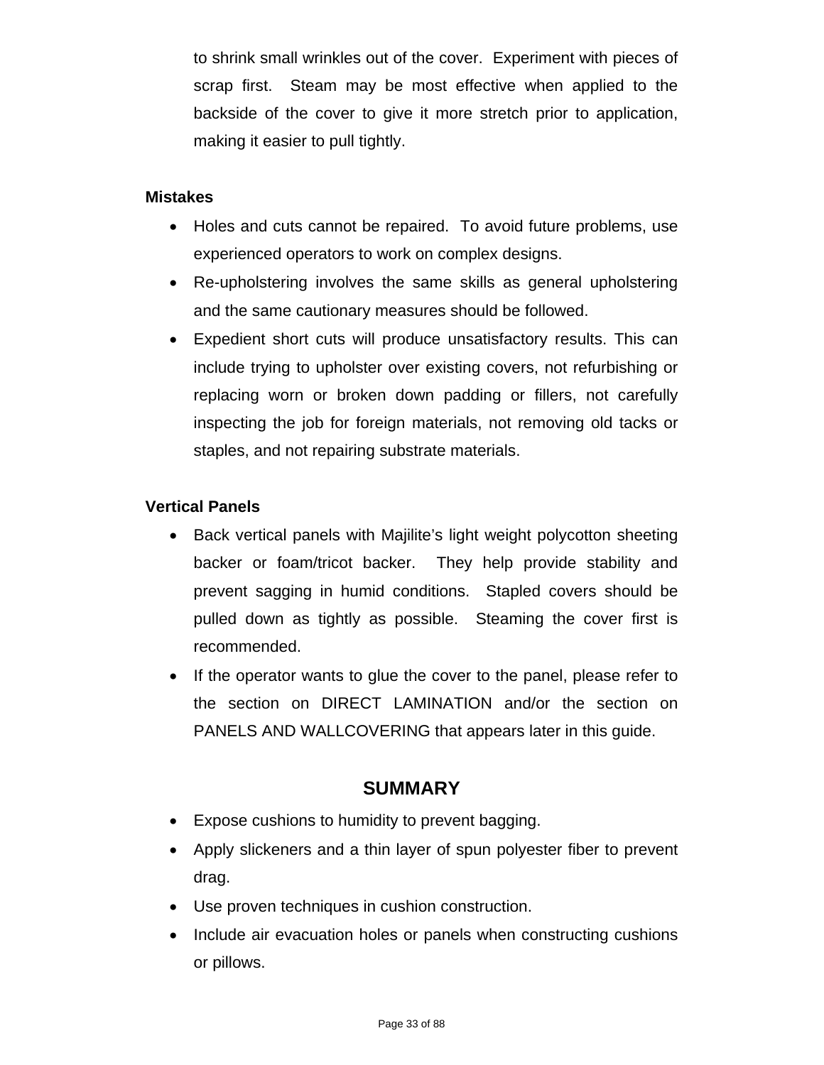to shrink small wrinkles out of the cover. Experiment with pieces of scrap first. Steam may be most effective when applied to the backside of the cover to give it more stretch prior to application, making it easier to pull tightly.

**Mistakes**

- Holes and cuts cannot be repaired. To avoid future problems, use experienced operators to work on complex designs.
- Re-upholstering involves the same skills as general upholstering and the same cautionary measures should be followed.
- Expedient short cuts will produce unsatisfactory results. This can include trying to upholster over existing covers, not refurbishing or replacing worn or broken down padding or fillers, not carefully inspecting the job for foreign materials, not removing old tacks or staples, and not repairing substrate materials.

**Vertical Panels**

- Back vertical panels with Majilite's light weight polycotton sheeting backer or foam/tricot backer. They help provide stability and prevent sagging in humid conditions. Stapled covers should be pulled down as tightly as possible. Steaming the cover first is recommended.
- If the operator wants to glue the cover to the panel, please refer to the section on DIRECT LAMINATION and/or the section on PANELS AND WALLCOVERING that appears later in this guide.

## SUMMARY

- Expose cushions to humidity to prevent bagging.
- Apply slickeners and a thin layer of spun polyester fiber to prevent drag.
- Use proven techniques in cushion construction.
- Include air evacuation holes or panels when constructing cushions or pillows.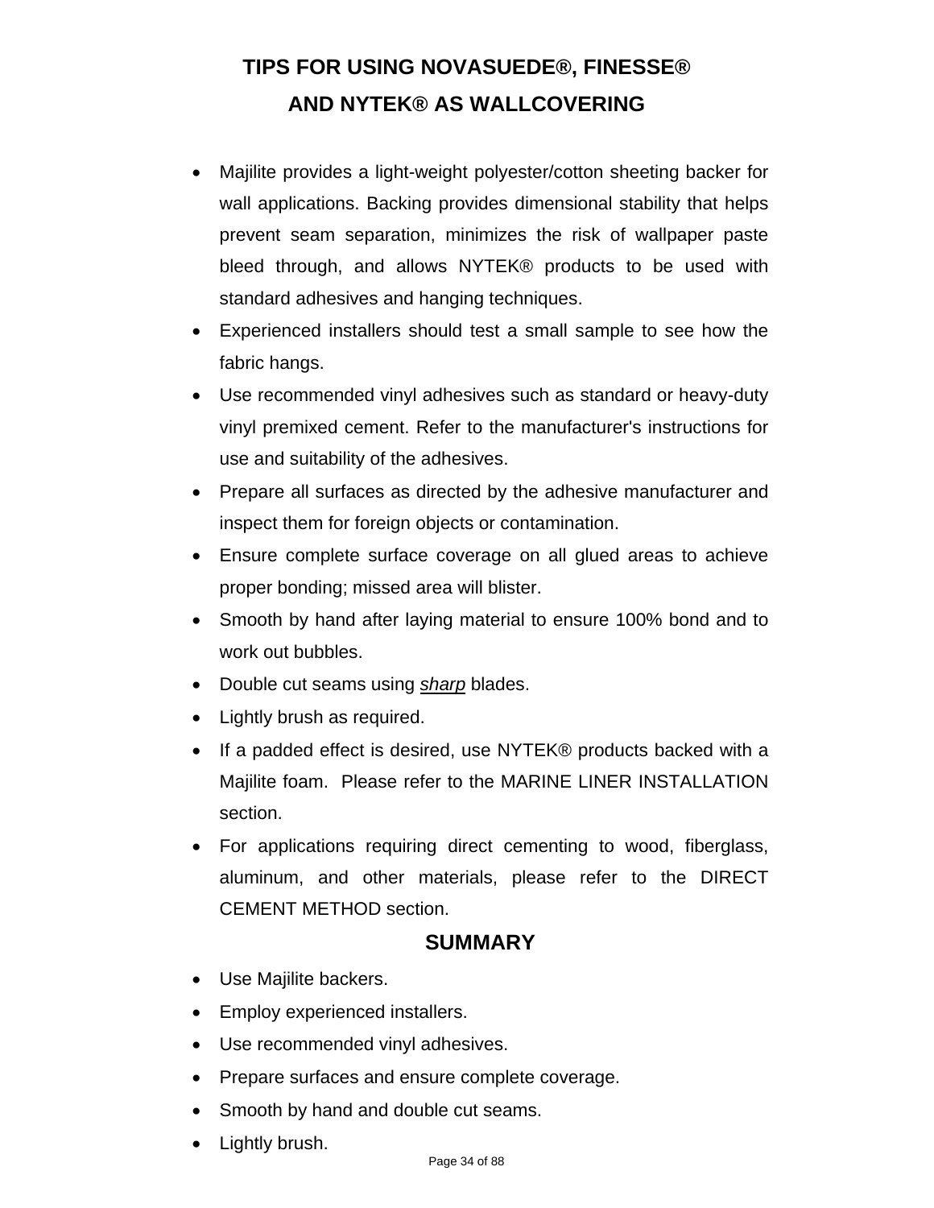# TIPS FOR USING NOVASUEDE®, FINESSE® AND NYTEK® AS WALLCOVERING

- Majilite provides a light-weight polyester/cotton sheeting backer for wall applications. Backing provides dimensional stability that helps prevent seam separation, minimizes the risk of wallpaper paste bleed through, and allows NYTEK® products to be used with standard adhesives and hanging techniques.
- Experienced installers should test a small sample to see how the fabric hangs.
- Use recommended vinyl adhesives such as standard or heavy-duty vinyl premixed cement. Refer to the manufacturer's instructions for use and suitability of the adhesives.
- Prepare all surfaces as directed by the adhesive manufacturer and inspect them for foreign objects or contamination.
- Ensure complete surface coverage on all glued areas to achieve proper bonding; missed area will blister.
- Smooth by hand after laying material to ensure 100% bond and to work out bubbles.
- Double cut seams using *sharp* blades.
- Lightly brush as required.
- If a padded effect is desired, use NYTEK® products backed with a Majilite foam. Please refer to the MARINE LINER INSTALLATION section.
- For applications requiring direct cementing to wood, fiberglass, aluminum, and other materials, please refer to the DIRECT CEMENT METHOD section.

## SUMMARY

- Use Majilite backers.
- Employ experienced installers.
- Use recommended vinyl adhesives.
- Prepare surfaces and ensure complete coverage.
- Smooth by hand and double cut seams.
- Lightly brush.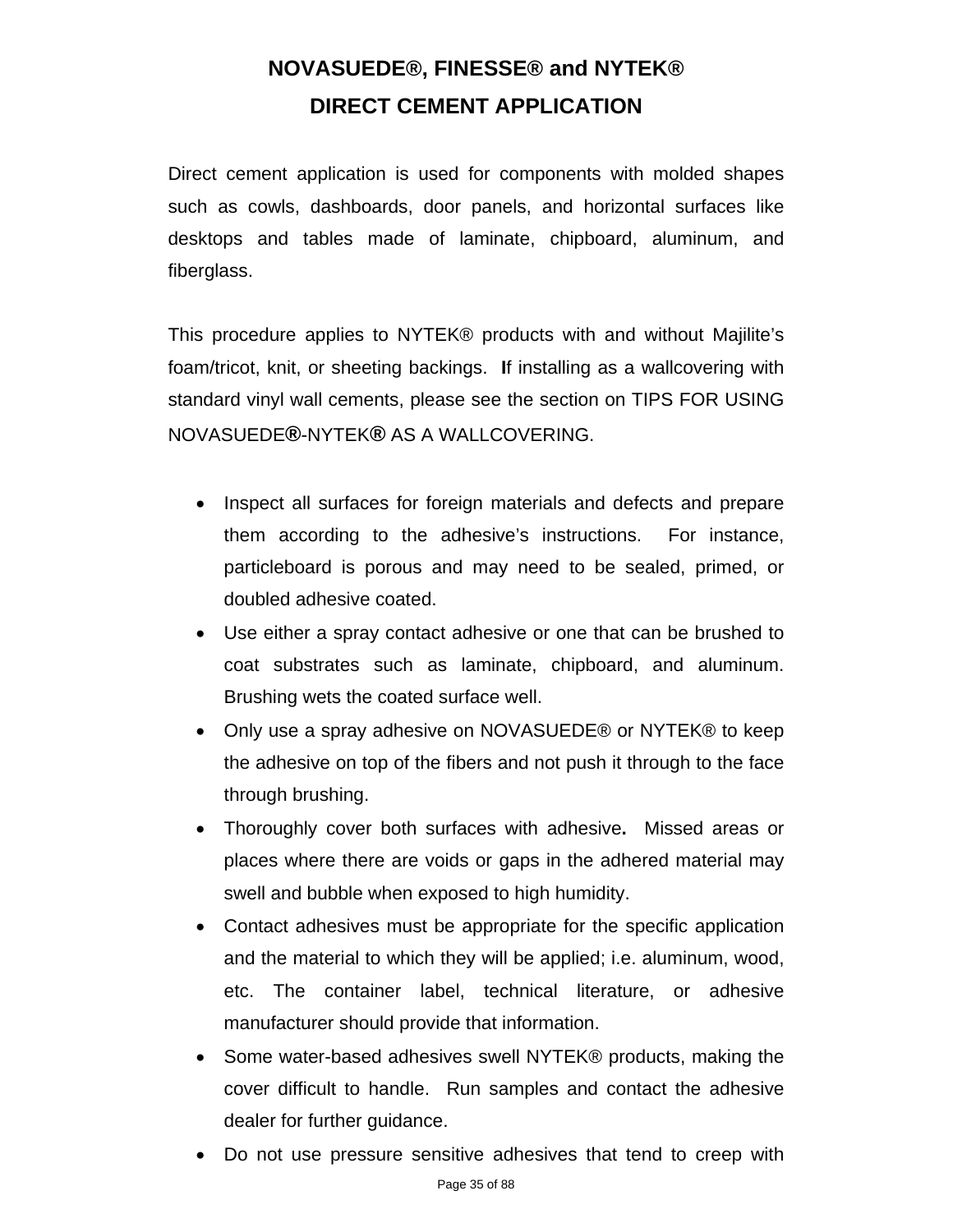# NOVASUEDE®, FINESSE® and NYTEK®

# DIRECT CEMENT APPLICATION

Direct cement application is used for components with molded shapes such as cowls, dashboards, door panels, and horizontal surfaces like desktops and tables made of laminate, chipboard, aluminum, and fiberglass.

This procedure applies to NYTEK® products with and without Majilite's foam/tricot, knit, or sheeting backings. **I**f installing as a wallcovering with standard vinyl wall cements, please see the section on TIPS FOR USING NOVASUEDE®-NYTEK® AS A WALLCOVERING.

- Inspect all surfaces for foreign materials and defects and prepare them according to the adhesive's instructions. For instance, particleboard is porous and may need to be sealed, primed, or doubled adhesive coated.
- Use either a spray contact adhesive or one that can be brushed to coat substrates such as laminate, chipboard, and aluminum. Brushing wets the coated surface well.
- Only use a spray adhesive on NOVASUEDE® or NYTEK® to keep the adhesive on top of the fibers and not push it through to the face through brushing.
- Thoroughly cover both surfaces with adhesive**.** Missed areas or places where there are voids or gaps in the adhered material may swell and bubble when exposed to high humidity.
- Contact adhesives must be appropriate for the specific application and the material to which they will be applied; i.e. aluminum, wood, etc. The container label, technical literature, or adhesive manufacturer should provide that information.
- Some water-based adhesives swell NYTEK® products, making the cover difficult to handle. Run samples and contact the adhesive dealer for further guidance.
- Do not use pressure sensitive adhesives that tend to creep with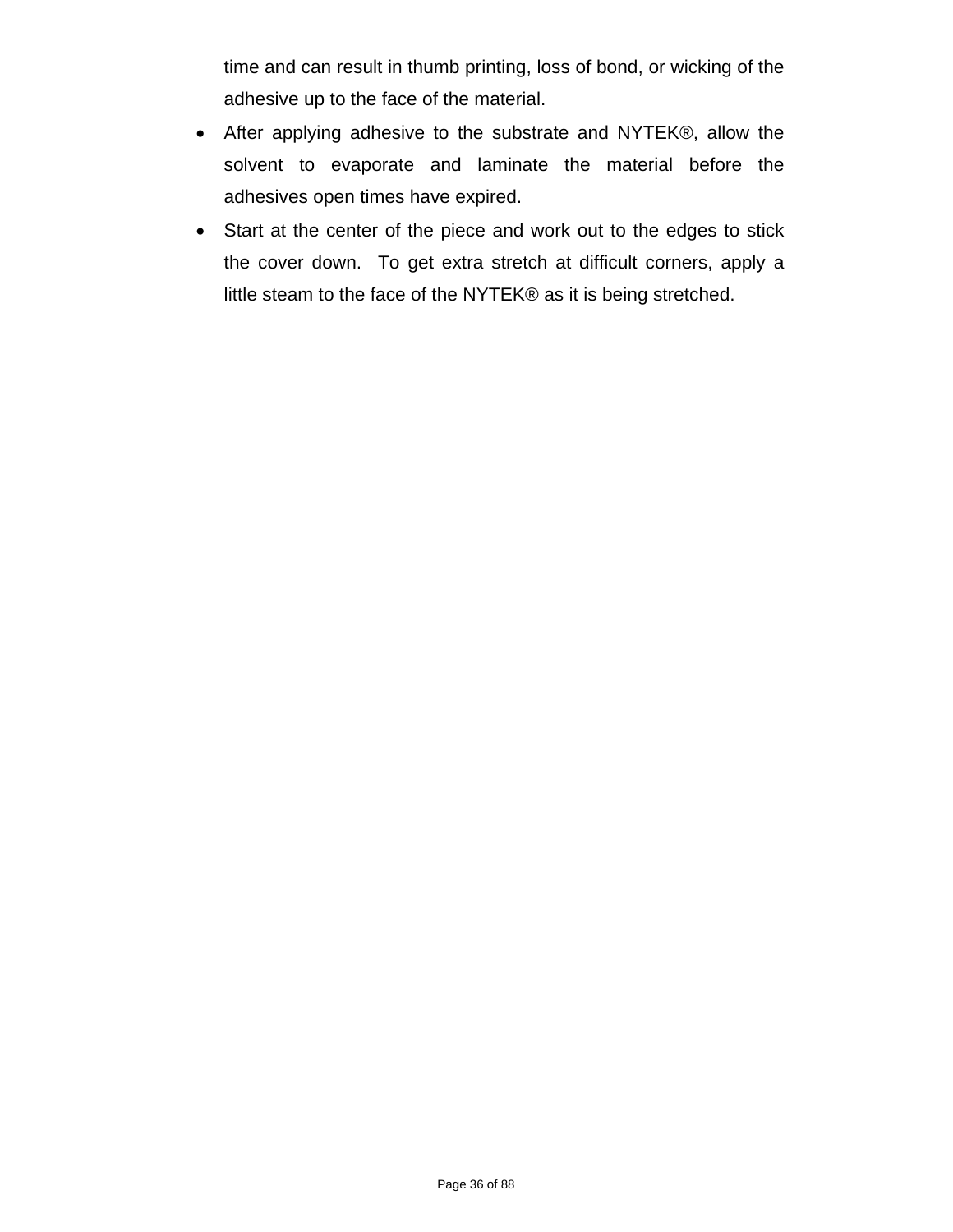time and can result in thumb printing, loss of bond, or wicking of the adhesive up to the face of the material.

- After applying adhesive to the substrate and NYTEK®, allow the solvent to evaporate and laminate the material before the adhesives open times have expired.
- Start at the center of the piece and work out to the edges to stick the cover down. To get extra stretch at difficult corners, apply a little steam to the face of the NYTEK® as it is being stretched.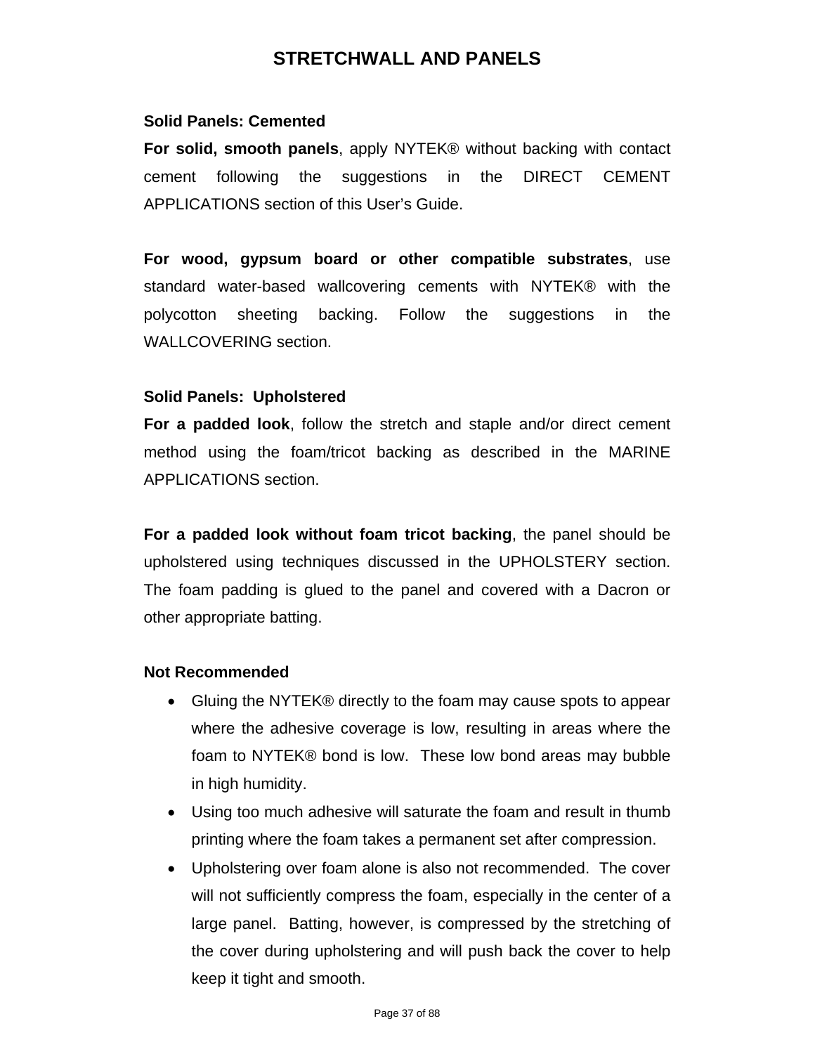# STRETCHWALL AND PANELS

**Solid Panels: Cemented**

**For solid, smooth panels**, apply NYTEK® without backing with contact cement following the suggestions in the DIRECT CEMENT APPLICATIONS section of this User's Guide.

**For wood, gypsum board or other compatible substrates**, use standard water-based wallcovering cements with NYTEK® with the polycotton sheeting backing. Follow the suggestions in the WALLCOVERING section.

**Solid Panels: Upholstered**

**For a padded look**, follow the stretch and staple and/or direct cement method using the foam/tricot backing as described in the MARINE APPLICATIONS section.

**For a padded look without foam tricot backing**, the panel should be upholstered using techniques discussed in the UPHOLSTERY section. The foam padding is glued to the panel and covered with a Dacron or other appropriate batting.

**Not Recommended**

- Gluing the NYTEK® directly to the foam may cause spots to appear where the adhesive coverage is low, resulting in areas where the foam to NYTEK® bond is low. These low bond areas may bubble in high humidity.
- Using too much adhesive will saturate the foam and result in thumb printing where the foam takes a permanent set after compression.
- Upholstering over foam alone is also not recommended. The cover will not sufficiently compress the foam, especially in the center of a large panel. Batting, however, is compressed by the stretching of the cover during upholstering and will push back the cover to help keep it tight and smooth.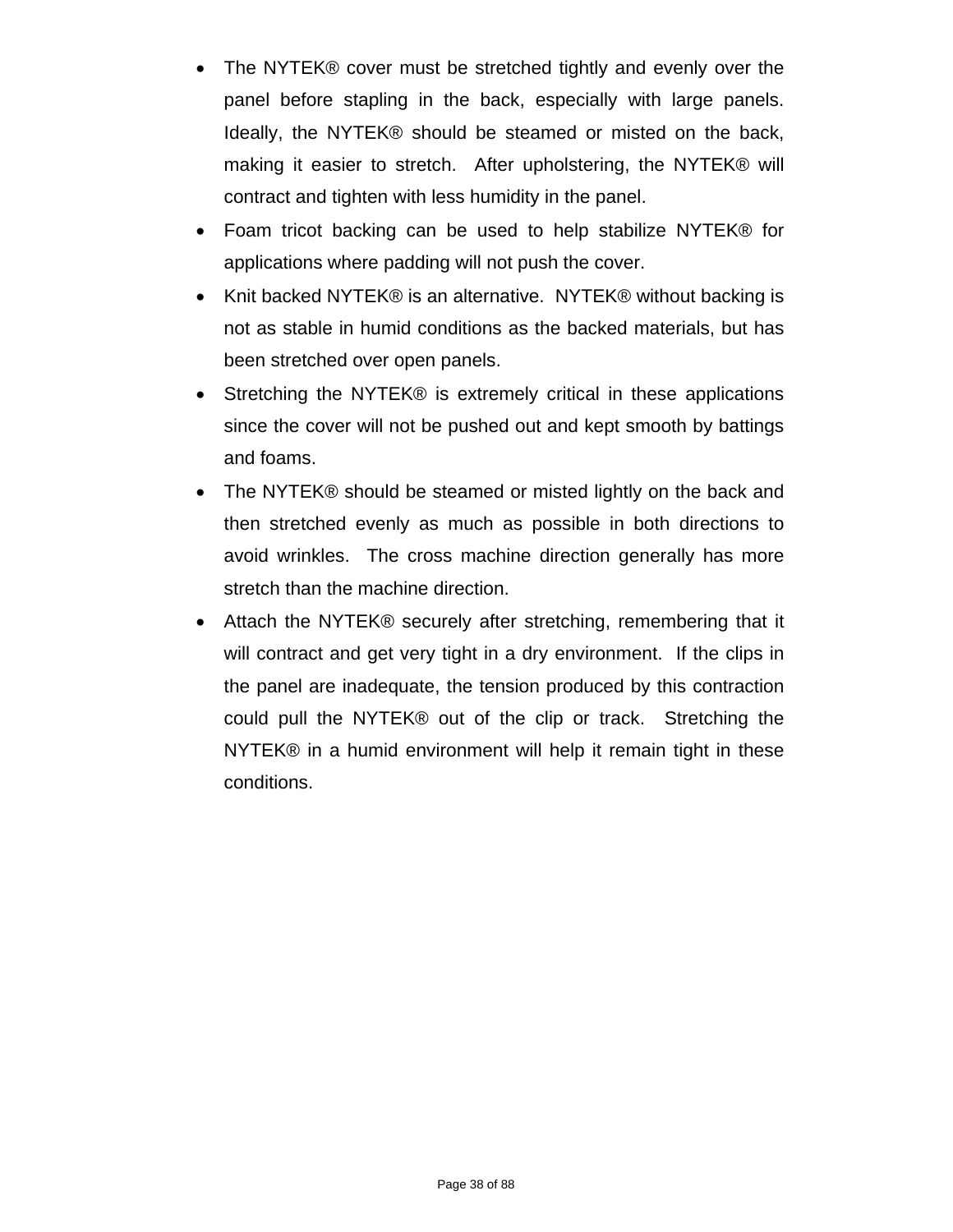- The NYTEK® cover must be stretched tightly and evenly over the panel before stapling in the back, especially with large panels. Ideally, the NYTEK® should be steamed or misted on the back, making it easier to stretch. After upholstering, the NYTEK® will contract and tighten with less humidity in the panel.
- Foam tricot backing can be used to help stabilize NYTEK® for applications where padding will not push the cover.
- Knit backed NYTEK® is an alternative. NYTEK® without backing is not as stable in humid conditions as the backed materials, but has been stretched over open panels.
- Stretching the NYTEK® is extremely critical in these applications since the cover will not be pushed out and kept smooth by battings and foams.
- The NYTEK® should be steamed or misted lightly on the back and then stretched evenly as much as possible in both directions to avoid wrinkles. The cross machine direction generally has more stretch than the machine direction.
- Attach the NYTEK® securely after stretching, remembering that it will contract and get very tight in a dry environment. If the clips in the panel are inadequate, the tension produced by this contraction could pull the NYTEK® out of the clip or track. Stretching the NYTEK® in a humid environment will help it remain tight in these conditions.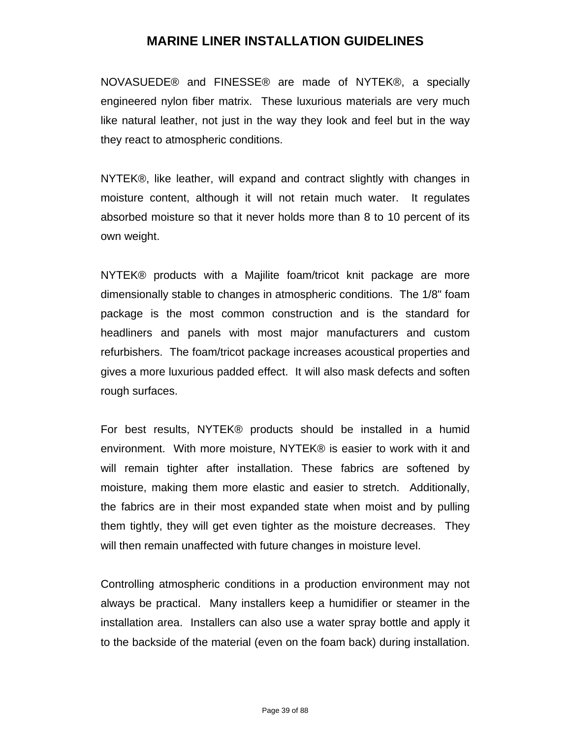# MARINE LINER INSTALLATION GUIDELINES

NOVASUEDE® and FINESSE® are made of NYTEK®, a specially engineered nylon fiber matrix. These luxurious materials are very much like natural leather, not just in the way they look and feel but in the way they react to atmospheric conditions.

NYTEK®, like leather, will expand and contract slightly with changes in moisture content, although it will not retain much water. It regulates absorbed moisture so that it never holds more than 8 to 10 percent of its own weight.

NYTEK® products with a Majilite foam/tricot knit package are more dimensionally stable to changes in atmospheric conditions. The 1/8" foam package is the most common construction and is the standard for headliners and panels with most major manufacturers and custom refurbishers. The foam/tricot package increases acoustical properties and gives a more luxurious padded effect. It will also mask defects and soften rough surfaces.

For best results, NYTEK® products should be installed in a humid environment. With more moisture, NYTEK® is easier to work with it and will remain tighter after installation. These fabrics are softened by moisture, making them more elastic and easier to stretch. Additionally, the fabrics are in their most expanded state when moist and by pulling them tightly, they will get even tighter as the moisture decreases. They will then remain unaffected with future changes in moisture level.

Controlling atmospheric conditions in a production environment may not always be practical. Many installers keep a humidifier or steamer in the installation area. Installers can also use a water spray bottle and apply it to the backside of the material (even on the foam back) during installation.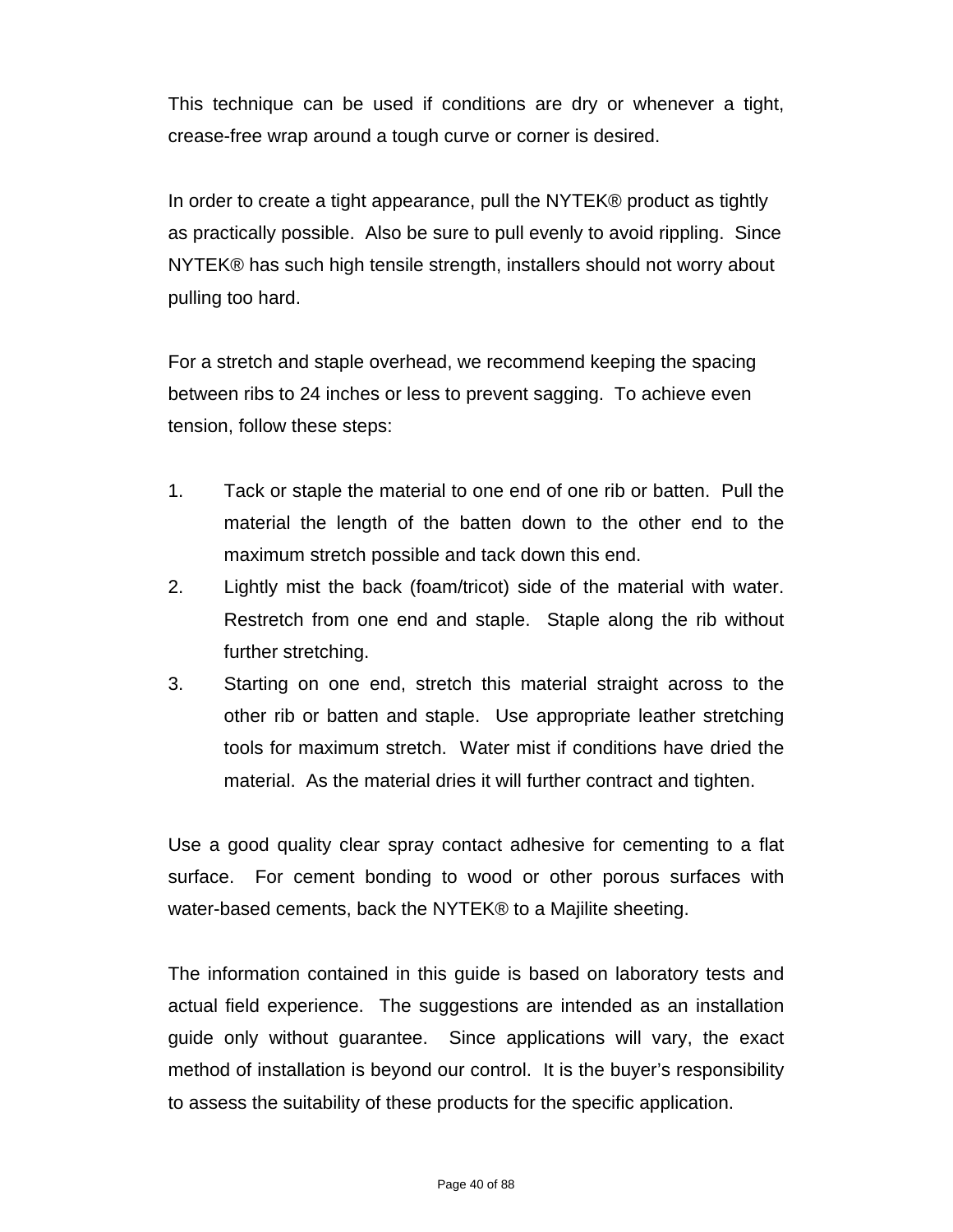This technique can be used if conditions are dry or whenever a tight, crease-free wrap around a tough curve or corner is desired.

In order to create a tight appearance, pull the NYTEK® product as tightly as practically possible. Also be sure to pull evenly to avoid rippling. Since NYTEK® has such high tensile strength, installers should not worry about pulling too hard.

For a stretch and staple overhead, we recommend keeping the spacing between ribs to 24 inches or less to prevent sagging. To achieve even tension, follow these steps:

1. Tack or staple the material to one end of one rib or batten. Pull the material the length of the batten down to the other end to the maximum stretch possible and tack down this end.
2. Lightly mist the back (foam/tricot) side of the material with water. Restretch from one end and staple. Staple along the rib without further stretching.
3. Starting on one end, stretch this material straight across to the other rib or batten and staple. Use appropriate leather stretching tools for maximum stretch. Water mist if conditions have dried the material. As the material dries it will further contract and tighten.

Use a good quality clear spray contact adhesive for cementing to a flat surface. For cement bonding to wood or other porous surfaces with water-based cements, back the NYTEK® to a Majilite sheeting.

The information contained in this guide is based on laboratory tests and actual field experience. The suggestions are intended as an installation guide only without guarantee. Since applications will vary, the exact method of installation is beyond our control. It is the buyer's responsibility to assess the suitability of these products for the specific application.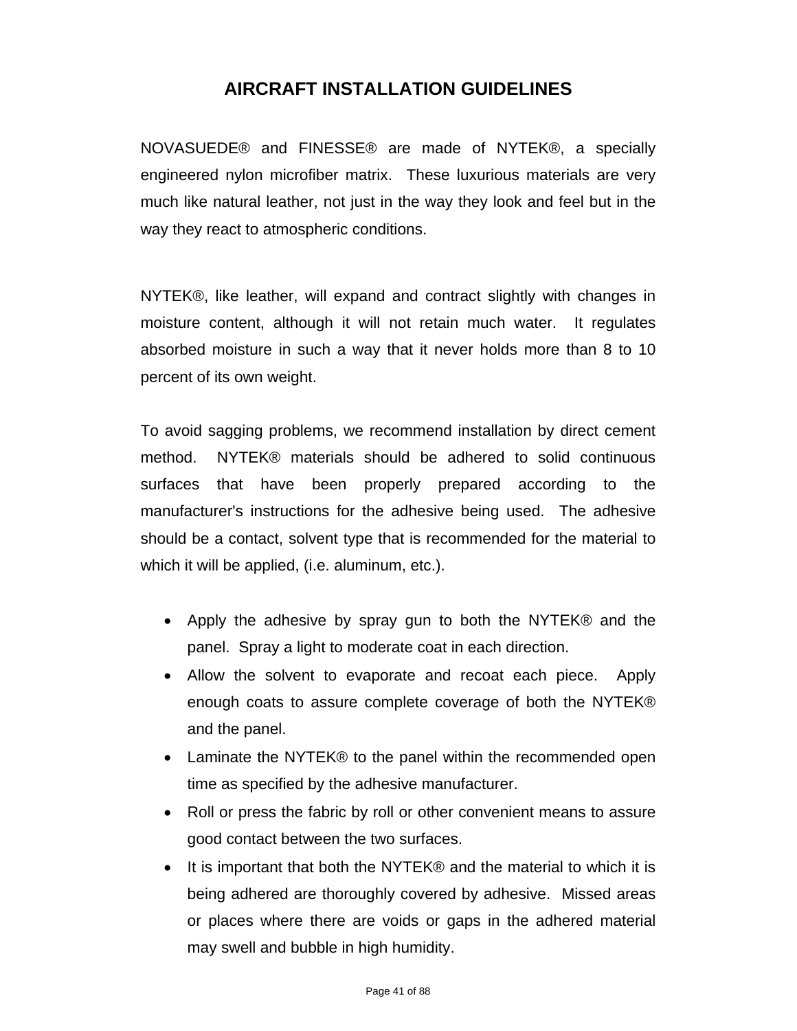# AIRCRAFT INSTALLATION GUIDELINES

NOVASUEDE® and FINESSE® are made of NYTEK®, a specially engineered nylon microfiber matrix. These luxurious materials are very much like natural leather, not just in the way they look and feel but in the way they react to atmospheric conditions.

NYTEK®, like leather, will expand and contract slightly with changes in moisture content, although it will not retain much water. It regulates absorbed moisture in such a way that it never holds more than 8 to 10 percent of its own weight.

To avoid sagging problems, we recommend installation by direct cement method. NYTEK® materials should be adhered to solid continuous surfaces that have been properly prepared according to the manufacturer's instructions for the adhesive being used. The adhesive should be a contact, solvent type that is recommended for the material to which it will be applied, (i.e. aluminum, etc.).

- Apply the adhesive by spray gun to both the NYTEK® and the panel. Spray a light to moderate coat in each direction.
- Allow the solvent to evaporate and recoat each piece. Apply enough coats to assure complete coverage of both the NYTEK® and the panel.
- Laminate the NYTEK® to the panel within the recommended open time as specified by the adhesive manufacturer.
- Roll or press the fabric by roll or other convenient means to assure good contact between the two surfaces.
- It is important that both the NYTEK® and the material to which it is being adhered are thoroughly covered by adhesive. Missed areas or places where there are voids or gaps in the adhered material may swell and bubble in high humidity.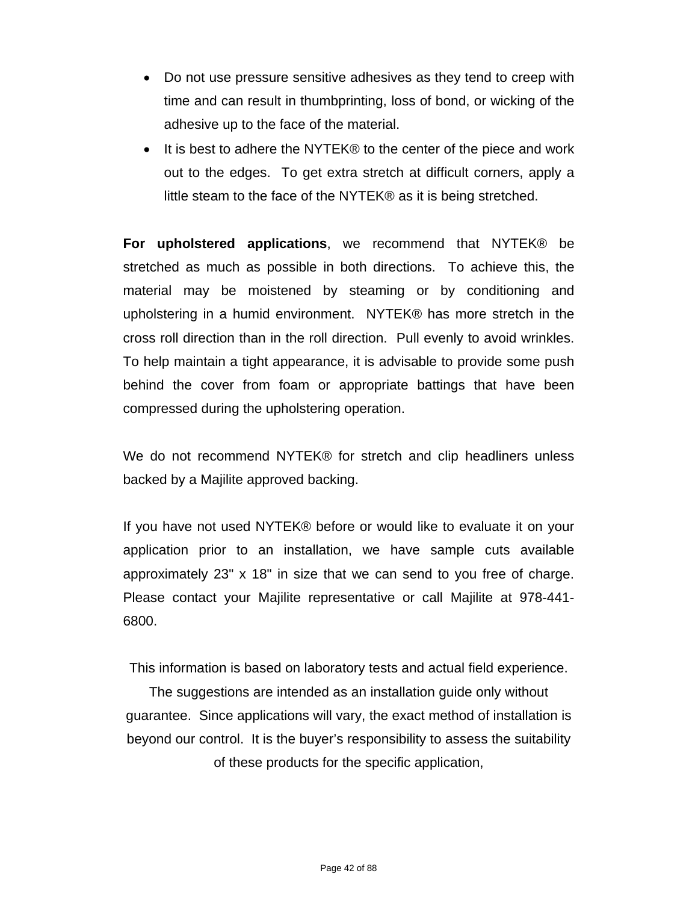- Do not use pressure sensitive adhesives as they tend to creep with time and can result in thumbprinting, loss of bond, or wicking of the adhesive up to the face of the material.
- It is best to adhere the NYTEK® to the center of the piece and work out to the edges. To get extra stretch at difficult corners, apply a little steam to the face of the NYTEK® as it is being stretched.

**For upholstered applications**, we recommend that NYTEK® be stretched as much as possible in both directions. To achieve this, the material may be moistened by steaming or by conditioning and upholstering in a humid environment. NYTEK® has more stretch in the cross roll direction than in the roll direction. Pull evenly to avoid wrinkles. To help maintain a tight appearance, it is advisable to provide some push behind the cover from foam or appropriate battings that have been compressed during the upholstering operation.

We do not recommend NYTEK® for stretch and clip headliners unless backed by a Majilite approved backing.

If you have not used NYTEK® before or would like to evaluate it on your application prior to an installation, we have sample cuts available approximately 23" x 18" in size that we can send to you free of charge. Please contact your Majilite representative or call Majilite at 978-441-6800.

This information is based on laboratory tests and actual field experience. The suggestions are intended as an installation guide only without guarantee. Since applications will vary, the exact method of installation is beyond our control. It is the buyer's responsibility to assess the suitability of these products for the specific application,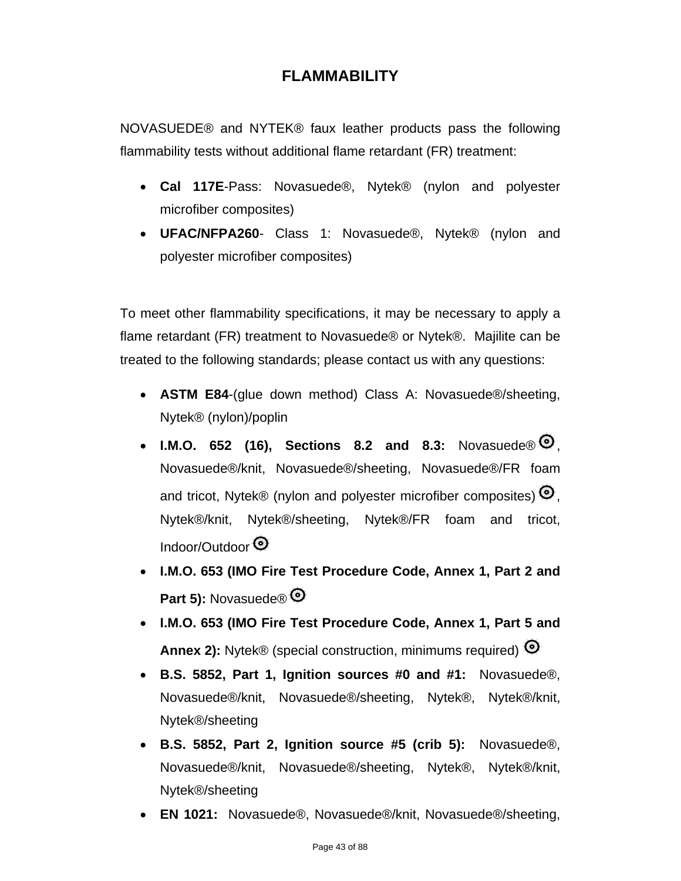# FLAMMABILITY

NOVASUEDE® and NYTEK® faux leather products pass the following flammability tests without additional flame retardant (FR) treatment:

- **Cal 117E**-Pass: Novasuede®, Nytek® (nylon and polyester microfiber composites)
- **UFAC/NFPA260**- Class 1: Novasuede®, Nytek® (nylon and polyester microfiber composites)

To meet other flammability specifications, it may be necessary to apply a flame retardant (FR) treatment to Novasuede® or Nytek®. Majilite can be treated to the following standards; please contact us with any questions:

- **ASTM E84**-(glue down method) Class A: Novasuede®/sheeting, Nytek® (nylon)/poplin
- **I.M.O. 652 (16), Sections 8.2 and 8.3:** Novasuede® ⊙, Novasuede®/knit, Novasuede®/sheeting, Novasuede®/FR foam and tricot, Nytek® (nylon and polyester microfiber composites) ⊙, Nytek®/knit, Nytek®/sheeting, Nytek®/FR foam and tricot, Indoor/Outdoor ⊙
- **I.M.O. 653 (IMO Fire Test Procedure Code, Annex 1, Part 2 and Part 5):** Novasuede® ⊙
- **I.M.O. 653 (IMO Fire Test Procedure Code, Annex 1, Part 5 and Annex 2):** Nytek® (special construction, minimums required) ⊙
- **B.S. 5852, Part 1, Ignition sources #0 and #1:** Novasuede®, Novasuede®/knit, Novasuede®/sheeting, Nytek®, Nytek®/knit, Nytek®/sheeting
- **B.S. 5852, Part 2, Ignition source #5 (crib 5):** Novasuede®, Novasuede®/knit, Novasuede®/sheeting, Nytek®, Nytek®/knit, Nytek®/sheeting
- **EN 1021:** Novasuede®, Novasuede®/knit, Novasuede®/sheeting,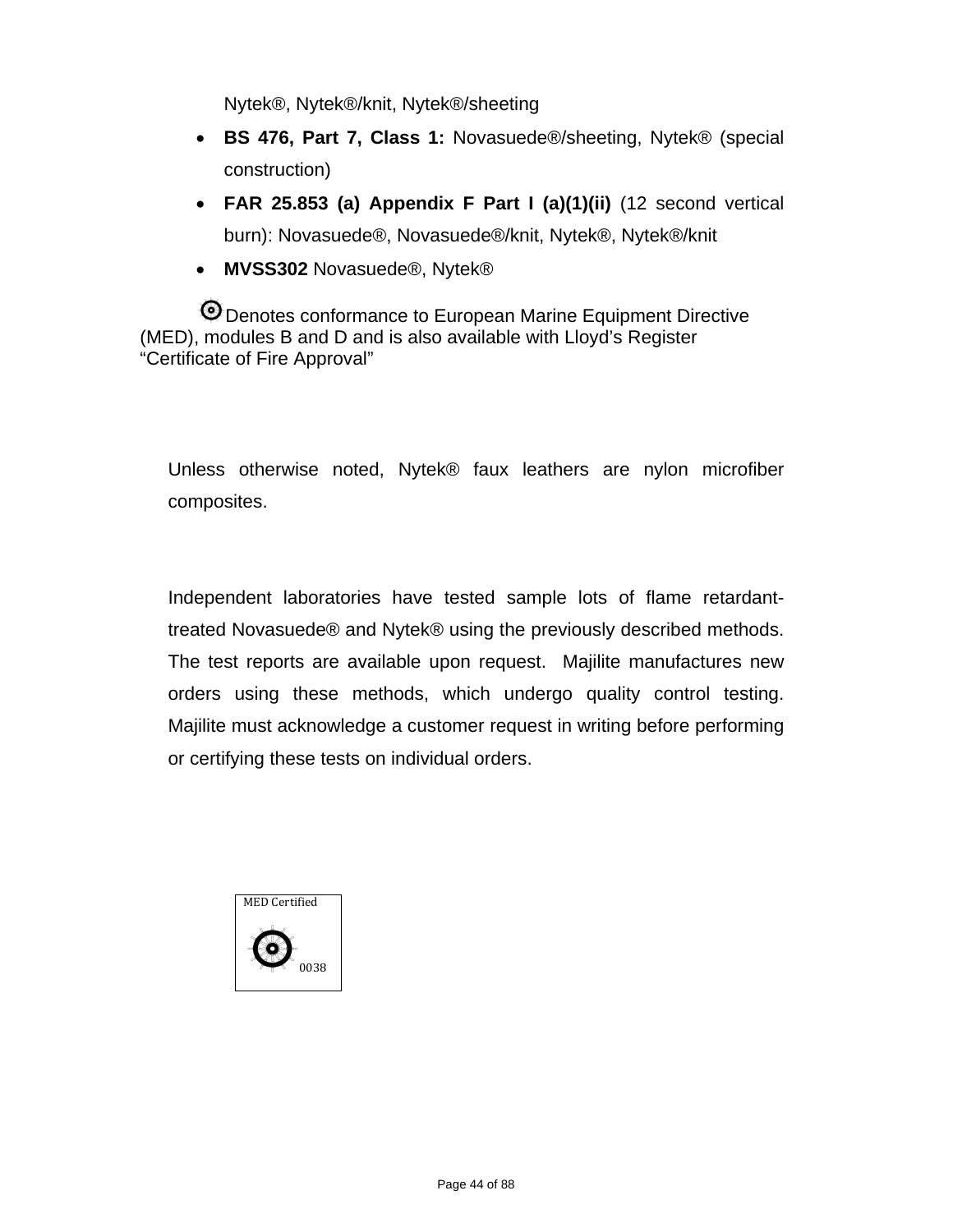Nytek®, Nytek®/knit, Nytek®/sheeting

- **BS 476, Part 7, Class 1:** Novasuede®/sheeting, Nytek® (special construction)
- **FAR 25.853 (a) Appendix F Part I (a)(1)(ii)** (12 second vertical burn): Novasuede®, Novasuede®/knit, Nytek®, Nytek®/knit
- **MVSS302** Novasuede®, Nytek®

Denotes conformance to European Marine Equipment Directive (MED), modules B and D and is also available with Lloyd's Register "Certificate of Fire Approval"

Unless otherwise noted, Nytek® faux leathers are nylon microfiber composites.

Independent laboratories have tested sample lots of flame retardant-treated Novasuede® and Nytek® using the previously described methods. The test reports are available upon request. Majilite manufactures new orders using these methods, which undergo quality control testing. Majilite must acknowledge a customer request in writing before performing or certifying these tests on individual orders.

MED Certified

0038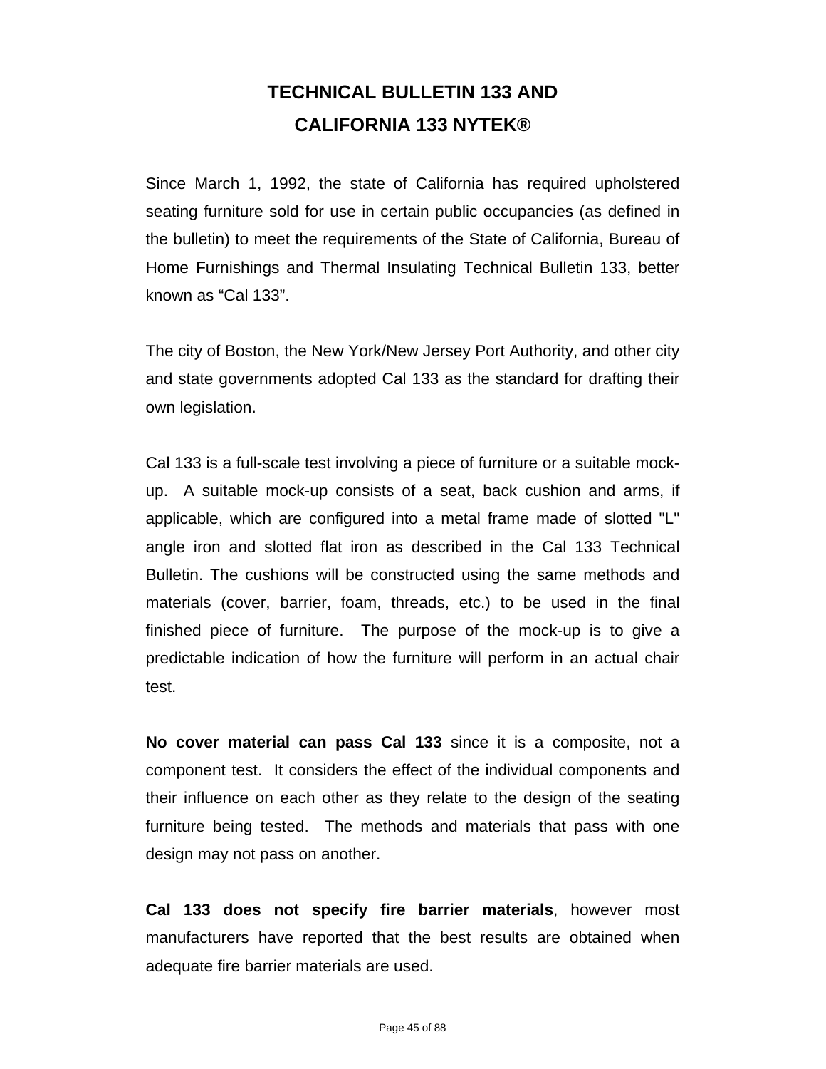# TECHNICAL BULLETIN 133 AND CALIFORNIA 133 NYTEK®

Since March 1, 1992, the state of California has required upholstered seating furniture sold for use in certain public occupancies (as defined in the bulletin) to meet the requirements of the State of California, Bureau of Home Furnishings and Thermal Insulating Technical Bulletin 133, better known as “Cal 133”.

The city of Boston, the New York/New Jersey Port Authority, and other city and state governments adopted Cal 133 as the standard for drafting their own legislation.

Cal 133 is a full-scale test involving a piece of furniture or a suitable mock-up. A suitable mock-up consists of a seat, back cushion and arms, if applicable, which are configured into a metal frame made of slotted "L" angle iron and slotted flat iron as described in the Cal 133 Technical Bulletin. The cushions will be constructed using the same methods and materials (cover, barrier, foam, threads, etc.) to be used in the final finished piece of furniture. The purpose of the mock-up is to give a predictable indication of how the furniture will perform in an actual chair test.

**No cover material can pass Cal 133** since it is a composite, not a component test. It considers the effect of the individual components and their influence on each other as they relate to the design of the seating furniture being tested. The methods and materials that pass with one design may not pass on another.

**Cal 133 does not specify fire barrier materials**, however most manufacturers have reported that the best results are obtained when adequate fire barrier materials are used.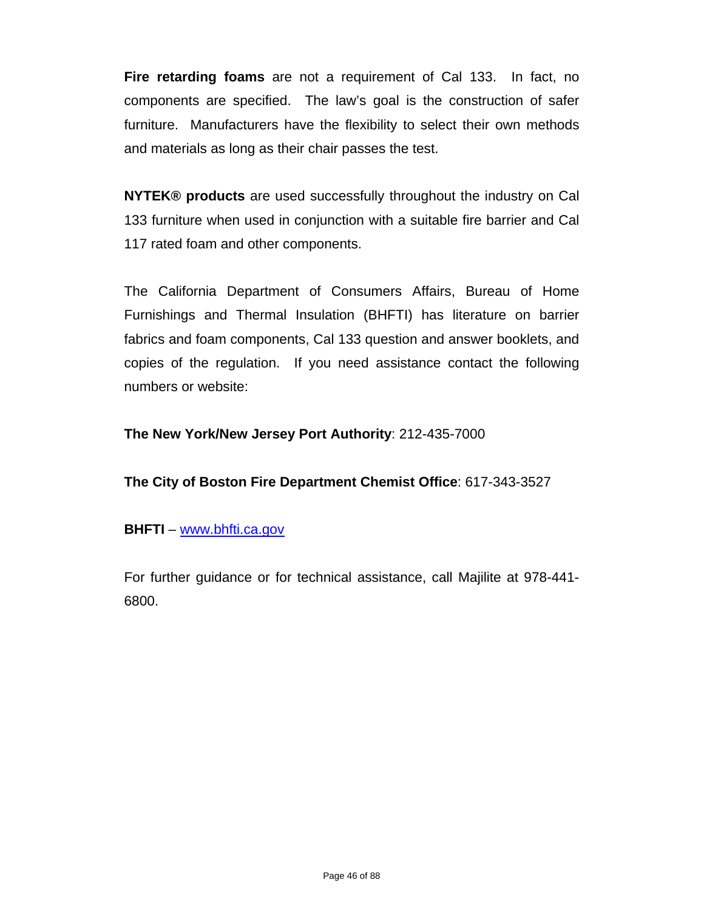**Fire retarding foams** are not a requirement of Cal 133. In fact, no components are specified. The law's goal is the construction of safer furniture. Manufacturers have the flexibility to select their own methods and materials as long as their chair passes the test.

**NYTEK® products** are used successfully throughout the industry on Cal 133 furniture when used in conjunction with a suitable fire barrier and Cal 117 rated foam and other components.

The California Department of Consumers Affairs, Bureau of Home Furnishings and Thermal Insulation (BHFTI) has literature on barrier fabrics and foam components, Cal 133 question and answer booklets, and copies of the regulation. If you need assistance contact the following numbers or website:

**The New York/New Jersey Port Authority**: 212-435-7000

**The City of Boston Fire Department Chemist Office**: 617-343-3527

**BHFTI** – www.bhfti.ca.gov

For further guidance or for technical assistance, call Majilite at 978-441-6800.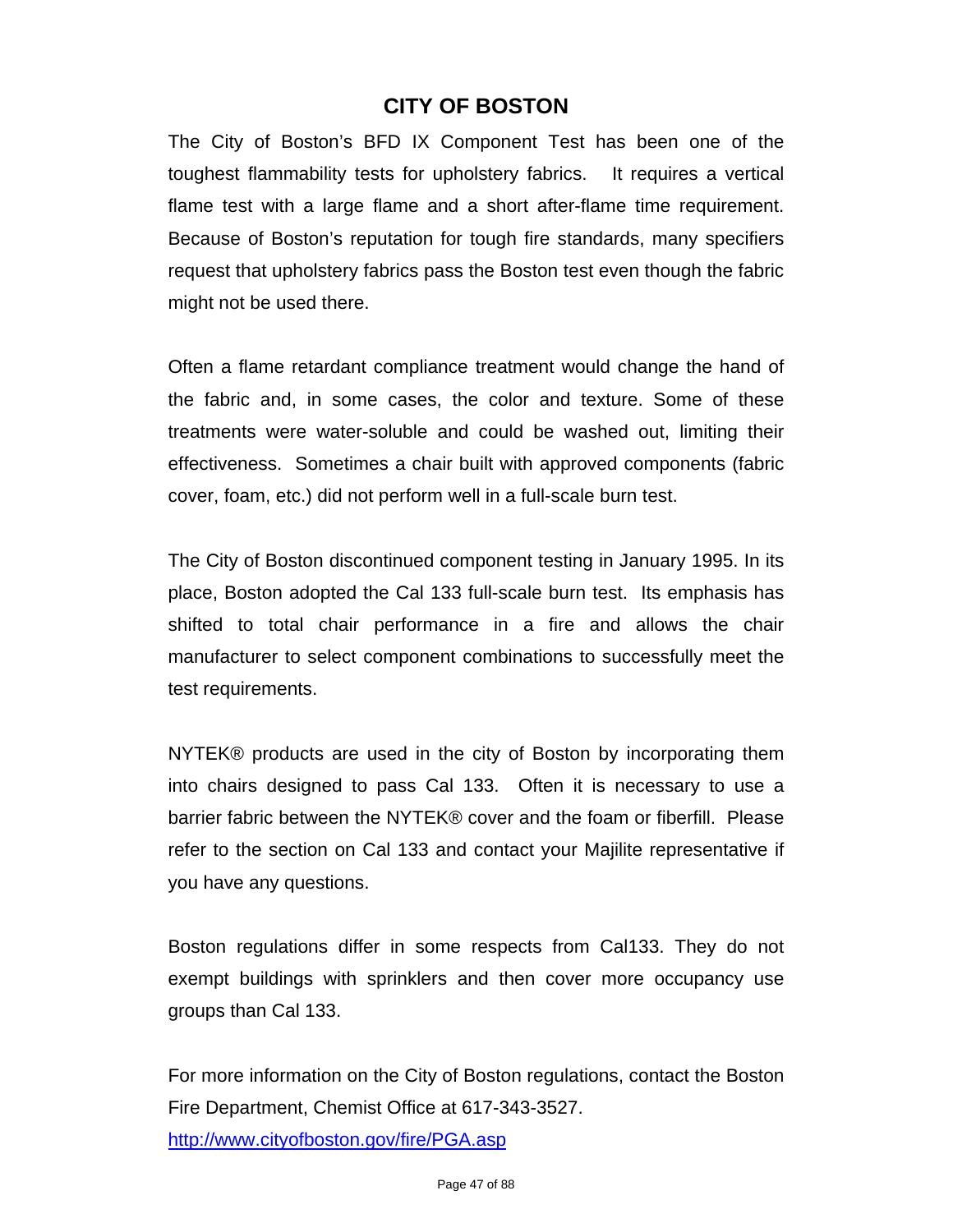# CITY OF BOSTON

The City of Boston's BFD IX Component Test has been one of the toughest flammability tests for upholstery fabrics. It requires a vertical flame test with a large flame and a short after-flame time requirement. Because of Boston's reputation for tough fire standards, many specifiers request that upholstery fabrics pass the Boston test even though the fabric might not be used there.

Often a flame retardant compliance treatment would change the hand of the fabric and, in some cases, the color and texture. Some of these treatments were water-soluble and could be washed out, limiting their effectiveness. Sometimes a chair built with approved components (fabric cover, foam, etc.) did not perform well in a full-scale burn test.

The City of Boston discontinued component testing in January 1995. In its place, Boston adopted the Cal 133 full-scale burn test. Its emphasis has shifted to total chair performance in a fire and allows the chair manufacturer to select component combinations to successfully meet the test requirements.

NYTEK® products are used in the city of Boston by incorporating them into chairs designed to pass Cal 133. Often it is necessary to use a barrier fabric between the NYTEK® cover and the foam or fiberfill. Please refer to the section on Cal 133 and contact your Majilite representative if you have any questions.

Boston regulations differ in some respects from Cal133. They do not exempt buildings with sprinklers and then cover more occupancy use groups than Cal 133.

For more information on the City of Boston regulations, contact the Boston Fire Department, Chemist Office at 617-343-3527.
http://www.cityofboston.gov/fire/PGA.asp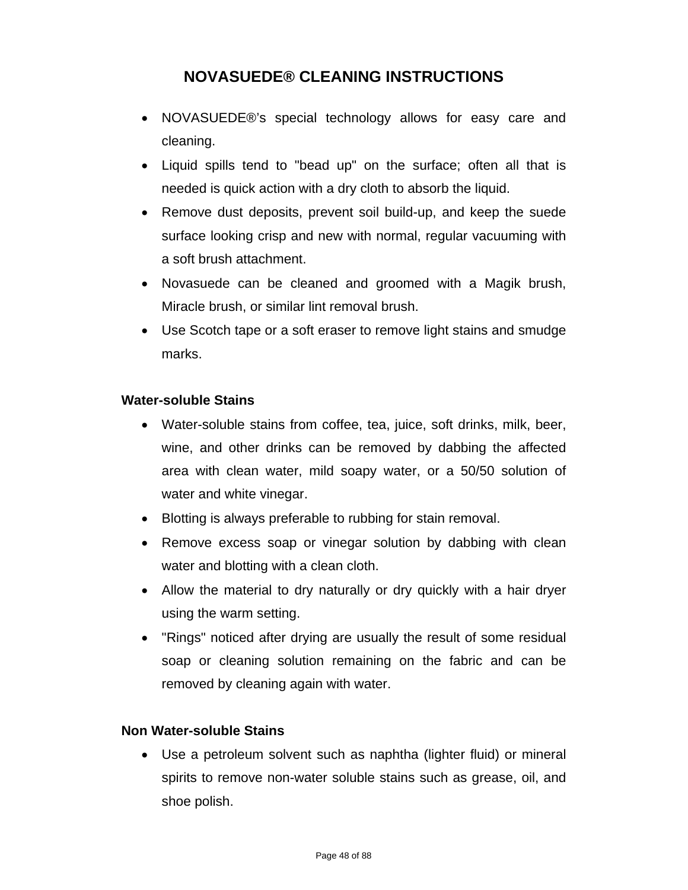# NOVASUEDE® CLEANING INSTRUCTIONS

- NOVASUEDE®'s special technology allows for easy care and cleaning.
- Liquid spills tend to "bead up" on the surface; often all that is needed is quick action with a dry cloth to absorb the liquid.
- Remove dust deposits, prevent soil build-up, and keep the suede surface looking crisp and new with normal, regular vacuuming with a soft brush attachment.
- Novasuede can be cleaned and groomed with a Magik brush, Miracle brush, or similar lint removal brush.
- Use Scotch tape or a soft eraser to remove light stains and smudge marks.

**Water-soluble Stains**

- Water-soluble stains from coffee, tea, juice, soft drinks, milk, beer, wine, and other drinks can be removed by dabbing the affected area with clean water, mild soapy water, or a 50/50 solution of water and white vinegar.
- Blotting is always preferable to rubbing for stain removal.
- Remove excess soap or vinegar solution by dabbing with clean water and blotting with a clean cloth.
- Allow the material to dry naturally or dry quickly with a hair dryer using the warm setting.
- "Rings" noticed after drying are usually the result of some residual soap or cleaning solution remaining on the fabric and can be removed by cleaning again with water.

**Non Water-soluble Stains**

- Use a petroleum solvent such as naphtha (lighter fluid) or mineral spirits to remove non-water soluble stains such as grease, oil, and shoe polish.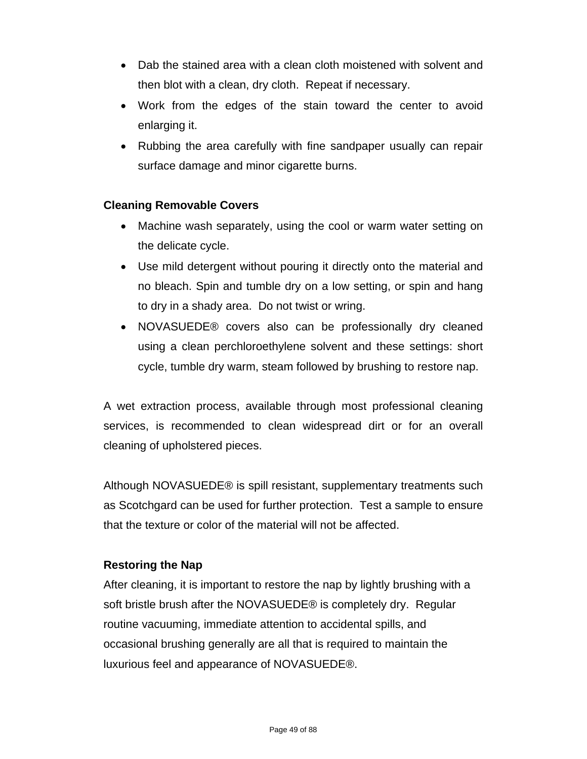- Dab the stained area with a clean cloth moistened with solvent and then blot with a clean, dry cloth. Repeat if necessary.
- Work from the edges of the stain toward the center to avoid enlarging it.
- Rubbing the area carefully with fine sandpaper usually can repair surface damage and minor cigarette burns.

**Cleaning Removable Covers**

- Machine wash separately, using the cool or warm water setting on the delicate cycle.
- Use mild detergent without pouring it directly onto the material and no bleach. Spin and tumble dry on a low setting, or spin and hang to dry in a shady area. Do not twist or wring.
- NOVASUEDE® covers also can be professionally dry cleaned using a clean perchloroethylene solvent and these settings: short cycle, tumble dry warm, steam followed by brushing to restore nap.

A wet extraction process, available through most professional cleaning services, is recommended to clean widespread dirt or for an overall cleaning of upholstered pieces.

Although NOVASUEDE® is spill resistant, supplementary treatments such as Scotchgard can be used for further protection. Test a sample to ensure that the texture or color of the material will not be affected.

**Restoring the Nap**

After cleaning, it is important to restore the nap by lightly brushing with a soft bristle brush after the NOVASUEDE® is completely dry. Regular routine vacuuming, immediate attention to accidental spills, and occasional brushing generally are all that is required to maintain the luxurious feel and appearance of NOVASUEDE®.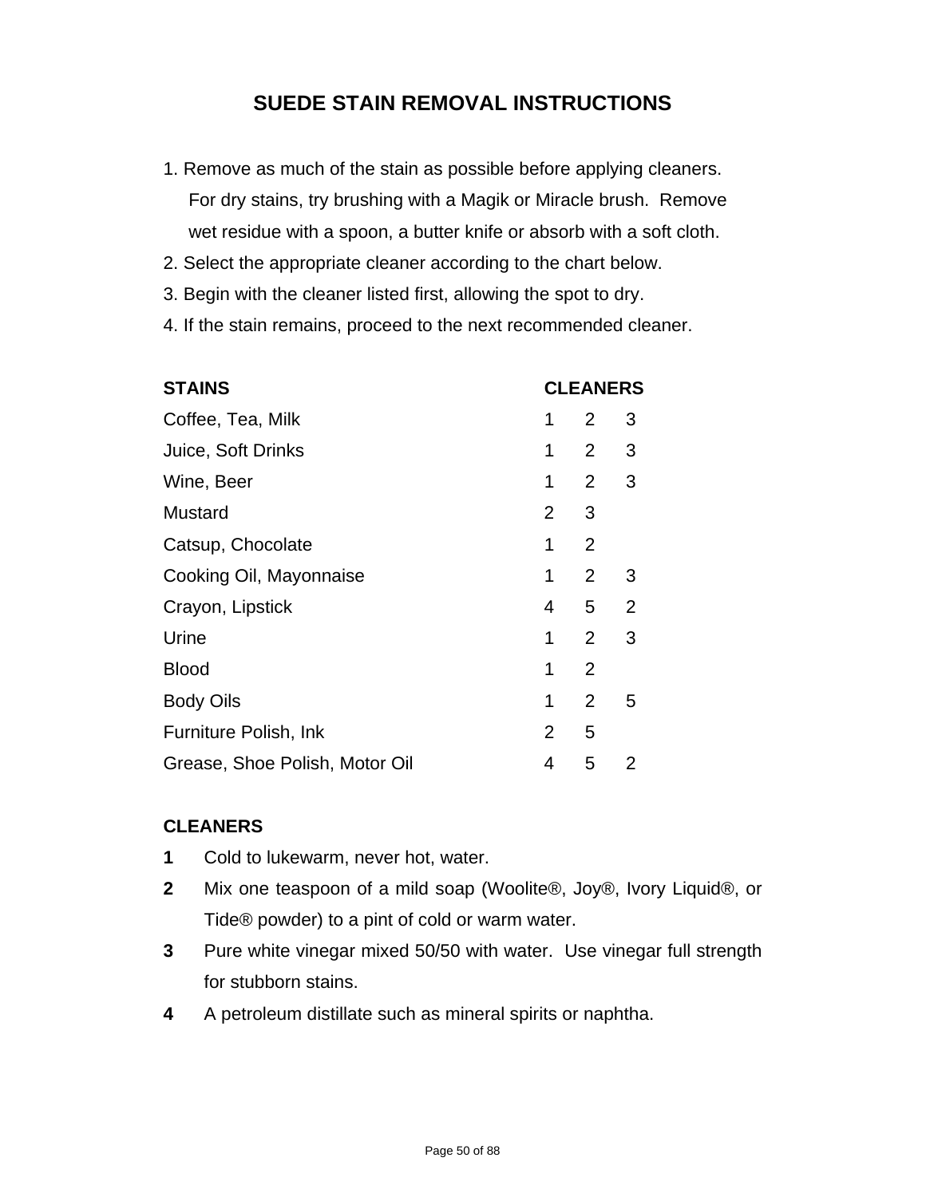# SUEDE STAIN REMOVAL INSTRUCTIONS

1. Remove as much of the stain as possible before applying cleaners. For dry stains, try brushing with a Magik or Miracle brush. Remove wet residue with a spoon, a butter knife or absorb with a soft cloth.
2. Select the appropriate cleaner according to the chart below.
3. Begin with the cleaner listed first, allowing the spot to dry.
4. If the stain remains, proceed to the next recommended cleaner.

| STAINS | CLEANERS | | |
|---|---|---|---|
| Coffee, Tea, Milk | 1 | 2 | 3 |
| Juice, Soft Drinks | 1 | 2 | 3 |
| Wine, Beer | 1 | 2 | 3 |
| Mustard | 2 | 3 | |
| Catsup, Chocolate | 1 | 2 | |
| Cooking Oil, Mayonnaise | 1 | 2 | 3 |
| Crayon, Lipstick | 4 | 5 | 2 |
| Urine | 1 | 2 | 3 |
| Blood | 1 | 2 | |
| Body Oils | 1 | 2 | 5 |
| Furniture Polish, Ink | 2 | 5 | |
| Grease, Shoe Polish, Motor Oil | 4 | 5 | 2 |

**CLEANERS**

**1** Cold to lukewarm, never hot, water.

**2** Mix one teaspoon of a mild soap (Woolite®, Joy®, Ivory Liquid®, or Tide® powder) to a pint of cold or warm water.

**3** Pure white vinegar mixed 50/50 with water. Use vinegar full strength for stubborn stains.

**4** A petroleum distillate such as mineral spirits or naphtha.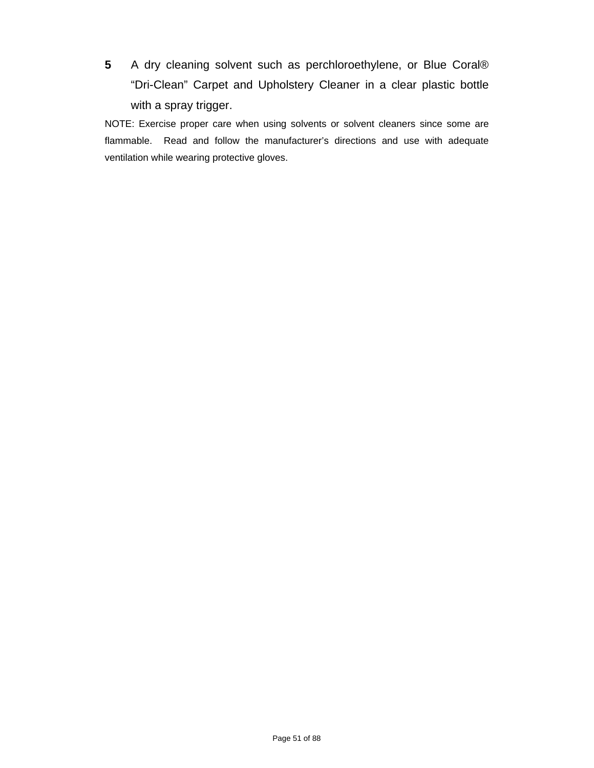**5** A dry cleaning solvent such as perchloroethylene, or Blue Coral® “Dri-Clean” Carpet and Upholstery Cleaner in a clear plastic bottle with a spray trigger.

NOTE: Exercise proper care when using solvents or solvent cleaners since some are flammable. Read and follow the manufacturer’s directions and use with adequate ventilation while wearing protective gloves.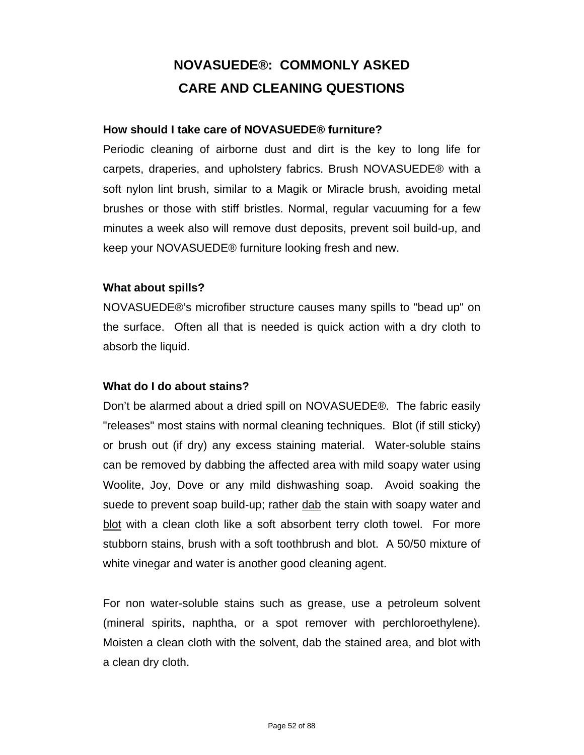# NOVASUEDE®: COMMONLY ASKED CARE AND CLEANING QUESTIONS

**How should I take care of NOVASUEDE® furniture?**

Periodic cleaning of airborne dust and dirt is the key to long life for carpets, draperies, and upholstery fabrics. Brush NOVASUEDE® with a soft nylon lint brush, similar to a Magik or Miracle brush, avoiding metal brushes or those with stiff bristles. Normal, regular vacuuming for a few minutes a week also will remove dust deposits, prevent soil build-up, and keep your NOVASUEDE® furniture looking fresh and new.

**What about spills?**

NOVASUEDE®'s microfiber structure causes many spills to "bead up" on the surface. Often all that is needed is quick action with a dry cloth to absorb the liquid.

**What do I do about stains?**

Don't be alarmed about a dried spill on NOVASUEDE®. The fabric easily "releases" most stains with normal cleaning techniques. Blot (if still sticky) or brush out (if dry) any excess staining material. Water-soluble stains can be removed by dabbing the affected area with mild soapy water using Woolite, Joy, Dove or any mild dishwashing soap. Avoid soaking the suede to prevent soap build-up; rather <u>dab</u> the stain with soapy water and <u>blot</u> with a clean cloth like a soft absorbent terry cloth towel. For more stubborn stains, brush with a soft toothbrush and blot. A 50/50 mixture of white vinegar and water is another good cleaning agent.

For non water-soluble stains such as grease, use a petroleum solvent (mineral spirits, naphtha, or a spot remover with perchloroethylene). Moisten a clean cloth with the solvent, dab the stained area, and blot with a clean dry cloth.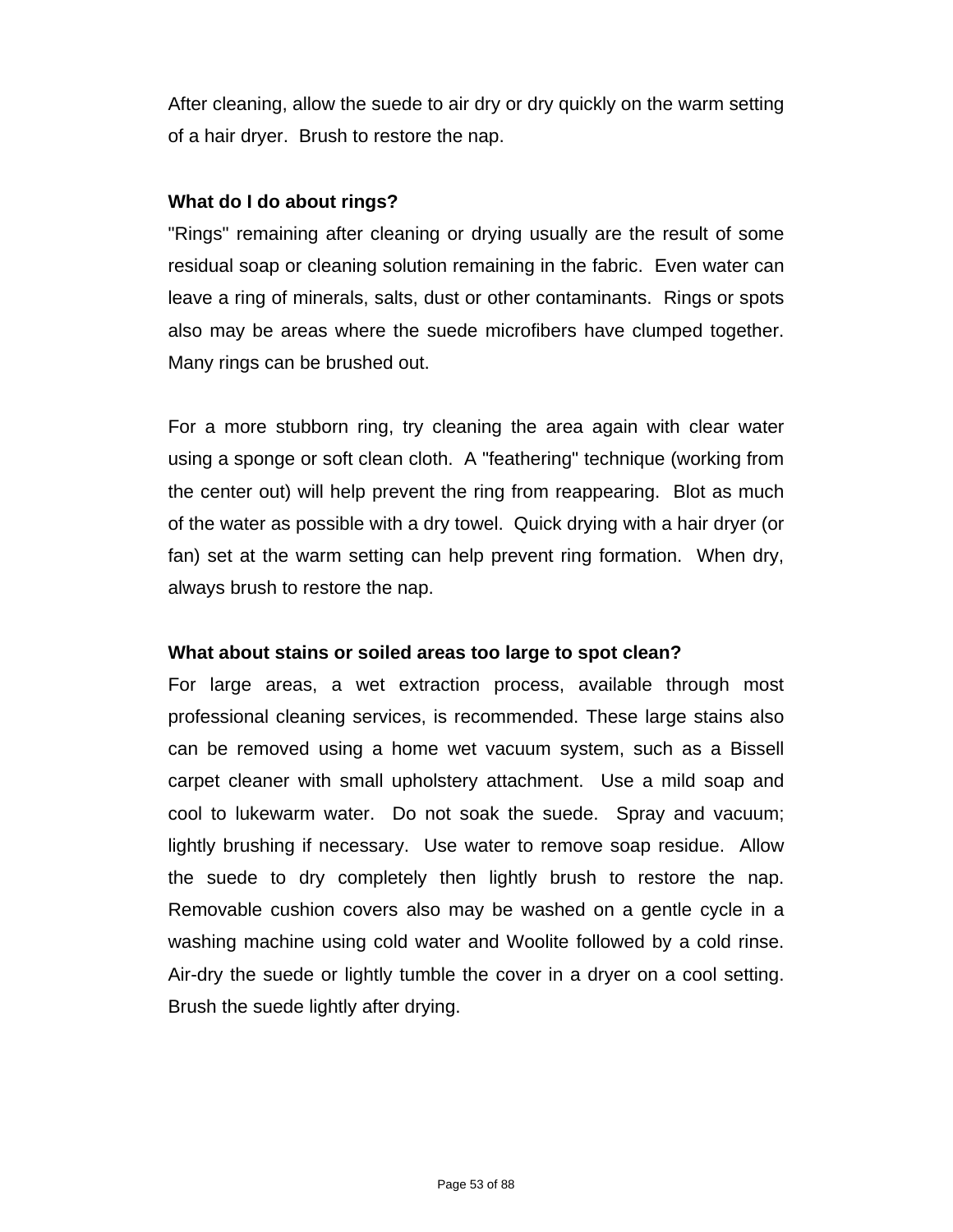After cleaning, allow the suede to air dry or dry quickly on the warm setting of a hair dryer.  Brush to restore the nap.

**What do I do about rings?**

"Rings" remaining after cleaning or drying usually are the result of some residual soap or cleaning solution remaining in the fabric.  Even water can leave a ring of minerals, salts, dust or other contaminants.  Rings or spots also may be areas where the suede microfibers have clumped together.  Many rings can be brushed out.

For a more stubborn ring, try cleaning the area again with clear water using a sponge or soft clean cloth.  A "feathering" technique (working from the center out) will help prevent the ring from reappearing.  Blot as much of the water as possible with a dry towel.  Quick drying with a hair dryer (or fan) set at the warm setting can help prevent ring formation.  When dry, always brush to restore the nap.

**What about stains or soiled areas too large to spot clean?**

For large areas, a wet extraction process, available through most professional cleaning services, is recommended. These large stains also can be removed using a home wet vacuum system, such as a Bissell carpet cleaner with small upholstery attachment.  Use a mild soap and cool to lukewarm water.  Do not soak the suede.  Spray and vacuum; lightly brushing if necessary.  Use water to remove soap residue.  Allow the suede to dry completely then lightly brush to restore the nap.  Removable cushion covers also may be washed on a gentle cycle in a washing machine using cold water and Woolite followed by a cold rinse.  Air-dry the suede or lightly tumble the cover in a dryer on a cool setting.  Brush the suede lightly after drying.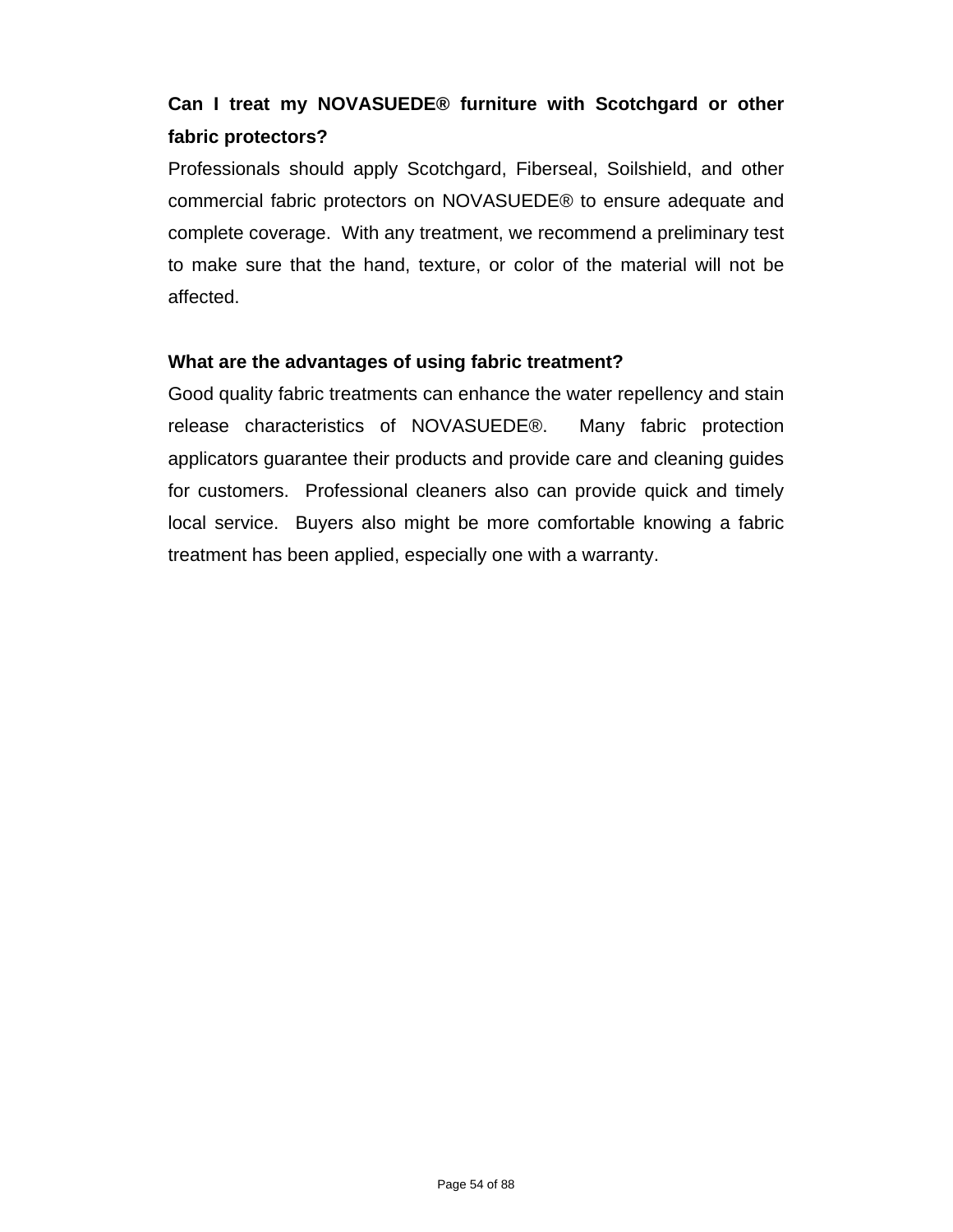**Can I treat my NOVASUEDE® furniture with Scotchgard or other fabric protectors?**

Professionals should apply Scotchgard, Fiberseal, Soilshield, and other commercial fabric protectors on NOVASUEDE® to ensure adequate and complete coverage. With any treatment, we recommend a preliminary test to make sure that the hand, texture, or color of the material will not be affected.

**What are the advantages of using fabric treatment?**

Good quality fabric treatments can enhance the water repellency and stain release characteristics of NOVASUEDE®. Many fabric protection applicators guarantee their products and provide care and cleaning guides for customers. Professional cleaners also can provide quick and timely local service. Buyers also might be more comfortable knowing a fabric treatment has been applied, especially one with a warranty.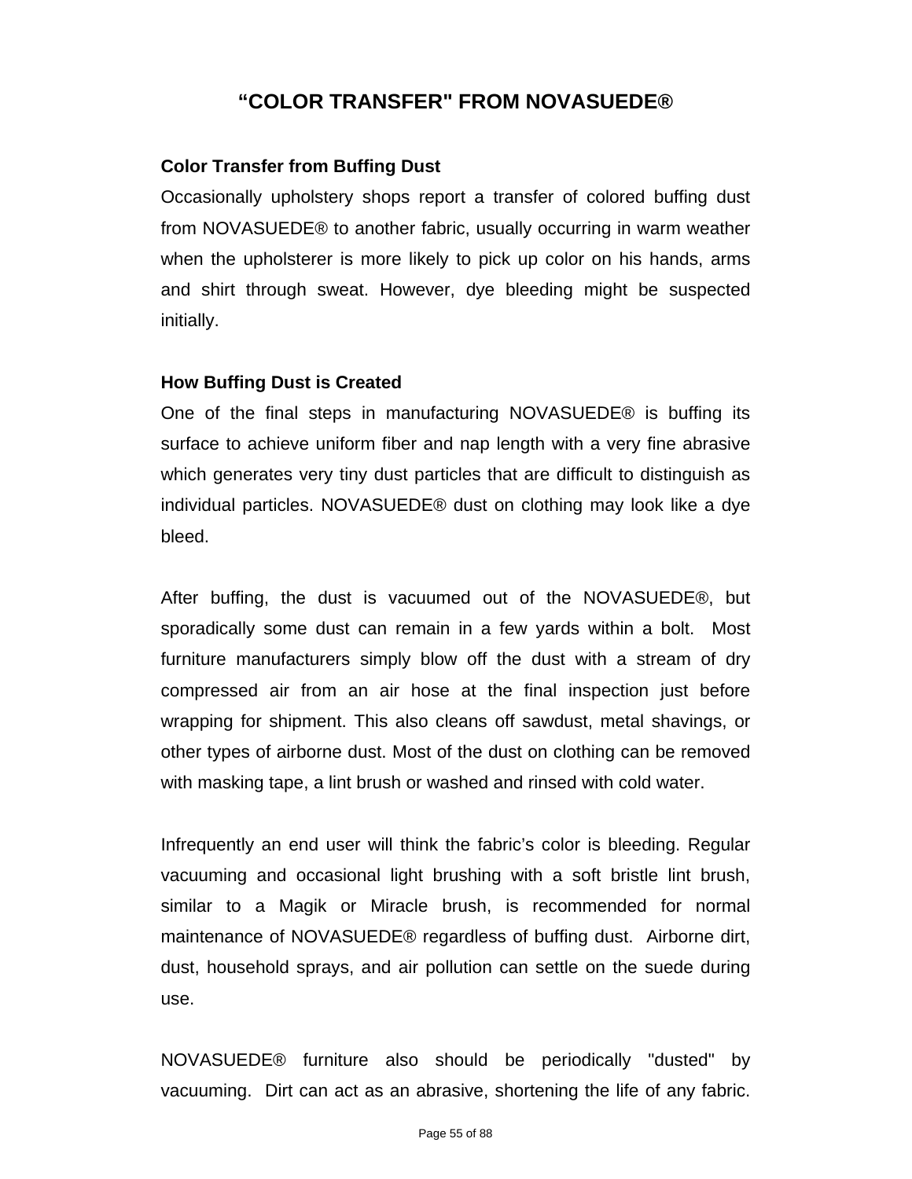# “COLOR TRANSFER" FROM NOVASUEDE®

**Color Transfer from Buffing Dust**

Occasionally upholstery shops report a transfer of colored buffing dust from NOVASUEDE® to another fabric, usually occurring in warm weather when the upholsterer is more likely to pick up color on his hands, arms and shirt through sweat. However, dye bleeding might be suspected initially.

**How Buffing Dust is Created**

One of the final steps in manufacturing NOVASUEDE® is buffing its surface to achieve uniform fiber and nap length with a very fine abrasive which generates very tiny dust particles that are difficult to distinguish as individual particles. NOVASUEDE® dust on clothing may look like a dye bleed.

After buffing, the dust is vacuumed out of the NOVASUEDE®, but sporadically some dust can remain in a few yards within a bolt. Most furniture manufacturers simply blow off the dust with a stream of dry compressed air from an air hose at the final inspection just before wrapping for shipment. This also cleans off sawdust, metal shavings, or other types of airborne dust. Most of the dust on clothing can be removed with masking tape, a lint brush or washed and rinsed with cold water.

Infrequently an end user will think the fabric’s color is bleeding. Regular vacuuming and occasional light brushing with a soft bristle lint brush, similar to a Magik or Miracle brush, is recommended for normal maintenance of NOVASUEDE® regardless of buffing dust. Airborne dirt, dust, household sprays, and air pollution can settle on the suede during use.

NOVASUEDE® furniture also should be periodically "dusted" by vacuuming. Dirt can act as an abrasive, shortening the life of any fabric.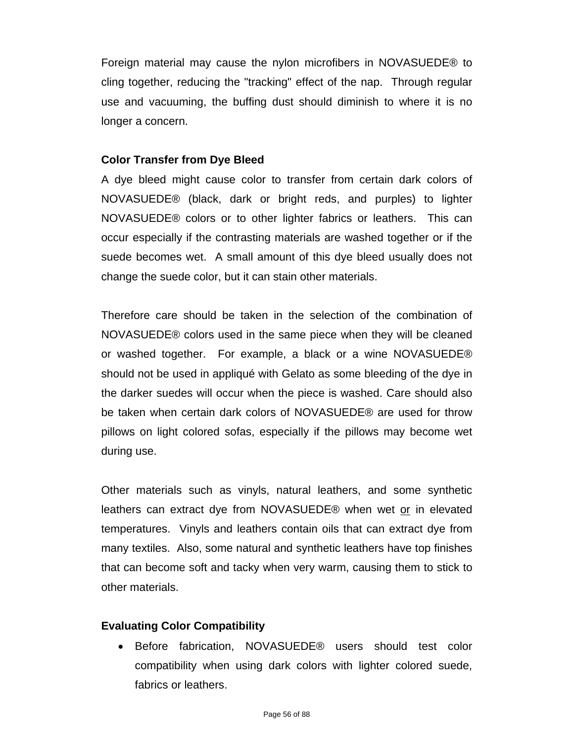Foreign material may cause the nylon microfibers in NOVASUEDE® to cling together, reducing the "tracking" effect of the nap. Through regular use and vacuuming, the buffing dust should diminish to where it is no longer a concern.

**Color Transfer from Dye Bleed**

A dye bleed might cause color to transfer from certain dark colors of NOVASUEDE® (black, dark or bright reds, and purples) to lighter NOVASUEDE® colors or to other lighter fabrics or leathers. This can occur especially if the contrasting materials are washed together or if the suede becomes wet. A small amount of this dye bleed usually does not change the suede color, but it can stain other materials.

Therefore care should be taken in the selection of the combination of NOVASUEDE® colors used in the same piece when they will be cleaned or washed together. For example, a black or a wine NOVASUEDE® should not be used in appliqué with Gelato as some bleeding of the dye in the darker suedes will occur when the piece is washed. Care should also be taken when certain dark colors of NOVASUEDE® are used for throw pillows on light colored sofas, especially if the pillows may become wet during use.

Other materials such as vinyls, natural leathers, and some synthetic leathers can extract dye from NOVASUEDE® when wet <u>or</u> in elevated temperatures. Vinyls and leathers contain oils that can extract dye from many textiles. Also, some natural and synthetic leathers have top finishes that can become soft and tacky when very warm, causing them to stick to other materials.

**Evaluating Color Compatibility**

- Before fabrication, NOVASUEDE® users should test color compatibility when using dark colors with lighter colored suede, fabrics or leathers.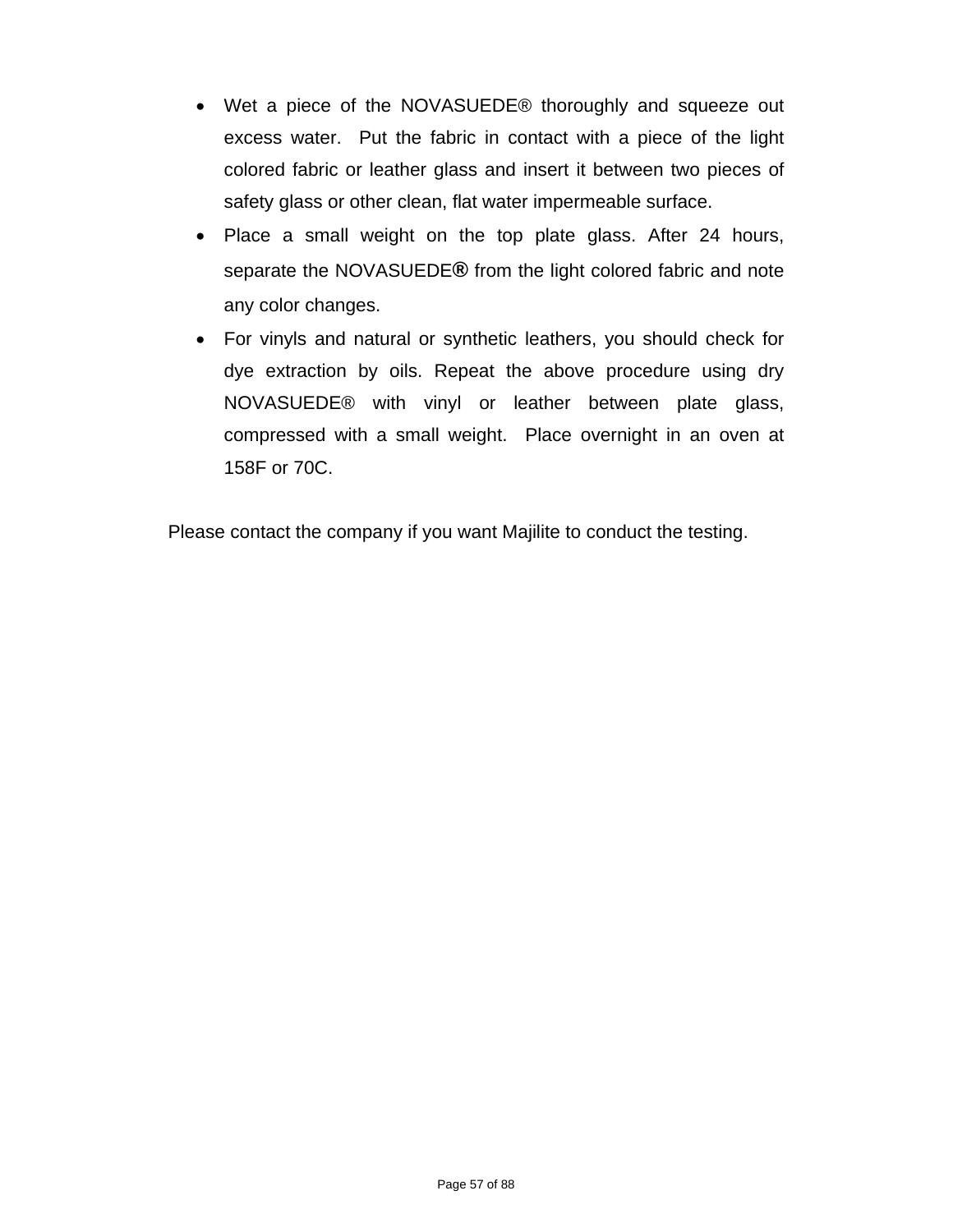- Wet a piece of the NOVASUEDE® thoroughly and squeeze out excess water. Put the fabric in contact with a piece of the light colored fabric or leather glass and insert it between two pieces of safety glass or other clean, flat water impermeable surface.
- Place a small weight on the top plate glass. After 24 hours, separate the NOVASUEDE® from the light colored fabric and note any color changes.
- For vinyls and natural or synthetic leathers, you should check for dye extraction by oils. Repeat the above procedure using dry NOVASUEDE® with vinyl or leather between plate glass, compressed with a small weight. Place overnight in an oven at 158F or 70C.

Please contact the company if you want Majilite to conduct the testing.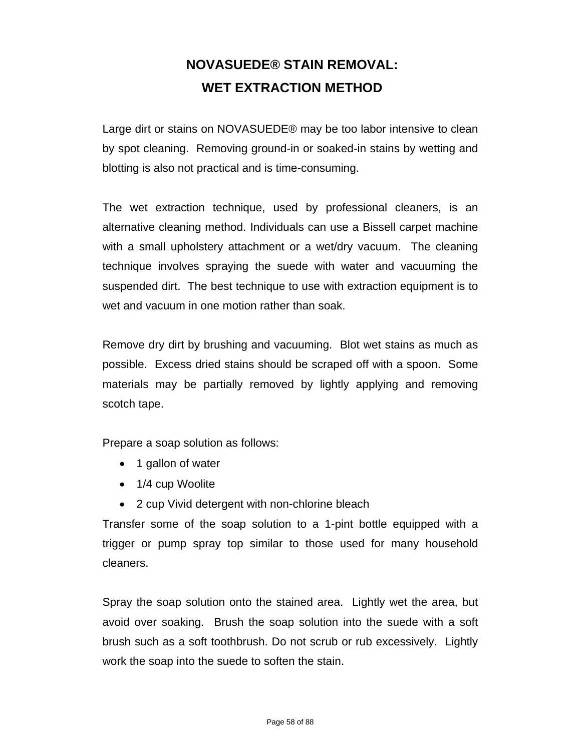# NOVASUEDE® STAIN REMOVAL:
# WET EXTRACTION METHOD

Large dirt or stains on NOVASUEDE® may be too labor intensive to clean by spot cleaning. Removing ground-in or soaked-in stains by wetting and blotting is also not practical and is time-consuming.

The wet extraction technique, used by professional cleaners, is an alternative cleaning method. Individuals can use a Bissell carpet machine with a small upholstery attachment or a wet/dry vacuum. The cleaning technique involves spraying the suede with water and vacuuming the suspended dirt. The best technique to use with extraction equipment is to wet and vacuum in one motion rather than soak.

Remove dry dirt by brushing and vacuuming. Blot wet stains as much as possible. Excess dried stains should be scraped off with a spoon. Some materials may be partially removed by lightly applying and removing scotch tape.

Prepare a soap solution as follows:

- 1 gallon of water
- 1/4 cup Woolite
- 2 cup Vivid detergent with non-chlorine bleach

Transfer some of the soap solution to a 1-pint bottle equipped with a trigger or pump spray top similar to those used for many household cleaners.

Spray the soap solution onto the stained area. Lightly wet the area, but avoid over soaking. Brush the soap solution into the suede with a soft brush such as a soft toothbrush. Do not scrub or rub excessively. Lightly work the soap into the suede to soften the stain.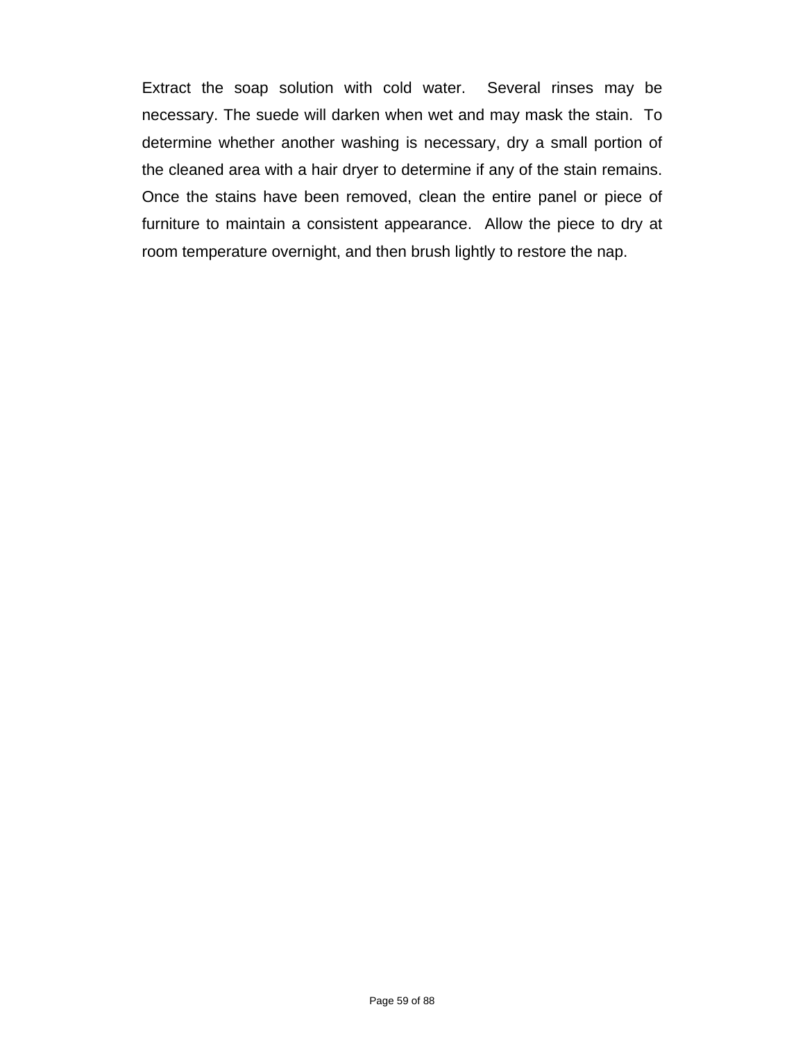Extract the soap solution with cold water. Several rinses may be necessary. The suede will darken when wet and may mask the stain. To determine whether another washing is necessary, dry a small portion of the cleaned area with a hair dryer to determine if any of the stain remains. Once the stains have been removed, clean the entire panel or piece of furniture to maintain a consistent appearance. Allow the piece to dry at room temperature overnight, and then brush lightly to restore the nap.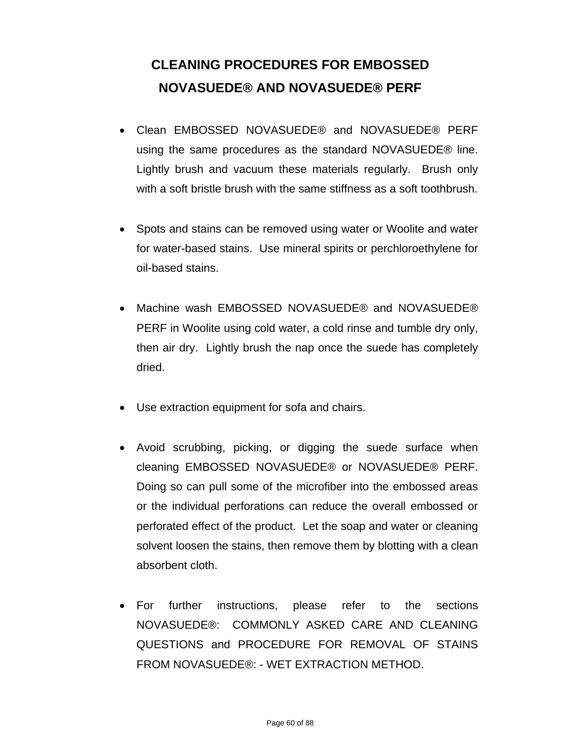# CLEANING PROCEDURES FOR EMBOSSED NOVASUEDE® AND NOVASUEDE® PERF

- Clean EMBOSSED NOVASUEDE® and NOVASUEDE® PERF using the same procedures as the standard NOVASUEDE® line. Lightly brush and vacuum these materials regularly. Brush only with a soft bristle brush with the same stiffness as a soft toothbrush.

- Spots and stains can be removed using water or Woolite and water for water-based stains. Use mineral spirits or perchloroethylene for oil-based stains.

- Machine wash EMBOSSED NOVASUEDE® and NOVASUEDE® PERF in Woolite using cold water, a cold rinse and tumble dry only, then air dry. Lightly brush the nap once the suede has completely dried.

- Use extraction equipment for sofa and chairs.

- Avoid scrubbing, picking, or digging the suede surface when cleaning EMBOSSED NOVASUEDE® or NOVASUEDE® PERF. Doing so can pull some of the microfiber into the embossed areas or the individual perforations can reduce the overall embossed or perforated effect of the product. Let the soap and water or cleaning solvent loosen the stains, then remove them by blotting with a clean absorbent cloth.

- For further instructions, please refer to the sections NOVASUEDE®: COMMONLY ASKED CARE AND CLEANING QUESTIONS and PROCEDURE FOR REMOVAL OF STAINS FROM NOVASUEDE®: - WET EXTRACTION METHOD.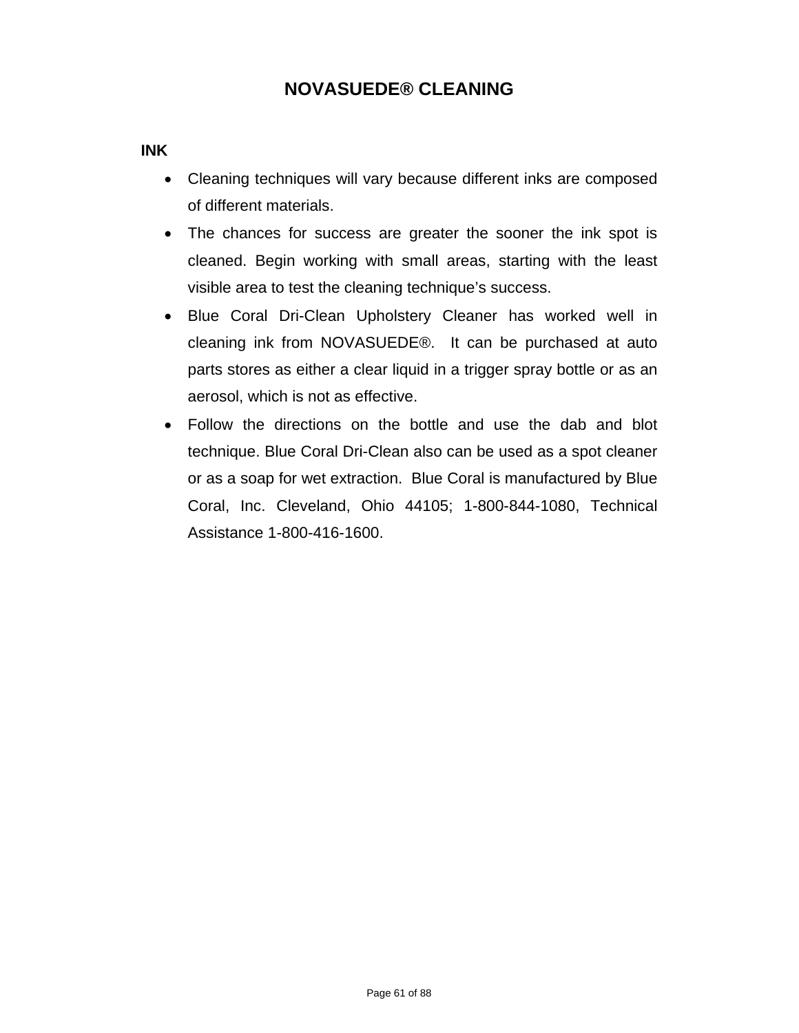# NOVASUEDE® CLEANING

**INK**

- Cleaning techniques will vary because different inks are composed of different materials.
- The chances for success are greater the sooner the ink spot is cleaned. Begin working with small areas, starting with the least visible area to test the cleaning technique's success.
- Blue Coral Dri-Clean Upholstery Cleaner has worked well in cleaning ink from NOVASUEDE®. It can be purchased at auto parts stores as either a clear liquid in a trigger spray bottle or as an aerosol, which is not as effective.
- Follow the directions on the bottle and use the dab and blot technique. Blue Coral Dri-Clean also can be used as a spot cleaner or as a soap for wet extraction. Blue Coral is manufactured by Blue Coral, Inc. Cleveland, Ohio 44105; 1-800-844-1080, Technical Assistance 1-800-416-1600.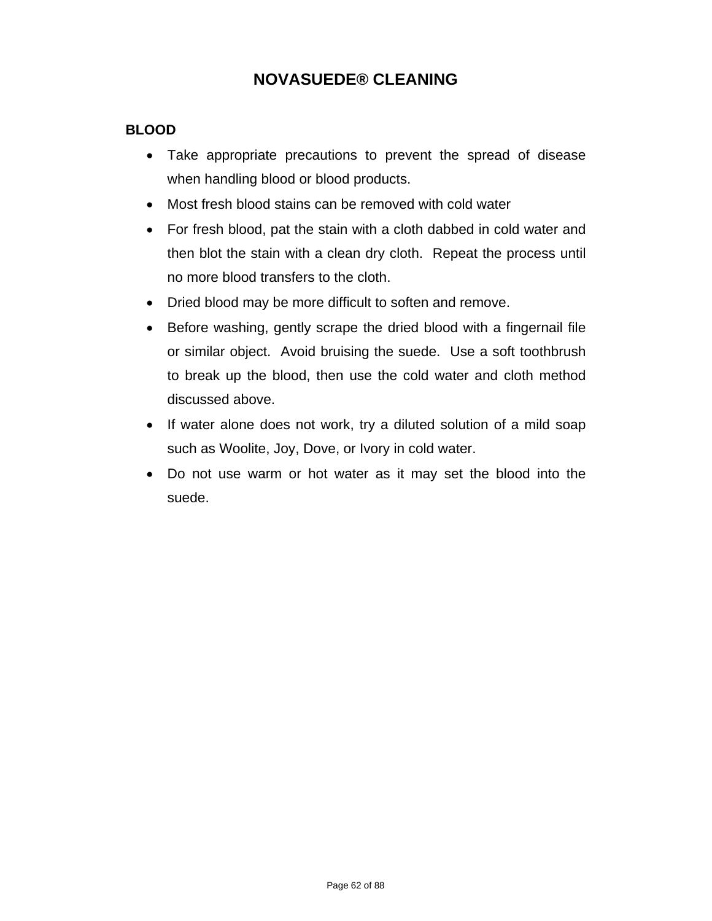# NOVASUEDE® CLEANING

## BLOOD

- Take appropriate precautions to prevent the spread of disease when handling blood or blood products.
- Most fresh blood stains can be removed with cold water
- For fresh blood, pat the stain with a cloth dabbed in cold water and then blot the stain with a clean dry cloth. Repeat the process until no more blood transfers to the cloth.
- Dried blood may be more difficult to soften and remove.
- Before washing, gently scrape the dried blood with a fingernail file or similar object. Avoid bruising the suede. Use a soft toothbrush to break up the blood, then use the cold water and cloth method discussed above.
- If water alone does not work, try a diluted solution of a mild soap such as Woolite, Joy, Dove, or Ivory in cold water.
- Do not use warm or hot water as it may set the blood into the suede.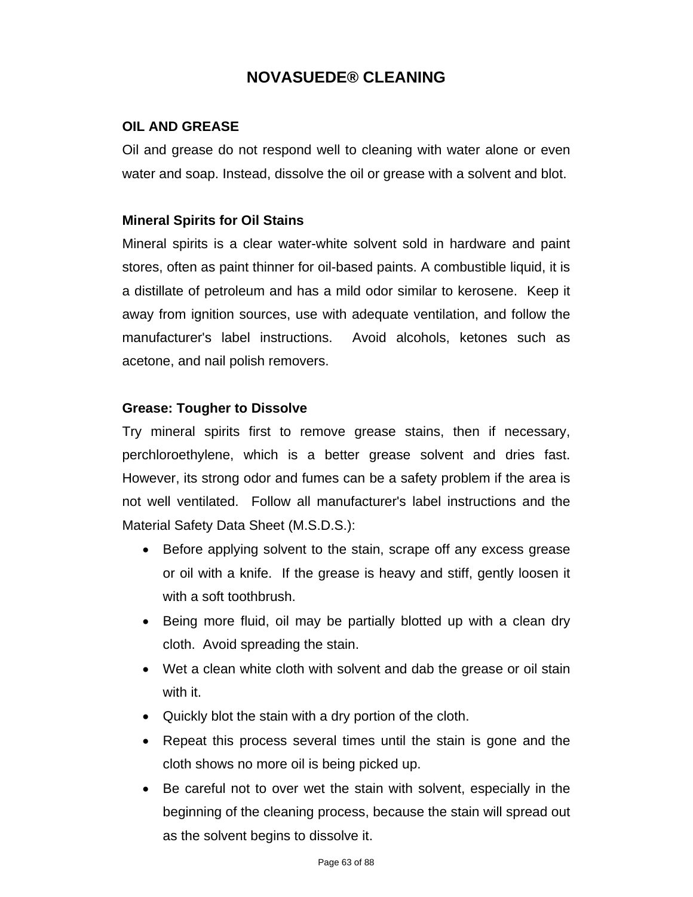# NOVASUEDE® CLEANING

## OIL AND GREASE

Oil and grease do not respond well to cleaning with water alone or even water and soap. Instead, dissolve the oil or grease with a solvent and blot.

### Mineral Spirits for Oil Stains

Mineral spirits is a clear water-white solvent sold in hardware and paint stores, often as paint thinner for oil-based paints. A combustible liquid, it is a distillate of petroleum and has a mild odor similar to kerosene. Keep it away from ignition sources, use with adequate ventilation, and follow the manufacturer's label instructions. Avoid alcohols, ketones such as acetone, and nail polish removers.

### Grease: Tougher to Dissolve

Try mineral spirits first to remove grease stains, then if necessary, perchloroethylene, which is a better grease solvent and dries fast. However, its strong odor and fumes can be a safety problem if the area is not well ventilated. Follow all manufacturer's label instructions and the Material Safety Data Sheet (M.S.D.S.):

- Before applying solvent to the stain, scrape off any excess grease or oil with a knife. If the grease is heavy and stiff, gently loosen it with a soft toothbrush.
- Being more fluid, oil may be partially blotted up with a clean dry cloth. Avoid spreading the stain.
- Wet a clean white cloth with solvent and dab the grease or oil stain with it.
- Quickly blot the stain with a dry portion of the cloth.
- Repeat this process several times until the stain is gone and the cloth shows no more oil is being picked up.
- Be careful not to over wet the stain with solvent, especially in the beginning of the cleaning process, because the stain will spread out as the solvent begins to dissolve it.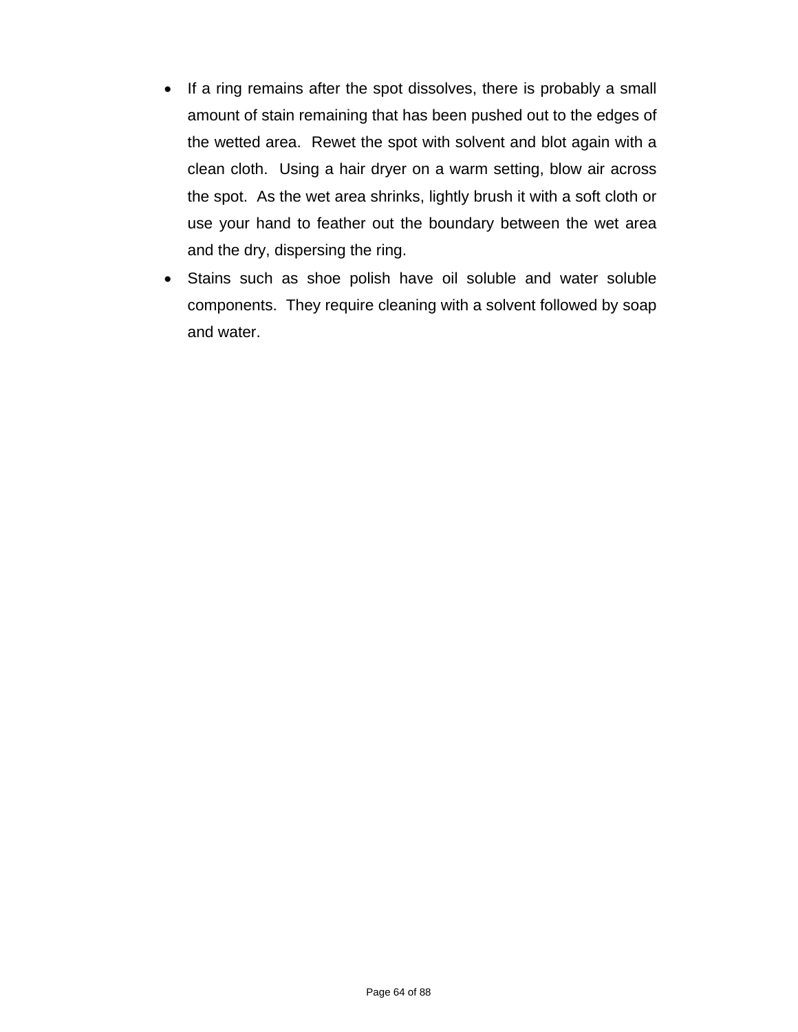- If a ring remains after the spot dissolves, there is probably a small amount of stain remaining that has been pushed out to the edges of the wetted area. Rewet the spot with solvent and blot again with a clean cloth. Using a hair dryer on a warm setting, blow air across the spot. As the wet area shrinks, lightly brush it with a soft cloth or use your hand to feather out the boundary between the wet area and the dry, dispersing the ring.
- Stains such as shoe polish have oil soluble and water soluble components. They require cleaning with a solvent followed by soap and water.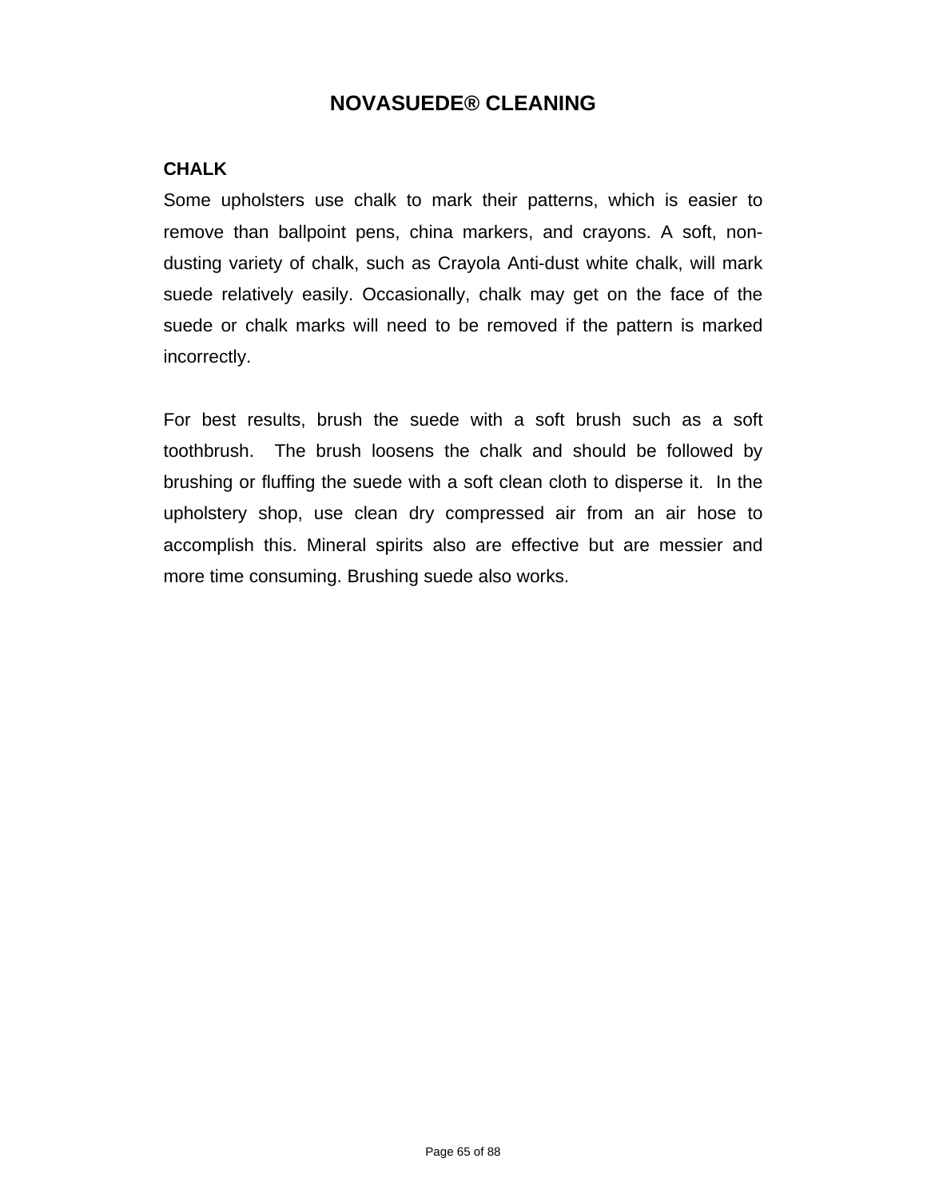# NOVASUEDE® CLEANING

## CHALK

Some upholsters use chalk to mark their patterns, which is easier to remove than ballpoint pens, china markers, and crayons. A soft, non-dusting variety of chalk, such as Crayola Anti-dust white chalk, will mark suede relatively easily. Occasionally, chalk may get on the face of the suede or chalk marks will need to be removed if the pattern is marked incorrectly.

For best results, brush the suede with a soft brush such as a soft toothbrush. The brush loosens the chalk and should be followed by brushing or fluffing the suede with a soft clean cloth to disperse it. In the upholstery shop, use clean dry compressed air from an air hose to accomplish this. Mineral spirits also are effective but are messier and more time consuming. Brushing suede also works.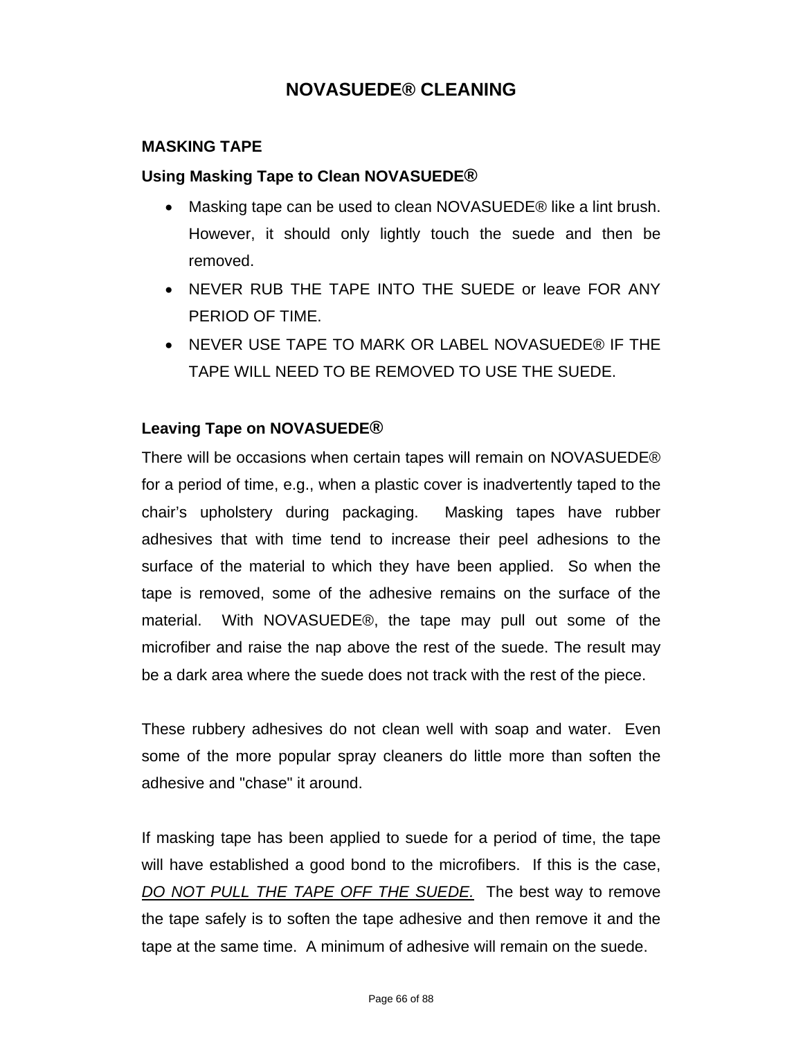# NOVASUEDE® CLEANING

## MASKING TAPE

### Using Masking Tape to Clean NOVASUEDE®

- Masking tape can be used to clean NOVASUEDE® like a lint brush. However, it should only lightly touch the suede and then be removed.
- NEVER RUB THE TAPE INTO THE SUEDE or leave FOR ANY PERIOD OF TIME.
- NEVER USE TAPE TO MARK OR LABEL NOVASUEDE® IF THE TAPE WILL NEED TO BE REMOVED TO USE THE SUEDE.

### Leaving Tape on NOVASUEDE®

There will be occasions when certain tapes will remain on NOVASUEDE® for a period of time, e.g., when a plastic cover is inadvertently taped to the chair's upholstery during packaging. Masking tapes have rubber adhesives that with time tend to increase their peel adhesions to the surface of the material to which they have been applied. So when the tape is removed, some of the adhesive remains on the surface of the material. With NOVASUEDE®, the tape may pull out some of the microfiber and raise the nap above the rest of the suede. The result may be a dark area where the suede does not track with the rest of the piece.

These rubbery adhesives do not clean well with soap and water. Even some of the more popular spray cleaners do little more than soften the adhesive and "chase" it around.

If masking tape has been applied to suede for a period of time, the tape will have established a good bond to the microfibers. If this is the case, *DO NOT PULL THE TAPE OFF THE SUEDE.* The best way to remove the tape safely is to soften the tape adhesive and then remove it and the tape at the same time. A minimum of adhesive will remain on the suede.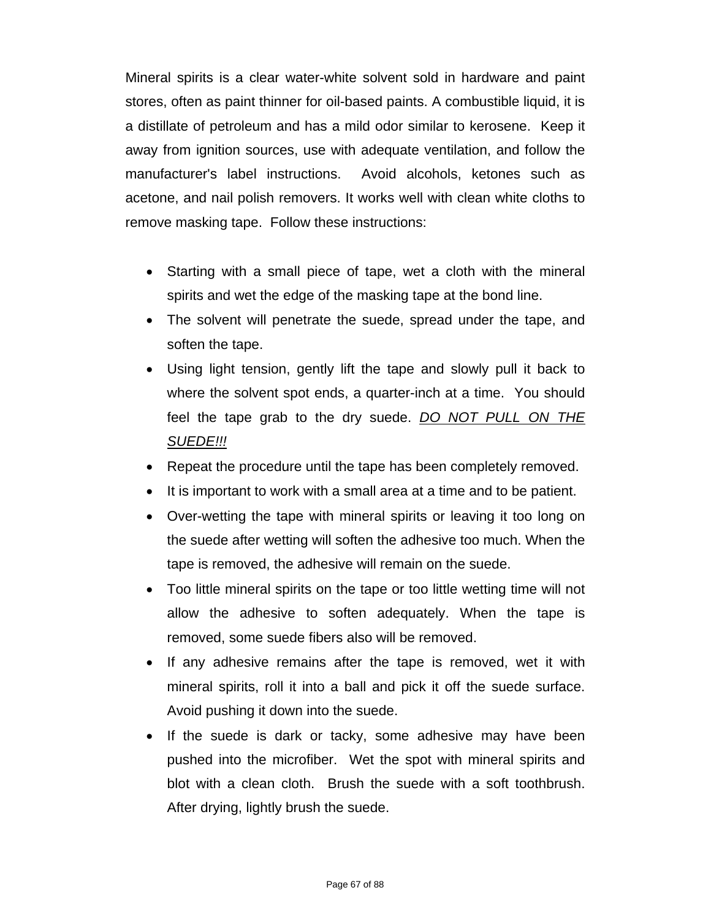Mineral spirits is a clear water-white solvent sold in hardware and paint stores, often as paint thinner for oil-based paints. A combustible liquid, it is a distillate of petroleum and has a mild odor similar to kerosene. Keep it away from ignition sources, use with adequate ventilation, and follow the manufacturer's label instructions. Avoid alcohols, ketones such as acetone, and nail polish removers. It works well with clean white cloths to remove masking tape. Follow these instructions:

- Starting with a small piece of tape, wet a cloth with the mineral spirits and wet the edge of the masking tape at the bond line.
- The solvent will penetrate the suede, spread under the tape, and soften the tape.
- Using light tension, gently lift the tape and slowly pull it back to where the solvent spot ends, a quarter-inch at a time. You should feel the tape grab to the dry suede. <u>*DO NOT PULL ON THE SUEDE!!!*</u>
- Repeat the procedure until the tape has been completely removed.
- It is important to work with a small area at a time and to be patient.
- Over-wetting the tape with mineral spirits or leaving it too long on the suede after wetting will soften the adhesive too much. When the tape is removed, the adhesive will remain on the suede.
- Too little mineral spirits on the tape or too little wetting time will not allow the adhesive to soften adequately. When the tape is removed, some suede fibers also will be removed.
- If any adhesive remains after the tape is removed, wet it with mineral spirits, roll it into a ball and pick it off the suede surface. Avoid pushing it down into the suede.
- If the suede is dark or tacky, some adhesive may have been pushed into the microfiber. Wet the spot with mineral spirits and blot with a clean cloth. Brush the suede with a soft toothbrush. After drying, lightly brush the suede.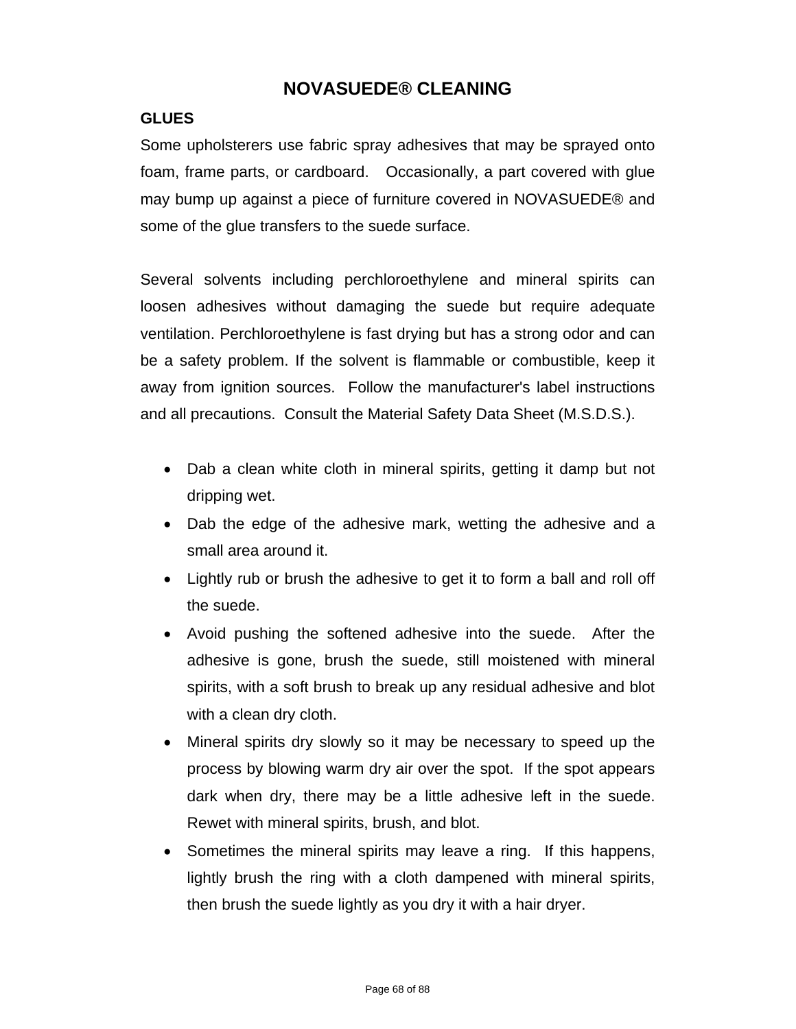# NOVASUEDE® CLEANING

## GLUES

Some upholsterers use fabric spray adhesives that may be sprayed onto foam, frame parts, or cardboard. Occasionally, a part covered with glue may bump up against a piece of furniture covered in NOVASUEDE® and some of the glue transfers to the suede surface.

Several solvents including perchloroethylene and mineral spirits can loosen adhesives without damaging the suede but require adequate ventilation. Perchloroethylene is fast drying but has a strong odor and can be a safety problem. If the solvent is flammable or combustible, keep it away from ignition sources. Follow the manufacturer's label instructions and all precautions. Consult the Material Safety Data Sheet (M.S.D.S.).

- Dab a clean white cloth in mineral spirits, getting it damp but not dripping wet.
- Dab the edge of the adhesive mark, wetting the adhesive and a small area around it.
- Lightly rub or brush the adhesive to get it to form a ball and roll off the suede.
- Avoid pushing the softened adhesive into the suede. After the adhesive is gone, brush the suede, still moistened with mineral spirits, with a soft brush to break up any residual adhesive and blot with a clean dry cloth.
- Mineral spirits dry slowly so it may be necessary to speed up the process by blowing warm dry air over the spot. If the spot appears dark when dry, there may be a little adhesive left in the suede. Rewet with mineral spirits, brush, and blot.
- Sometimes the mineral spirits may leave a ring. If this happens, lightly brush the ring with a cloth dampened with mineral spirits, then brush the suede lightly as you dry it with a hair dryer.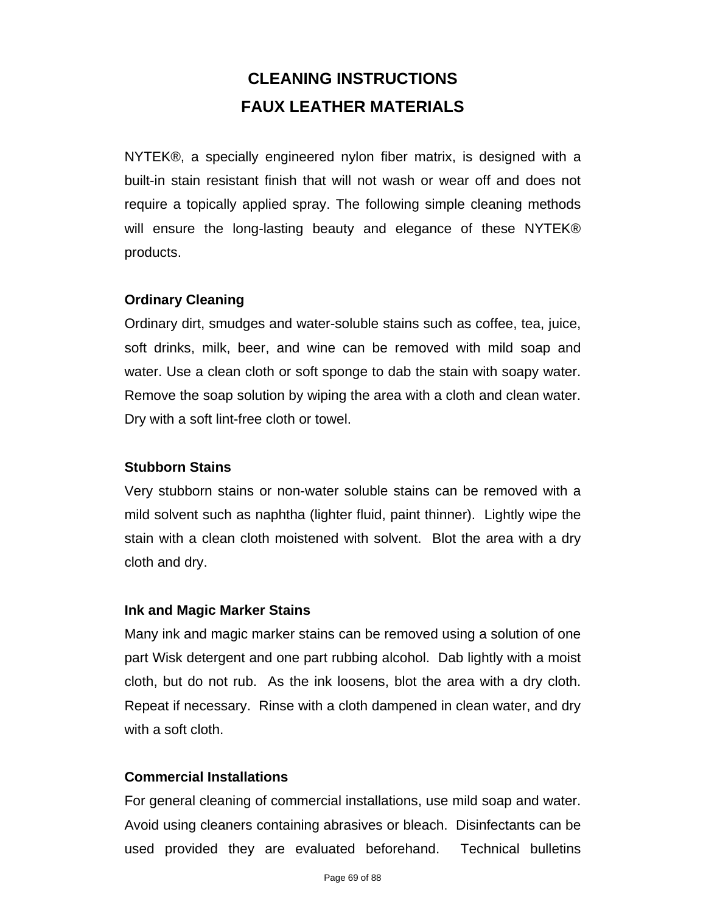# CLEANING INSTRUCTIONS
# FAUX LEATHER MATERIALS

NYTEK®, a specially engineered nylon fiber matrix, is designed with a built-in stain resistant finish that will not wash or wear off and does not require a topically applied spray. The following simple cleaning methods will ensure the long-lasting beauty and elegance of these NYTEK® products.

**Ordinary Cleaning**

Ordinary dirt, smudges and water-soluble stains such as coffee, tea, juice, soft drinks, milk, beer, and wine can be removed with mild soap and water. Use a clean cloth or soft sponge to dab the stain with soapy water. Remove the soap solution by wiping the area with a cloth and clean water. Dry with a soft lint-free cloth or towel.

**Stubborn Stains**

Very stubborn stains or non-water soluble stains can be removed with a mild solvent such as naphtha (lighter fluid, paint thinner). Lightly wipe the stain with a clean cloth moistened with solvent. Blot the area with a dry cloth and dry.

**Ink and Magic Marker Stains**

Many ink and magic marker stains can be removed using a solution of one part Wisk detergent and one part rubbing alcohol. Dab lightly with a moist cloth, but do not rub. As the ink loosens, blot the area with a dry cloth. Repeat if necessary. Rinse with a cloth dampened in clean water, and dry with a soft cloth.

**Commercial Installations**

For general cleaning of commercial installations, use mild soap and water. Avoid using cleaners containing abrasives or bleach. Disinfectants can be used provided they are evaluated beforehand. Technical bulletins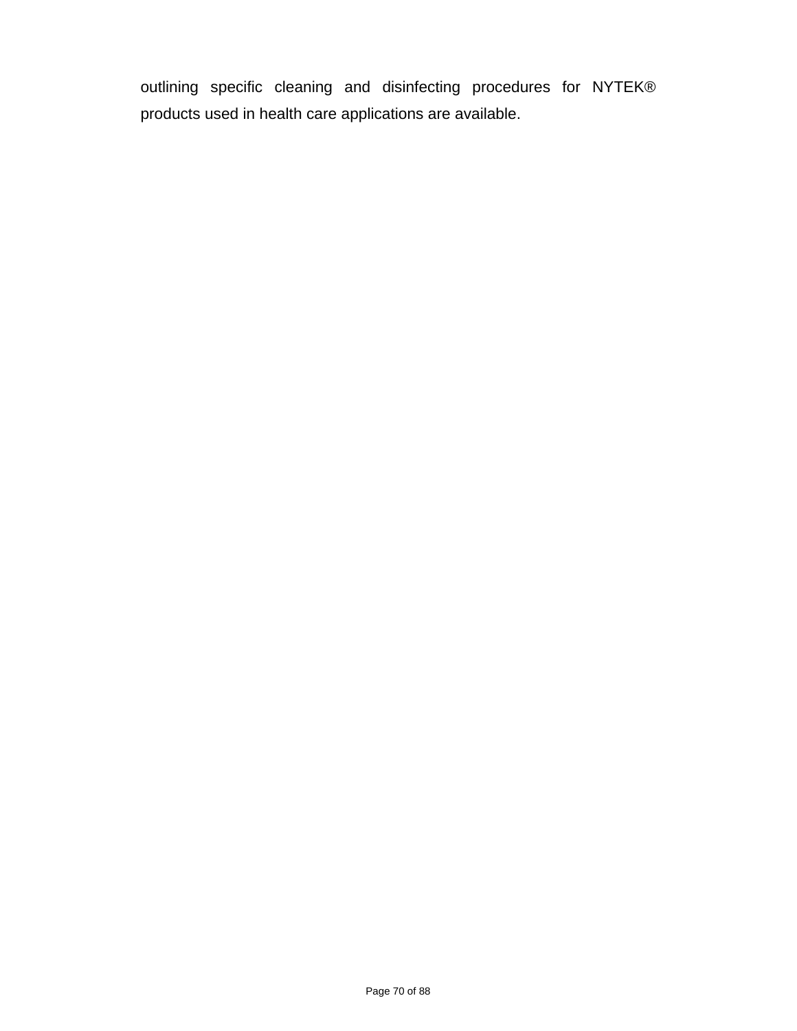outlining specific cleaning and disinfecting procedures for NYTEK® products used in health care applications are available.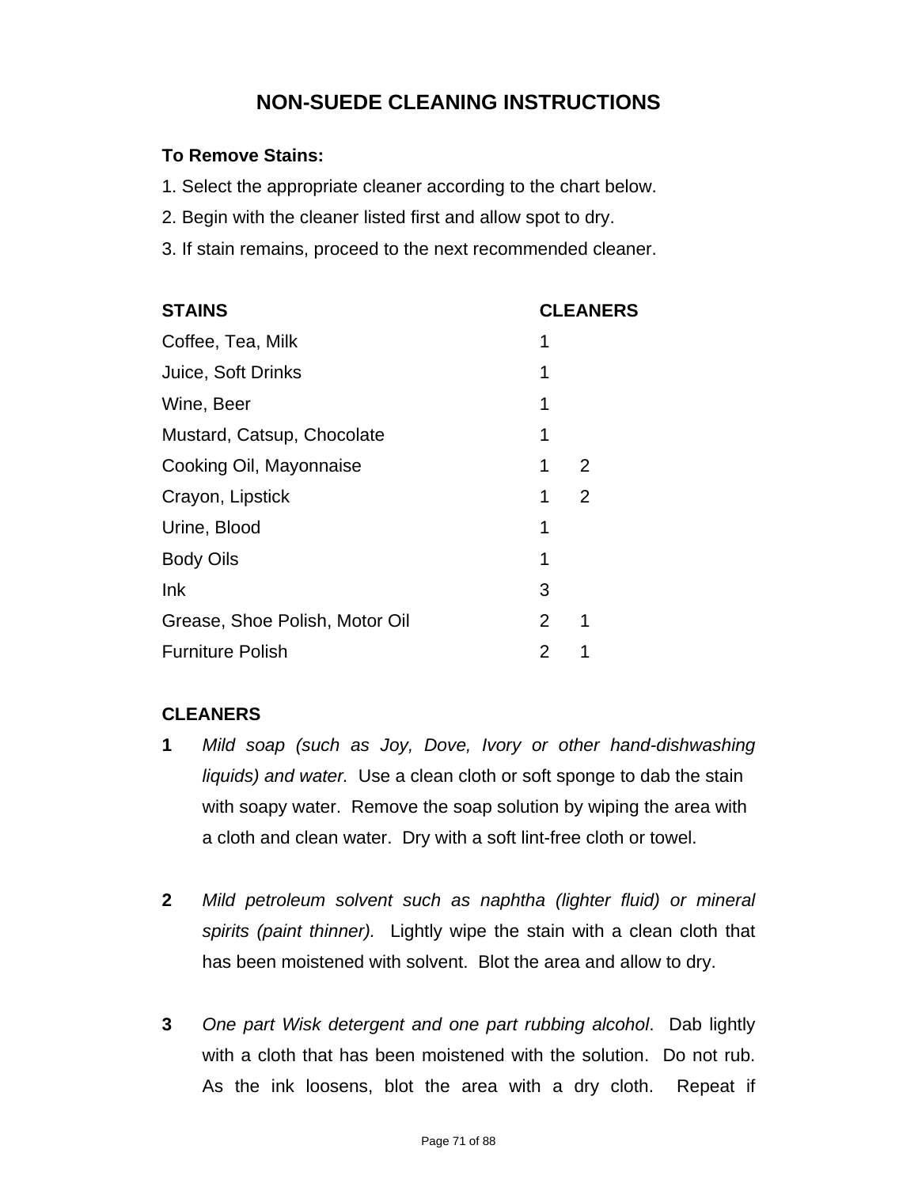## NON-SUEDE CLEANING INSTRUCTIONS

**To Remove Stains:**

1. Select the appropriate cleaner according to the chart below.
2. Begin with the cleaner listed first and allow spot to dry.
3. If stain remains, proceed to the next recommended cleaner.

| STAINS | CLEANERS | |
|---|---|---|
| Coffee, Tea, Milk | 1 | |
| Juice, Soft Drinks | 1 | |
| Wine, Beer | 1 | |
| Mustard, Catsup, Chocolate | 1 | |
| Cooking Oil, Mayonnaise | 1 | 2 |
| Crayon, Lipstick | 1 | 2 |
| Urine, Blood | 1 | |
| Body Oils | 1 | |
| Ink | 3 | |
| Grease, Shoe Polish, Motor Oil | 2 | 1 |
| Furniture Polish | 2 | 1 |

**CLEANERS**

**1** *Mild soap (such as Joy, Dove, Ivory or other hand-dishwashing liquids) and water.* Use a clean cloth or soft sponge to dab the stain with soapy water. Remove the soap solution by wiping the area with a cloth and clean water. Dry with a soft lint-free cloth or towel.

**2** *Mild petroleum solvent such as naphtha (lighter fluid) or mineral spirits (paint thinner).* Lightly wipe the stain with a clean cloth that has been moistened with solvent. Blot the area and allow to dry.

**3** *One part Wisk detergent and one part rubbing alcohol*. Dab lightly with a cloth that has been moistened with the solution. Do not rub. As the ink loosens, blot the area with a dry cloth. Repeat if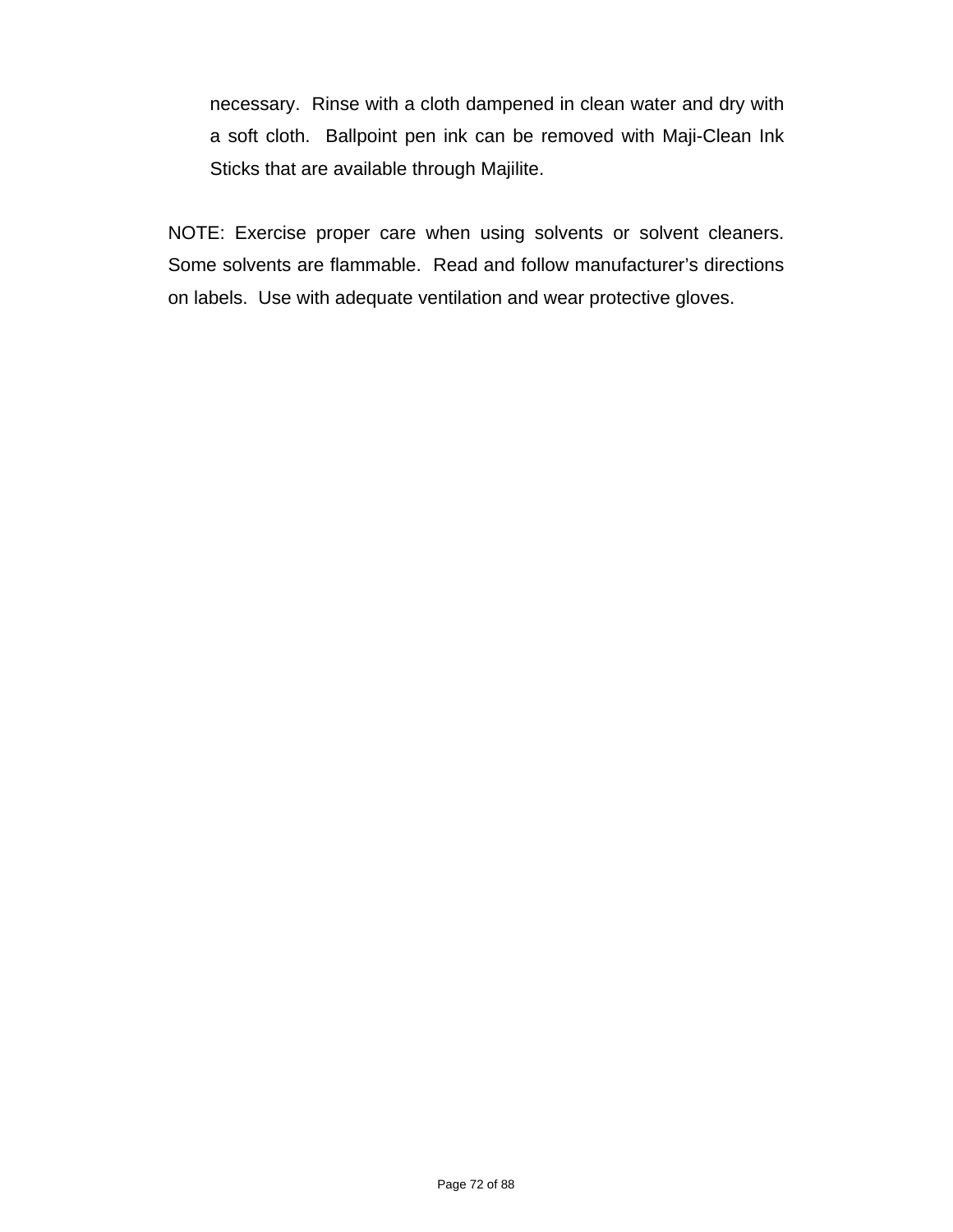necessary.  Rinse with a cloth dampened in clean water and dry with a soft cloth.  Ballpoint pen ink can be removed with Maji-Clean Ink Sticks that are available through Majilite.

NOTE: Exercise proper care when using solvents or solvent cleaners. Some solvents are flammable.  Read and follow manufacturer's directions on labels.  Use with adequate ventilation and wear protective gloves.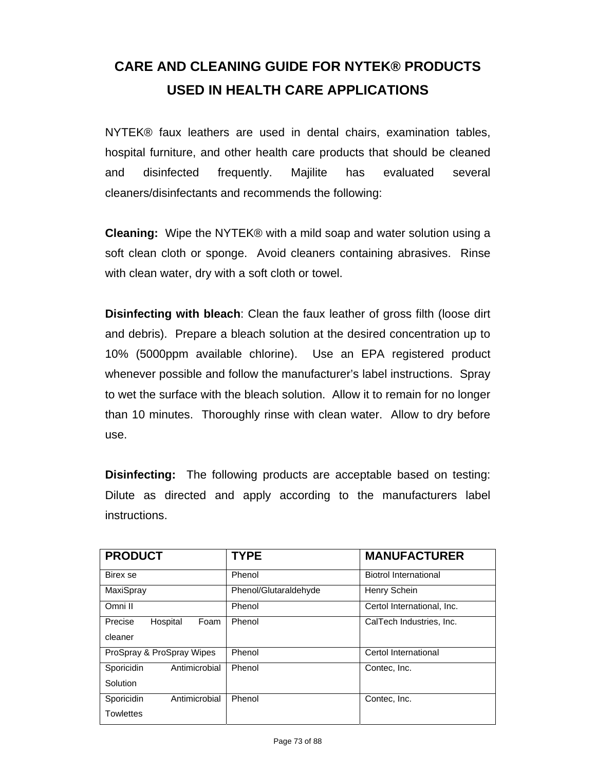# CARE AND CLEANING GUIDE FOR NYTEK® PRODUCTS USED IN HEALTH CARE APPLICATIONS

NYTEK® faux leathers are used in dental chairs, examination tables, hospital furniture, and other health care products that should be cleaned and disinfected frequently. Majilite has evaluated several cleaners/disinfectants and recommends the following:

**Cleaning:** Wipe the NYTEK® with a mild soap and water solution using a soft clean cloth or sponge. Avoid cleaners containing abrasives. Rinse with clean water, dry with a soft cloth or towel.

**Disinfecting with bleach**: Clean the faux leather of gross filth (loose dirt and debris). Prepare a bleach solution at the desired concentration up to 10% (5000ppm available chlorine). Use an EPA registered product whenever possible and follow the manufacturer's label instructions. Spray to wet the surface with the bleach solution. Allow it to remain for no longer than 10 minutes. Thoroughly rinse with clean water. Allow to dry before use.

**Disinfecting:** The following products are acceptable based on testing: Dilute as directed and apply according to the manufacturers label instructions.

| PRODUCT | TYPE | MANUFACTURER |
|---|---|---|
| Birex se | Phenol | Biotrol International |
| MaxiSpray | Phenol/Glutaraldehyde | Henry Schein |
| Omni II | Phenol | Certol International, Inc. |
| Precise Hospital Foam cleaner | Phenol | CalTech Industries, Inc. |
| ProSpray & ProSpray Wipes | Phenol | Certol International |
| Sporicidin Antimicrobial Solution | Phenol | Contec, Inc. |
| Sporicidin Antimicrobial Towlettes | Phenol | Contec, Inc. |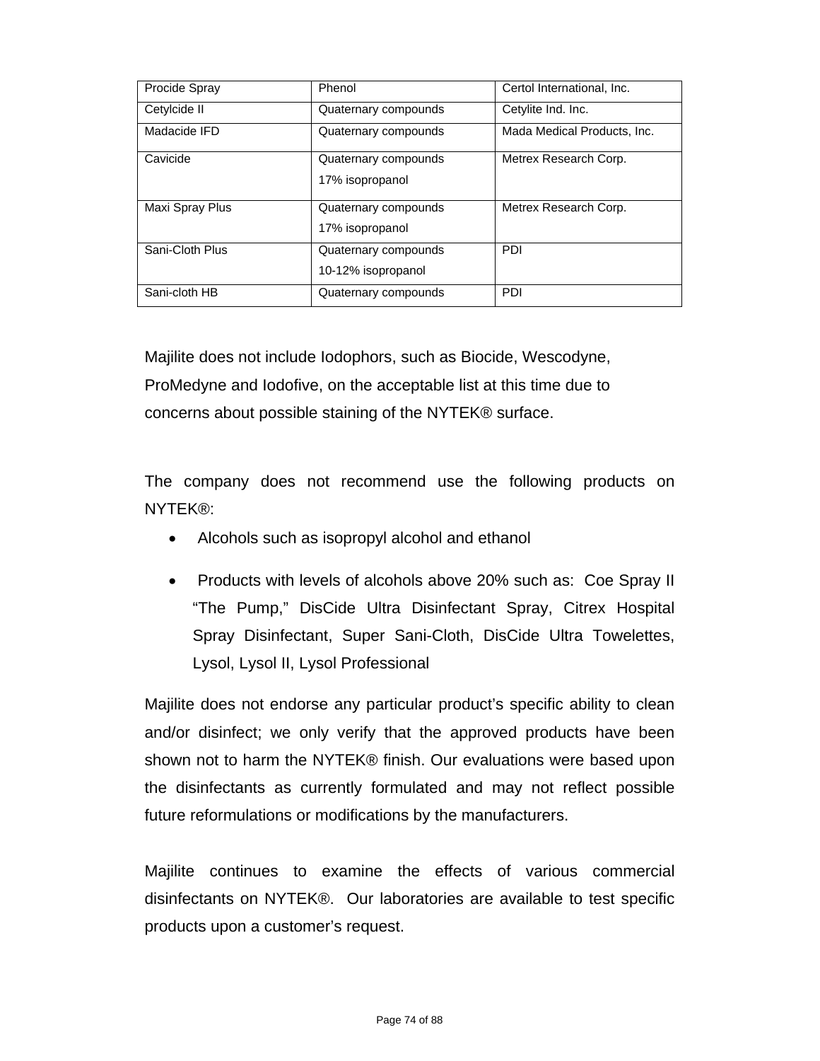| Procide Spray | Phenol | Certol International, Inc. |
|---|---|---|
| Cetylcide II | Quaternary compounds | Cetylite Ind. Inc. |
| Madacide IFD | Quaternary compounds | Mada Medical Products, Inc. |
| Cavicide | Quaternary compounds<br>17% isopropanol | Metrex Research Corp. |
| Maxi Spray Plus | Quaternary compounds<br>17% isopropanol | Metrex Research Corp. |
| Sani-Cloth Plus | Quaternary compounds<br>10-12% isopropanol | PDI |
| Sani-cloth HB | Quaternary compounds | PDI |

Majilite does not include Iodophors, such as Biocide, Wescodyne, ProMedyne and Iodofive, on the acceptable list at this time due to concerns about possible staining of the NYTEK® surface.

The company does not recommend use the following products on NYTEK®:

- Alcohols such as isopropyl alcohol and ethanol
- Products with levels of alcohols above 20% such as: Coe Spray II "The Pump," DisCide Ultra Disinfectant Spray, Citrex Hospital Spray Disinfectant, Super Sani-Cloth, DisCide Ultra Towelettes, Lysol, Lysol II, Lysol Professional

Majilite does not endorse any particular product's specific ability to clean and/or disinfect; we only verify that the approved products have been shown not to harm the NYTEK® finish. Our evaluations were based upon the disinfectants as currently formulated and may not reflect possible future reformulations or modifications by the manufacturers.

Majilite continues to examine the effects of various commercial disinfectants on NYTEK®. Our laboratories are available to test specific products upon a customer's request.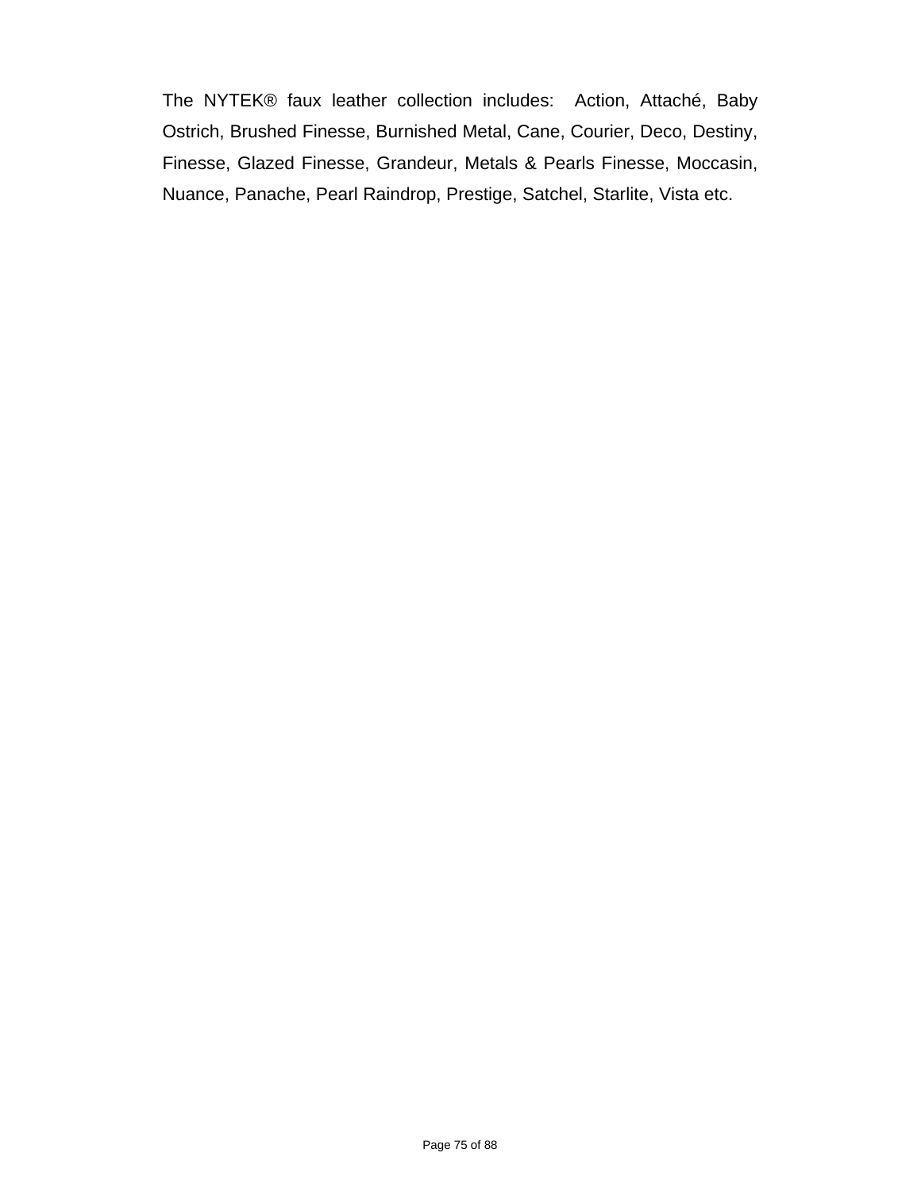The NYTEK® faux leather collection includes: Action, Attaché, Baby Ostrich, Brushed Finesse, Burnished Metal, Cane, Courier, Deco, Destiny, Finesse, Glazed Finesse, Grandeur, Metals & Pearls Finesse, Moccasin, Nuance, Panache, Pearl Raindrop, Prestige, Satchel, Starlite, Vista etc.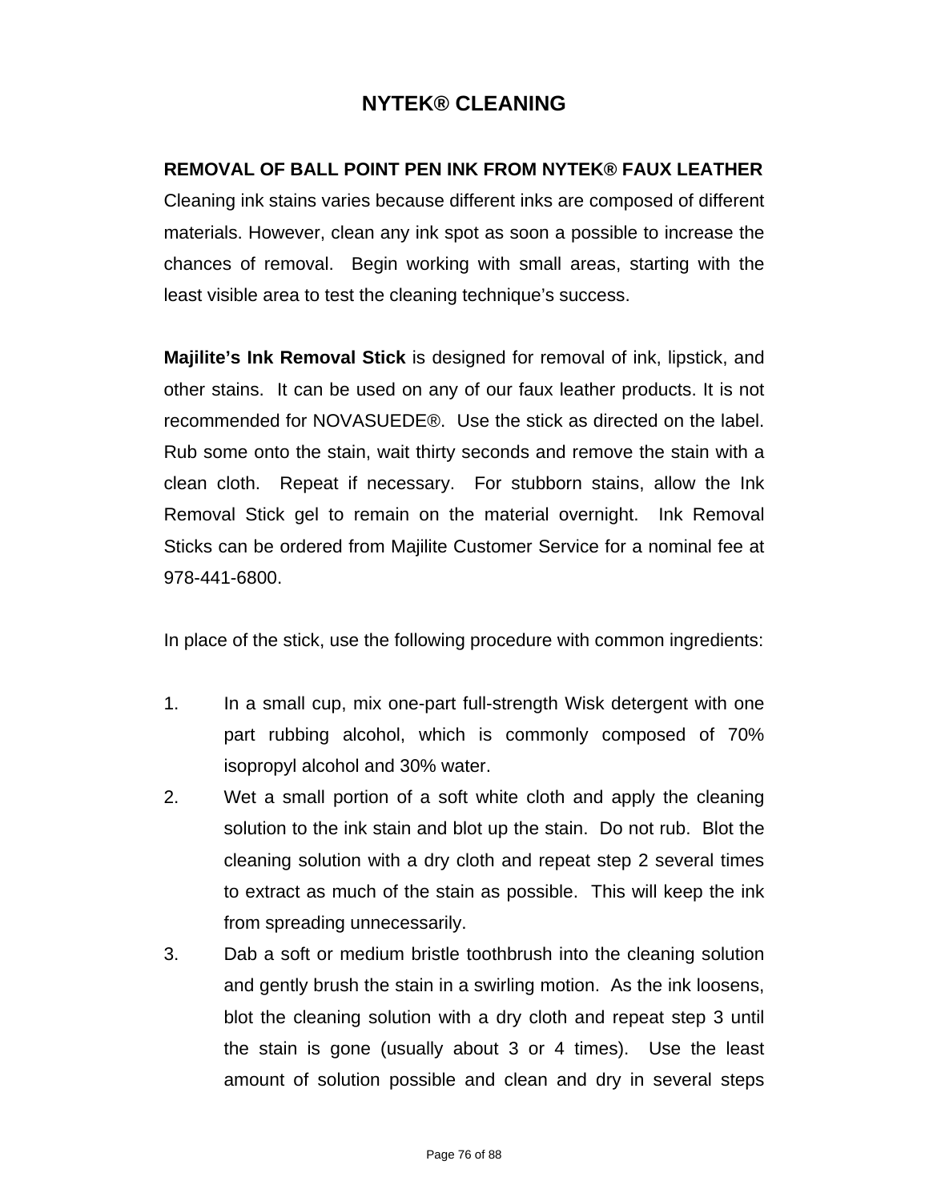# NYTEK® CLEANING

**REMOVAL OF BALL POINT PEN INK FROM NYTEK® FAUX LEATHER**

Cleaning ink stains varies because different inks are composed of different materials. However, clean any ink spot as soon a possible to increase the chances of removal. Begin working with small areas, starting with the least visible area to test the cleaning technique's success.

**Majilite's Ink Removal Stick** is designed for removal of ink, lipstick, and other stains. It can be used on any of our faux leather products. It is not recommended for NOVASUEDE®. Use the stick as directed on the label. Rub some onto the stain, wait thirty seconds and remove the stain with a clean cloth. Repeat if necessary. For stubborn stains, allow the Ink Removal Stick gel to remain on the material overnight. Ink Removal Sticks can be ordered from Majilite Customer Service for a nominal fee at 978-441-6800.

In place of the stick, use the following procedure with common ingredients:

1. In a small cup, mix one-part full-strength Wisk detergent with one part rubbing alcohol, which is commonly composed of 70% isopropyl alcohol and 30% water.
2. Wet a small portion of a soft white cloth and apply the cleaning solution to the ink stain and blot up the stain. Do not rub. Blot the cleaning solution with a dry cloth and repeat step 2 several times to extract as much of the stain as possible. This will keep the ink from spreading unnecessarily.
3. Dab a soft or medium bristle toothbrush into the cleaning solution and gently brush the stain in a swirling motion. As the ink loosens, blot the cleaning solution with a dry cloth and repeat step 3 until the stain is gone (usually about 3 or 4 times). Use the least amount of solution possible and clean and dry in several steps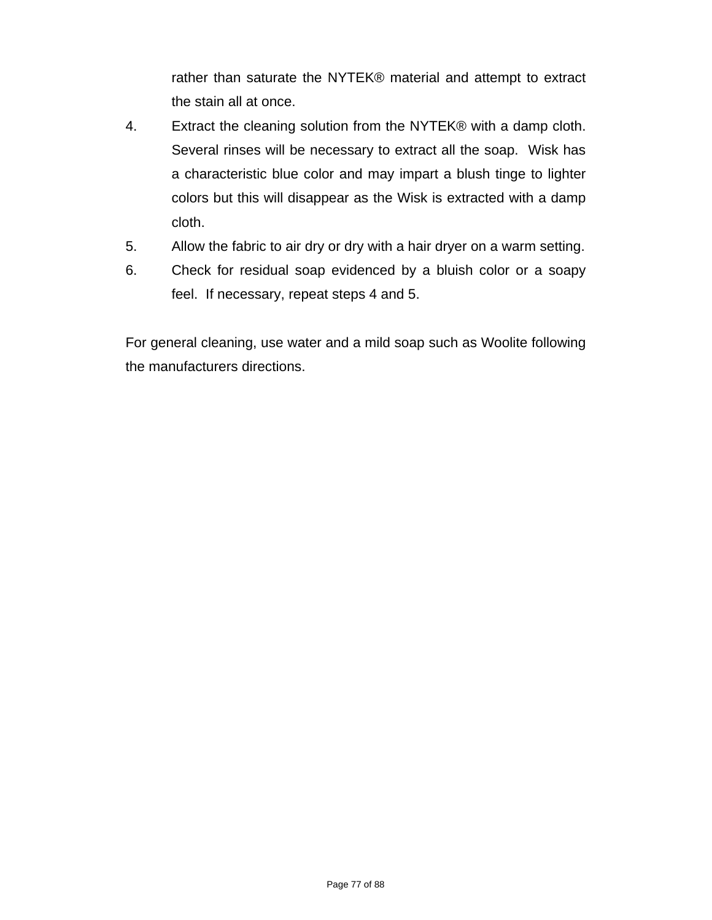rather than saturate the NYTEK® material and attempt to extract the stain all at once.

4. Extract the cleaning solution from the NYTEK® with a damp cloth. Several rinses will be necessary to extract all the soap. Wisk has a characteristic blue color and may impart a blush tinge to lighter colors but this will disappear as the Wisk is extracted with a damp cloth.
5. Allow the fabric to air dry or dry with a hair dryer on a warm setting.
6. Check for residual soap evidenced by a bluish color or a soapy feel. If necessary, repeat steps 4 and 5.

For general cleaning, use water and a mild soap such as Woolite following the manufacturers directions.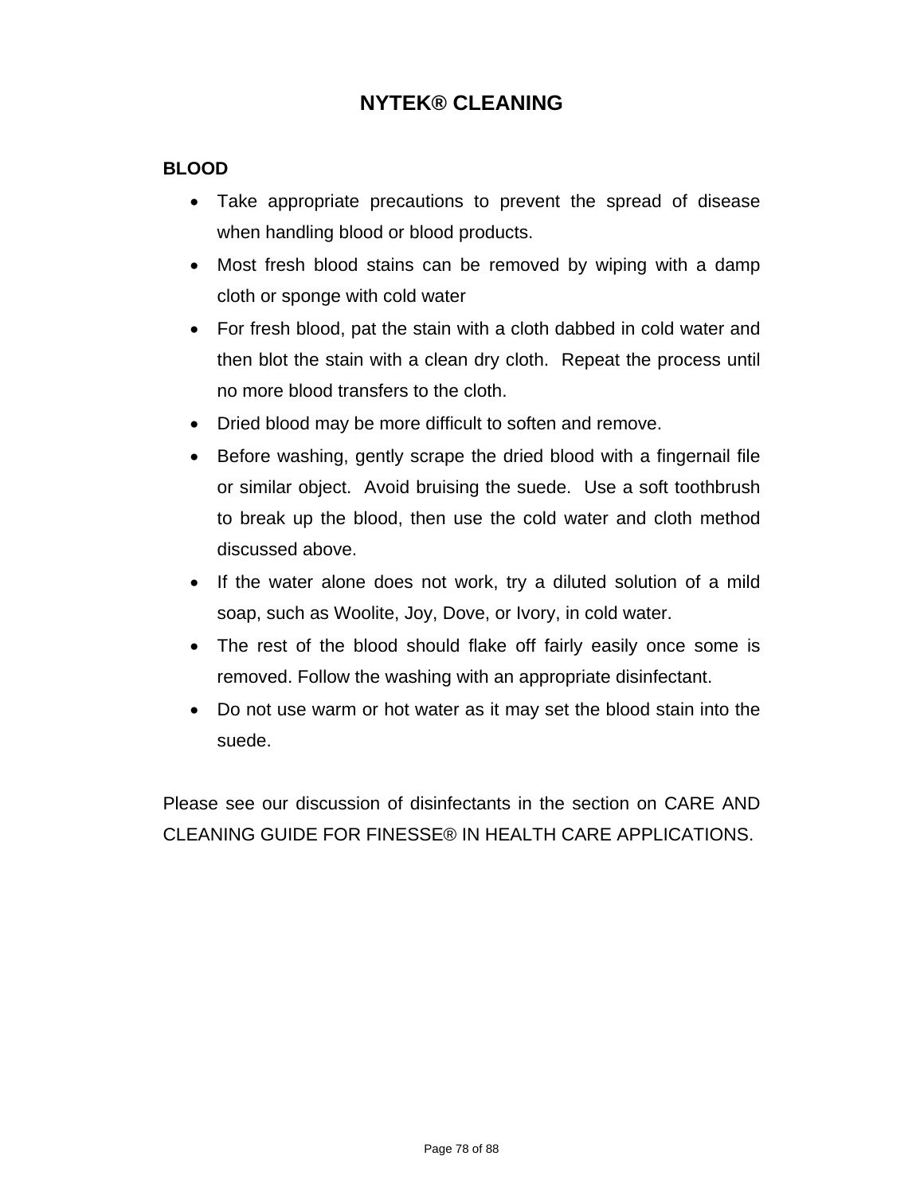# NYTEK® CLEANING

**BLOOD**

- Take appropriate precautions to prevent the spread of disease when handling blood or blood products.
- Most fresh blood stains can be removed by wiping with a damp cloth or sponge with cold water
- For fresh blood, pat the stain with a cloth dabbed in cold water and then blot the stain with a clean dry cloth. Repeat the process until no more blood transfers to the cloth.
- Dried blood may be more difficult to soften and remove.
- Before washing, gently scrape the dried blood with a fingernail file or similar object. Avoid bruising the suede. Use a soft toothbrush to break up the blood, then use the cold water and cloth method discussed above.
- If the water alone does not work, try a diluted solution of a mild soap, such as Woolite, Joy, Dove, or Ivory, in cold water.
- The rest of the blood should flake off fairly easily once some is removed. Follow the washing with an appropriate disinfectant.
- Do not use warm or hot water as it may set the blood stain into the suede.

Please see our discussion of disinfectants in the section on CARE AND CLEANING GUIDE FOR FINESSE® IN HEALTH CARE APPLICATIONS.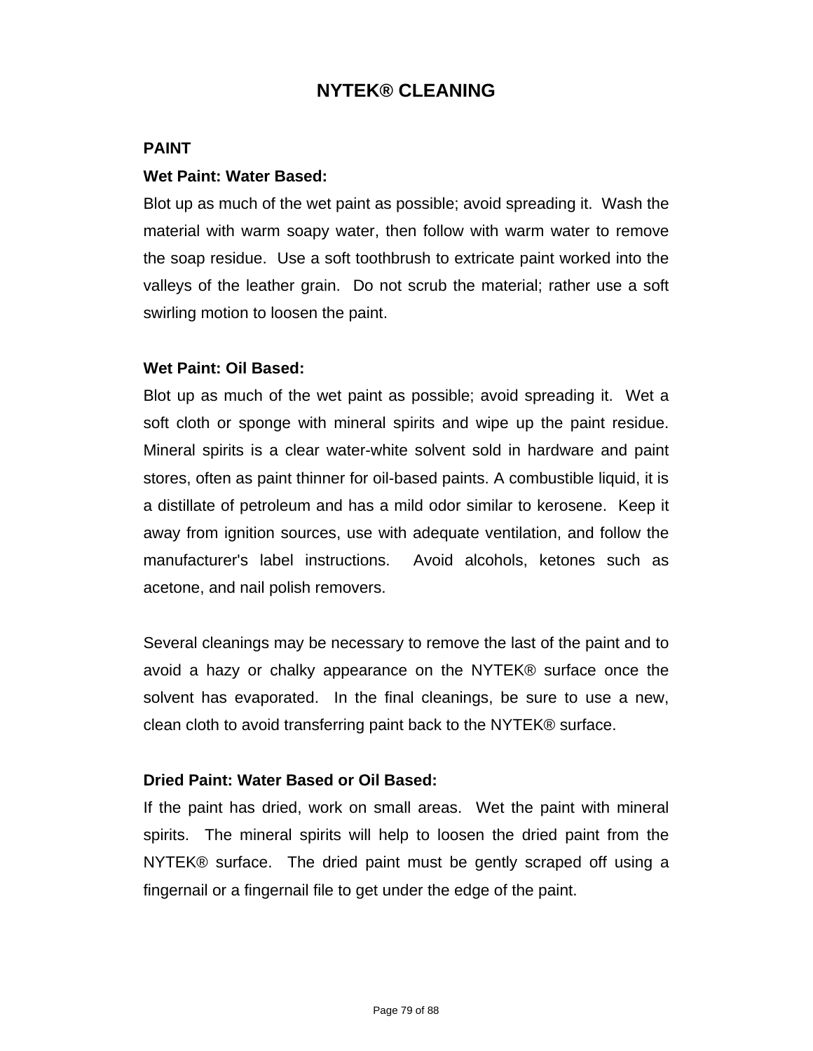# NYTEK® CLEANING

## PAINT

**Wet Paint: Water Based:**

Blot up as much of the wet paint as possible; avoid spreading it. Wash the material with warm soapy water, then follow with warm water to remove the soap residue. Use a soft toothbrush to extricate paint worked into the valleys of the leather grain. Do not scrub the material; rather use a soft swirling motion to loosen the paint.

**Wet Paint: Oil Based:**

Blot up as much of the wet paint as possible; avoid spreading it. Wet a soft cloth or sponge with mineral spirits and wipe up the paint residue. Mineral spirits is a clear water-white solvent sold in hardware and paint stores, often as paint thinner for oil-based paints. A combustible liquid, it is a distillate of petroleum and has a mild odor similar to kerosene. Keep it away from ignition sources, use with adequate ventilation, and follow the manufacturer's label instructions. Avoid alcohols, ketones such as acetone, and nail polish removers.

Several cleanings may be necessary to remove the last of the paint and to avoid a hazy or chalky appearance on the NYTEK® surface once the solvent has evaporated. In the final cleanings, be sure to use a new, clean cloth to avoid transferring paint back to the NYTEK® surface.

**Dried Paint: Water Based or Oil Based:**

If the paint has dried, work on small areas. Wet the paint with mineral spirits. The mineral spirits will help to loosen the dried paint from the NYTEK® surface. The dried paint must be gently scraped off using a fingernail or a fingernail file to get under the edge of the paint.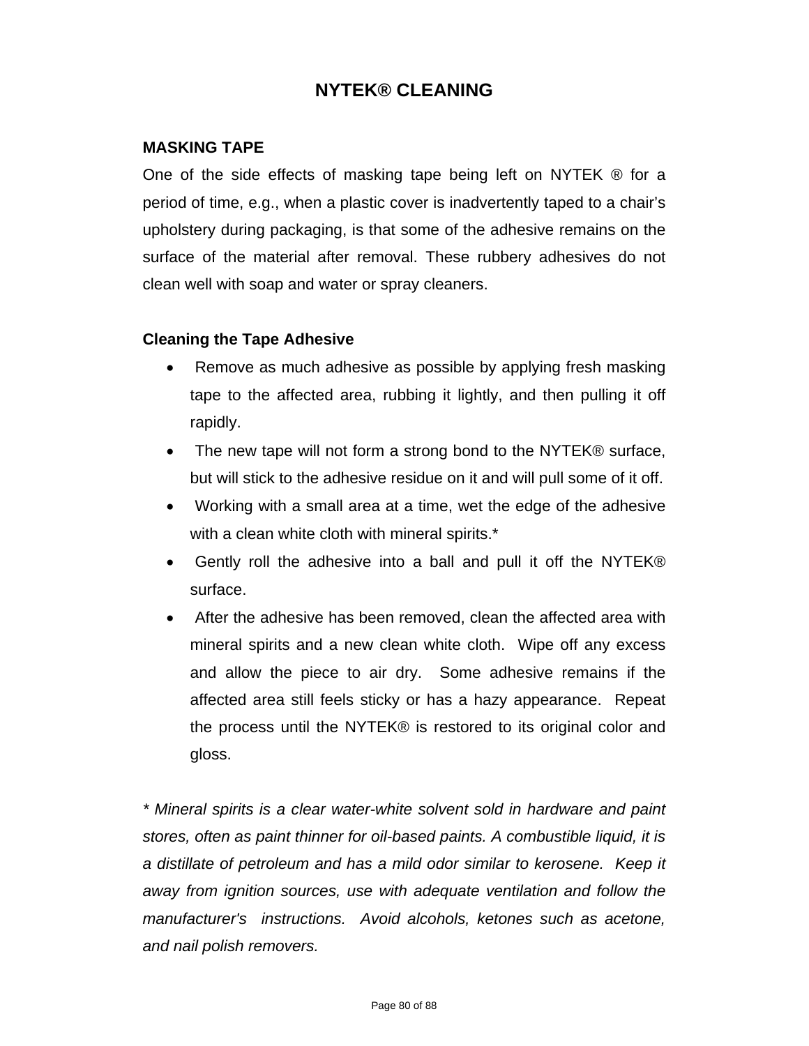# NYTEK® CLEANING

## MASKING TAPE

One of the side effects of masking tape being left on NYTEK ® for a period of time, e.g., when a plastic cover is inadvertently taped to a chair's upholstery during packaging, is that some of the adhesive remains on the surface of the material after removal. These rubbery adhesives do not clean well with soap and water or spray cleaners.

### Cleaning the Tape Adhesive

- Remove as much adhesive as possible by applying fresh masking tape to the affected area, rubbing it lightly, and then pulling it off rapidly.
- The new tape will not form a strong bond to the NYTEK® surface, but will stick to the adhesive residue on it and will pull some of it off.
- Working with a small area at a time, wet the edge of the adhesive with a clean white cloth with mineral spirits.*
- Gently roll the adhesive into a ball and pull it off the NYTEK® surface.
- After the adhesive has been removed, clean the affected area with mineral spirits and a new clean white cloth. Wipe off any excess and allow the piece to air dry. Some adhesive remains if the affected area still feels sticky or has a hazy appearance. Repeat the process until the NYTEK® is restored to its original color and gloss.

*\* Mineral spirits is a clear water-white solvent sold in hardware and paint stores, often as paint thinner for oil-based paints. A combustible liquid, it is a distillate of petroleum and has a mild odor similar to kerosene. Keep it away from ignition sources, use with adequate ventilation and follow the manufacturer's instructions. Avoid alcohols, ketones such as acetone, and nail polish removers.*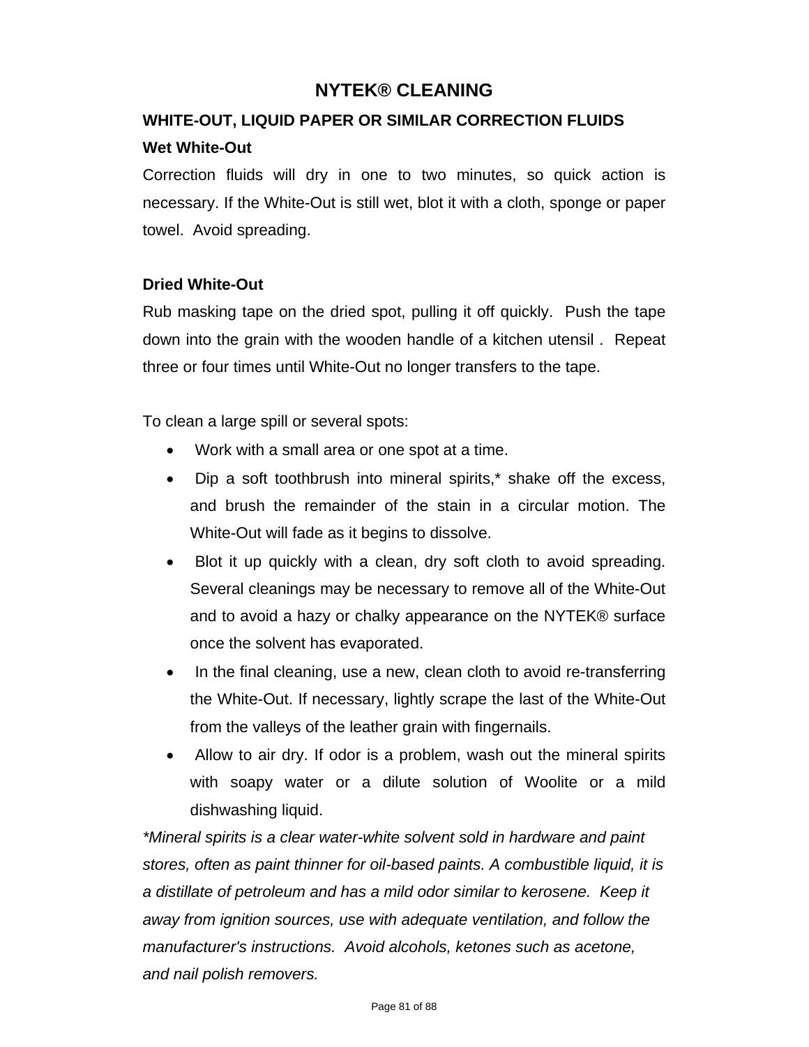# NYTEK® CLEANING

## WHITE-OUT, LIQUID PAPER OR SIMILAR CORRECTION FLUIDS

### Wet White-Out

Correction fluids will dry in one to two minutes, so quick action is necessary. If the White-Out is still wet, blot it with a cloth, sponge or paper towel. Avoid spreading.

### Dried White-Out

Rub masking tape on the dried spot, pulling it off quickly. Push the tape down into the grain with the wooden handle of a kitchen utensil . Repeat three or four times until White-Out no longer transfers to the tape.

To clean a large spill or several spots:

- Work with a small area or one spot at a time.
- Dip a soft toothbrush into mineral spirits,* shake off the excess, and brush the remainder of the stain in a circular motion. The White-Out will fade as it begins to dissolve.
- Blot it up quickly with a clean, dry soft cloth to avoid spreading. Several cleanings may be necessary to remove all of the White-Out and to avoid a hazy or chalky appearance on the NYTEK® surface once the solvent has evaporated.
- In the final cleaning, use a new, clean cloth to avoid re-transferring the White-Out. If necessary, lightly scrape the last of the White-Out from the valleys of the leather grain with fingernails.
- Allow to air dry. If odor is a problem, wash out the mineral spirits with soapy water or a dilute solution of Woolite or a mild dishwashing liquid.

*\*Mineral spirits is a clear water-white solvent sold in hardware and paint stores, often as paint thinner for oil-based paints. A combustible liquid, it is a distillate of petroleum and has a mild odor similar to kerosene. Keep it away from ignition sources, use with adequate ventilation, and follow the manufacturer's instructions. Avoid alcohols, ketones such as acetone, and nail polish removers.*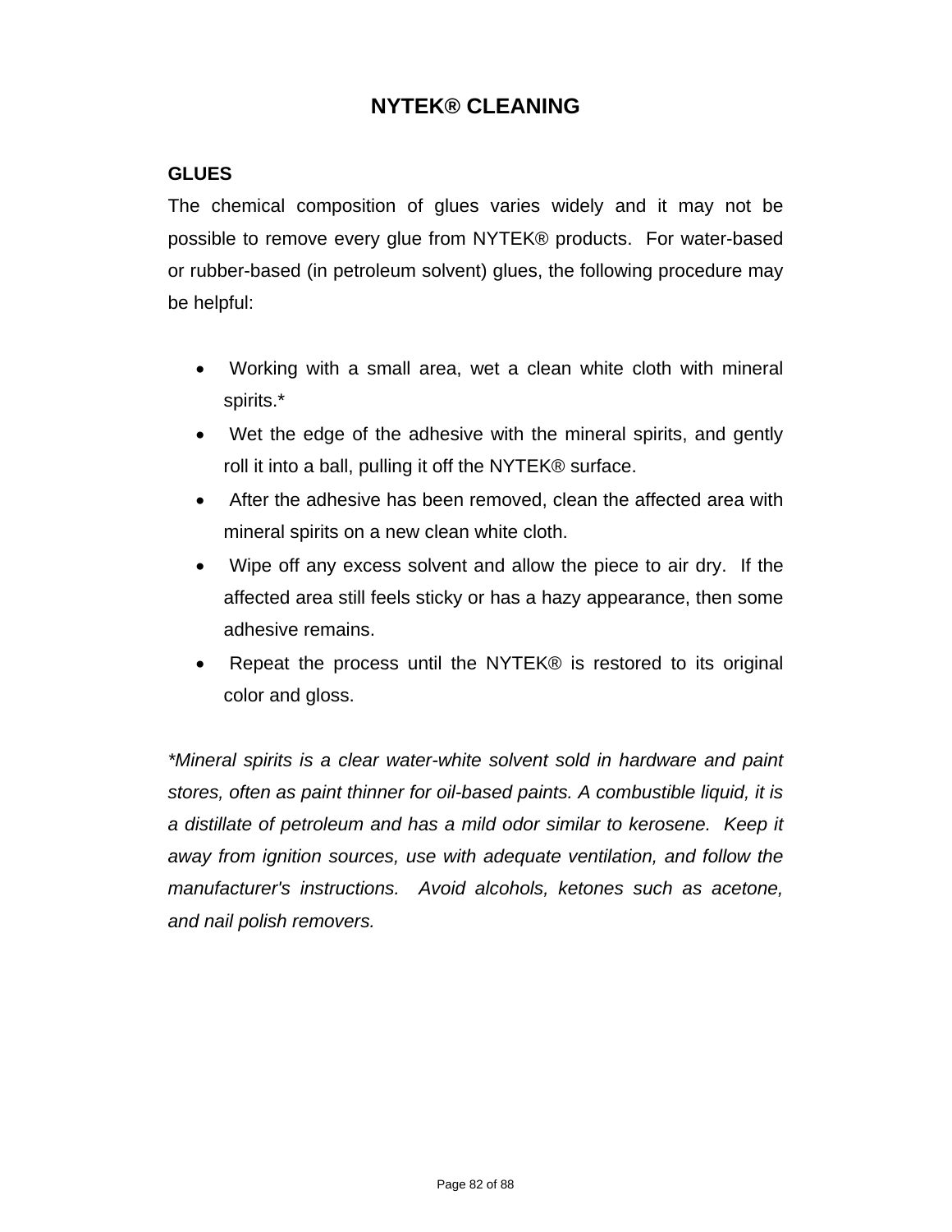# NYTEK® CLEANING

**GLUES**

The chemical composition of glues varies widely and it may not be possible to remove every glue from NYTEK® products. For water-based or rubber-based (in petroleum solvent) glues, the following procedure may be helpful:

- Working with a small area, wet a clean white cloth with mineral spirits.*
- Wet the edge of the adhesive with the mineral spirits, and gently roll it into a ball, pulling it off the NYTEK® surface.
- After the adhesive has been removed, clean the affected area with mineral spirits on a new clean white cloth.
- Wipe off any excess solvent and allow the piece to air dry. If the affected area still feels sticky or has a hazy appearance, then some adhesive remains.
- Repeat the process until the NYTEK® is restored to its original color and gloss.

*\*Mineral spirits is a clear water-white solvent sold in hardware and paint stores, often as paint thinner for oil-based paints. A combustible liquid, it is a distillate of petroleum and has a mild odor similar to kerosene. Keep it away from ignition sources, use with adequate ventilation, and follow the manufacturer's instructions. Avoid alcohols, ketones such as acetone, and nail polish removers.*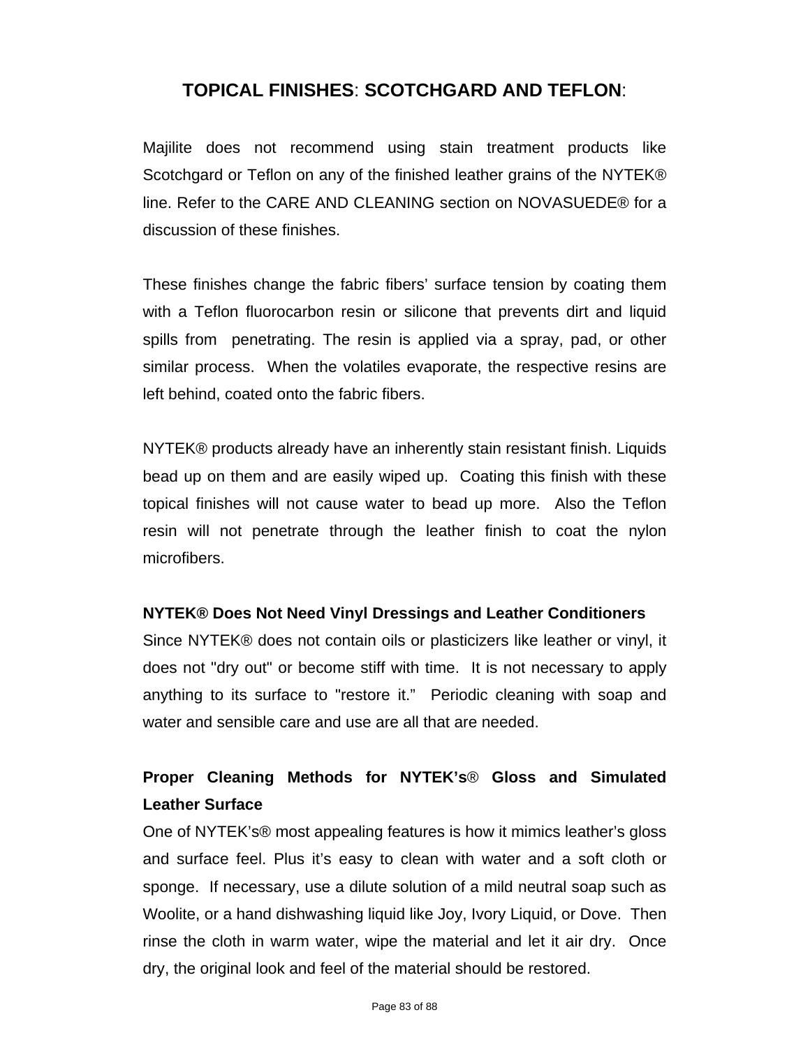## **TOPICAL FINISHES**: **SCOTCHGARD AND TEFLON**:

Majilite does not recommend using stain treatment products like Scotchgard or Teflon on any of the finished leather grains of the NYTEK® line. Refer to the CARE AND CLEANING section on NOVASUEDE® for a discussion of these finishes.

These finishes change the fabric fibers' surface tension by coating them with a Teflon fluorocarbon resin or silicone that prevents dirt and liquid spills from penetrating. The resin is applied via a spray, pad, or other similar process. When the volatiles evaporate, the respective resins are left behind, coated onto the fabric fibers.

NYTEK® products already have an inherently stain resistant finish. Liquids bead up on them and are easily wiped up. Coating this finish with these topical finishes will not cause water to bead up more. Also the Teflon resin will not penetrate through the leather finish to coat the nylon microfibers.

**NYTEK® Does Not Need Vinyl Dressings and Leather Conditioners**

Since NYTEK® does not contain oils or plasticizers like leather or vinyl, it does not "dry out" or become stiff with time. It is not necessary to apply anything to its surface to "restore it." Periodic cleaning with soap and water and sensible care and use are all that are needed.

**Proper Cleaning Methods for NYTEK's® Gloss and Simulated Leather Surface**

One of NYTEK's® most appealing features is how it mimics leather's gloss and surface feel. Plus it's easy to clean with water and a soft cloth or sponge. If necessary, use a dilute solution of a mild neutral soap such as Woolite, or a hand dishwashing liquid like Joy, Ivory Liquid, or Dove. Then rinse the cloth in warm water, wipe the material and let it air dry. Once dry, the original look and feel of the material should be restored.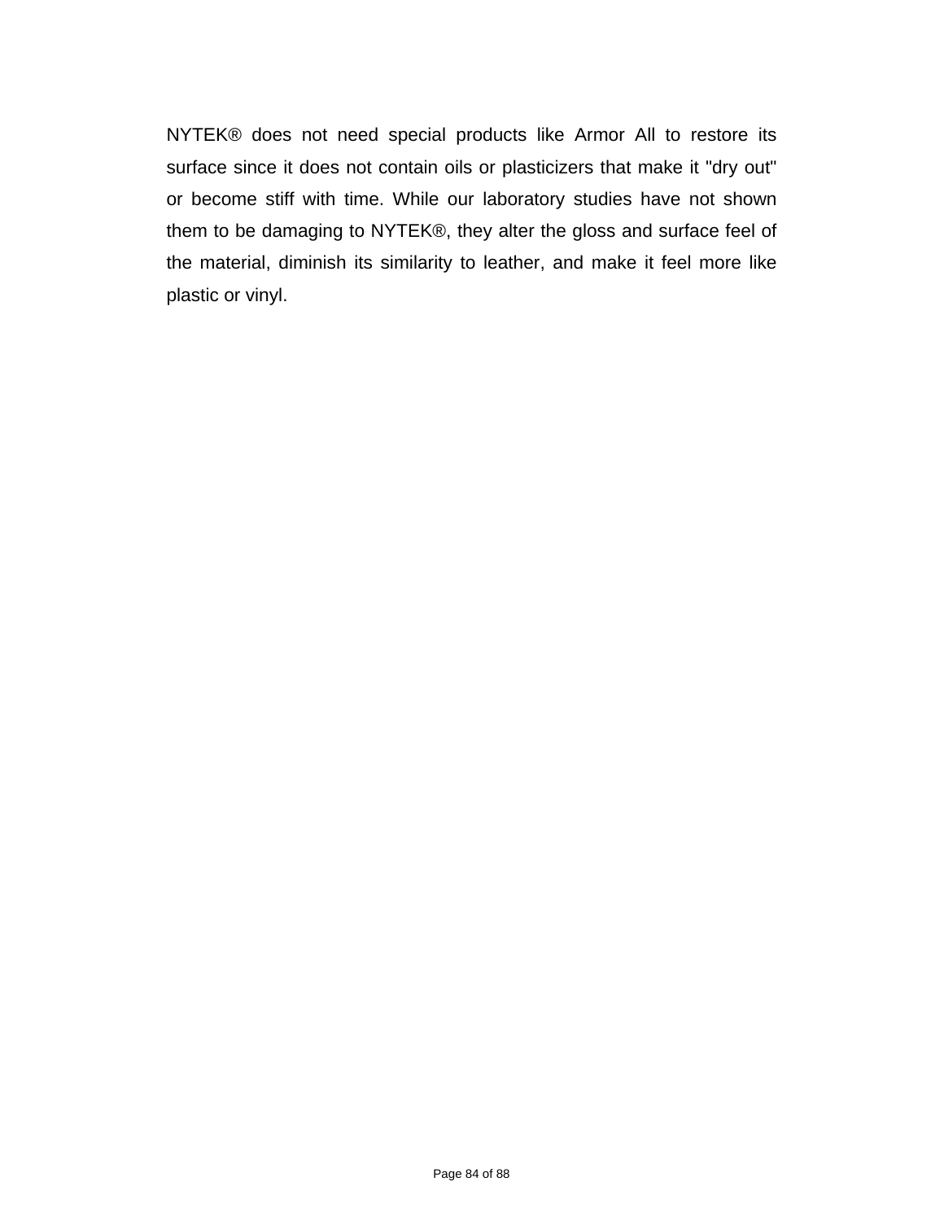NYTEK® does not need special products like Armor All to restore its surface since it does not contain oils or plasticizers that make it "dry out" or become stiff with time. While our laboratory studies have not shown them to be damaging to NYTEK®, they alter the gloss and surface feel of the material, diminish its similarity to leather, and make it feel more like plastic or vinyl.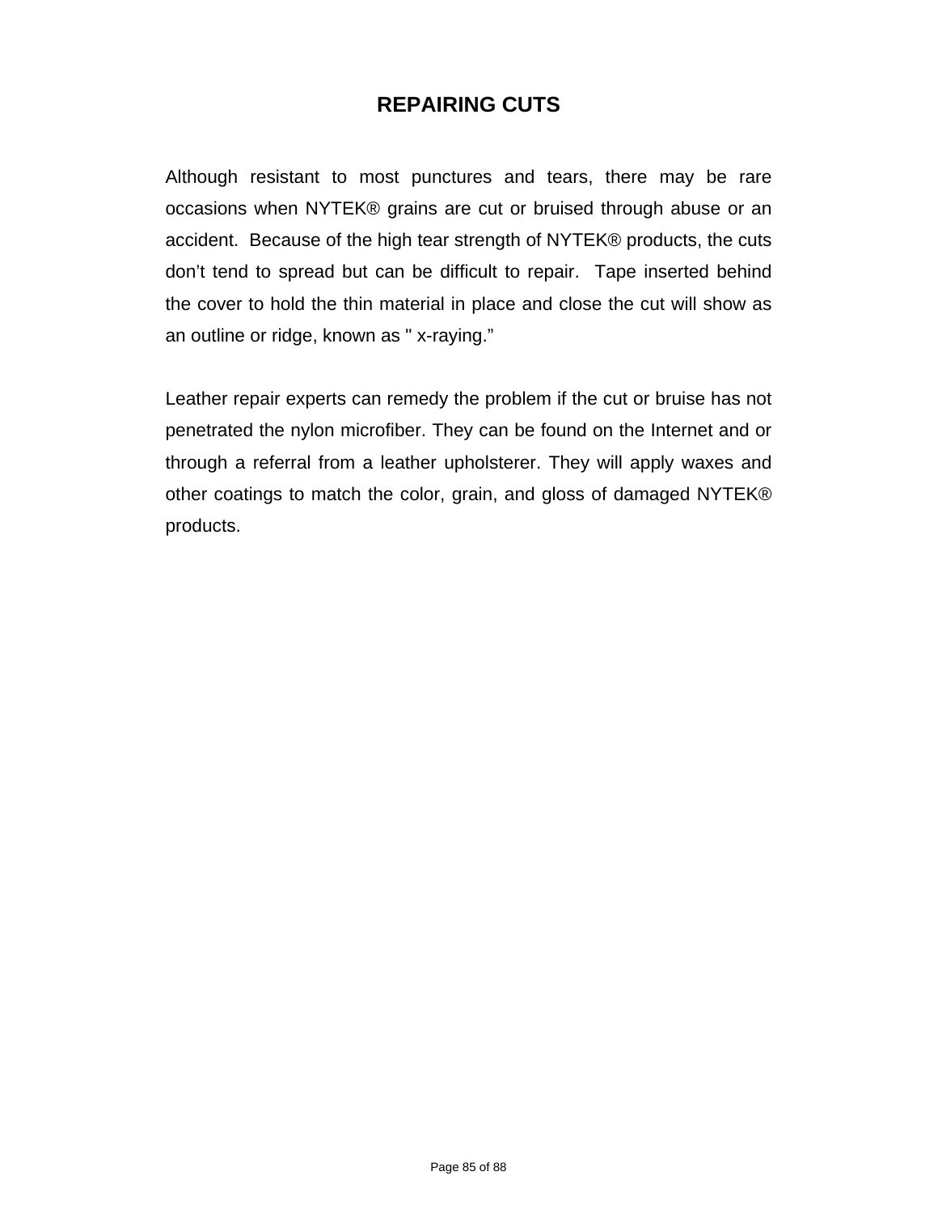# REPAIRING CUTS

Although resistant to most punctures and tears, there may be rare occasions when NYTEK® grains are cut or bruised through abuse or an accident. Because of the high tear strength of NYTEK® products, the cuts don't tend to spread but can be difficult to repair. Tape inserted behind the cover to hold the thin material in place and close the cut will show as an outline or ridge, known as " x-raying."

Leather repair experts can remedy the problem if the cut or bruise has not penetrated the nylon microfiber. They can be found on the Internet and or through a referral from a leather upholsterer. They will apply waxes and other coatings to match the color, grain, and gloss of damaged NYTEK® products.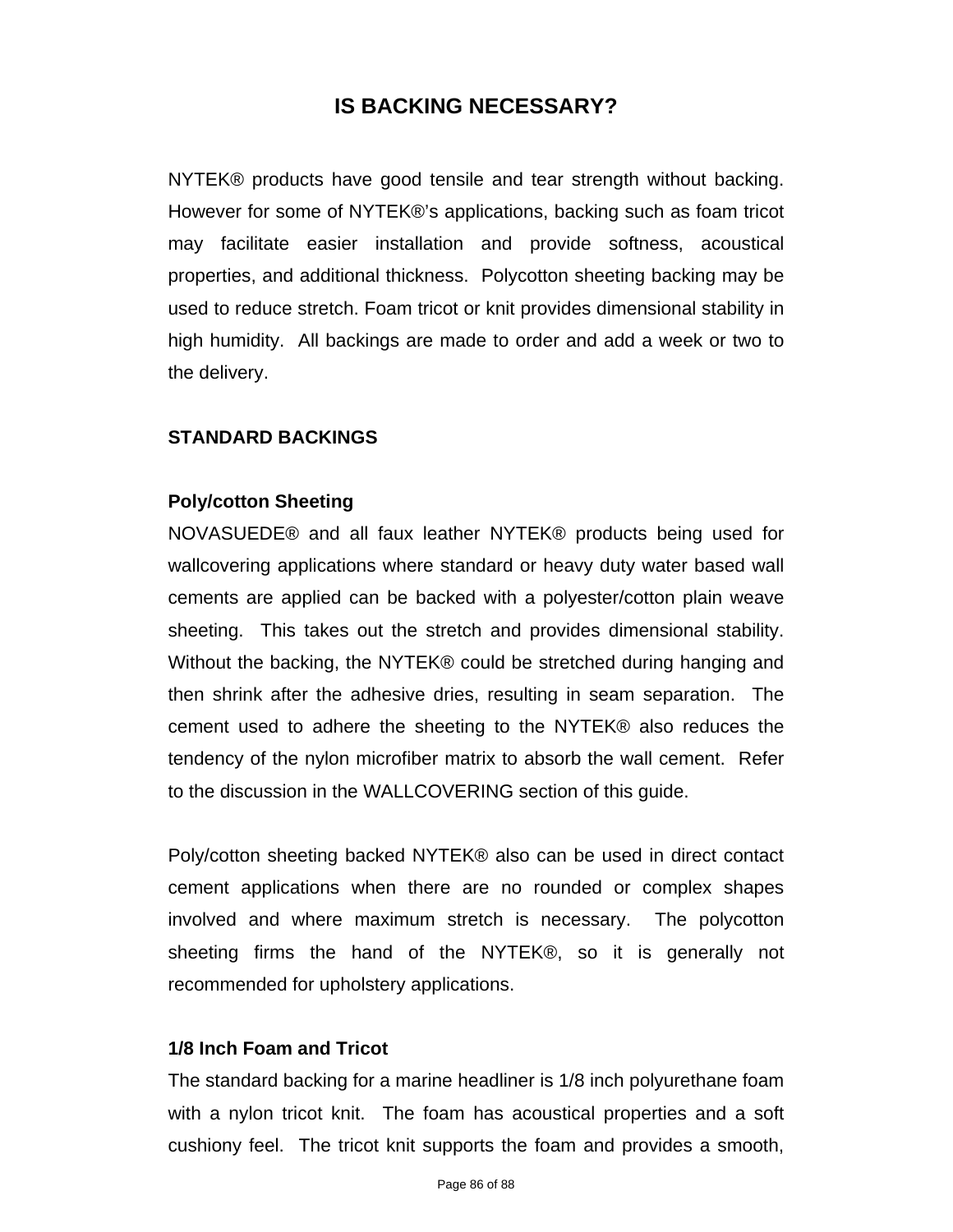# IS BACKING NECESSARY?

NYTEK® products have good tensile and tear strength without backing. However for some of NYTEK®'s applications, backing such as foam tricot may facilitate easier installation and provide softness, acoustical properties, and additional thickness. Polycotton sheeting backing may be used to reduce stretch. Foam tricot or knit provides dimensional stability in high humidity. All backings are made to order and add a week or two to the delivery.

## STANDARD BACKINGS

### Poly/cotton Sheeting

NOVASUEDE® and all faux leather NYTEK® products being used for wallcovering applications where standard or heavy duty water based wall cements are applied can be backed with a polyester/cotton plain weave sheeting. This takes out the stretch and provides dimensional stability. Without the backing, the NYTEK® could be stretched during hanging and then shrink after the adhesive dries, resulting in seam separation. The cement used to adhere the sheeting to the NYTEK® also reduces the tendency of the nylon microfiber matrix to absorb the wall cement. Refer to the discussion in the WALLCOVERING section of this guide.

Poly/cotton sheeting backed NYTEK® also can be used in direct contact cement applications when there are no rounded or complex shapes involved and where maximum stretch is necessary. The polycotton sheeting firms the hand of the NYTEK®, so it is generally not recommended for upholstery applications.

### 1/8 Inch Foam and Tricot

The standard backing for a marine headliner is 1/8 inch polyurethane foam with a nylon tricot knit. The foam has acoustical properties and a soft cushiony feel. The tricot knit supports the foam and provides a smooth,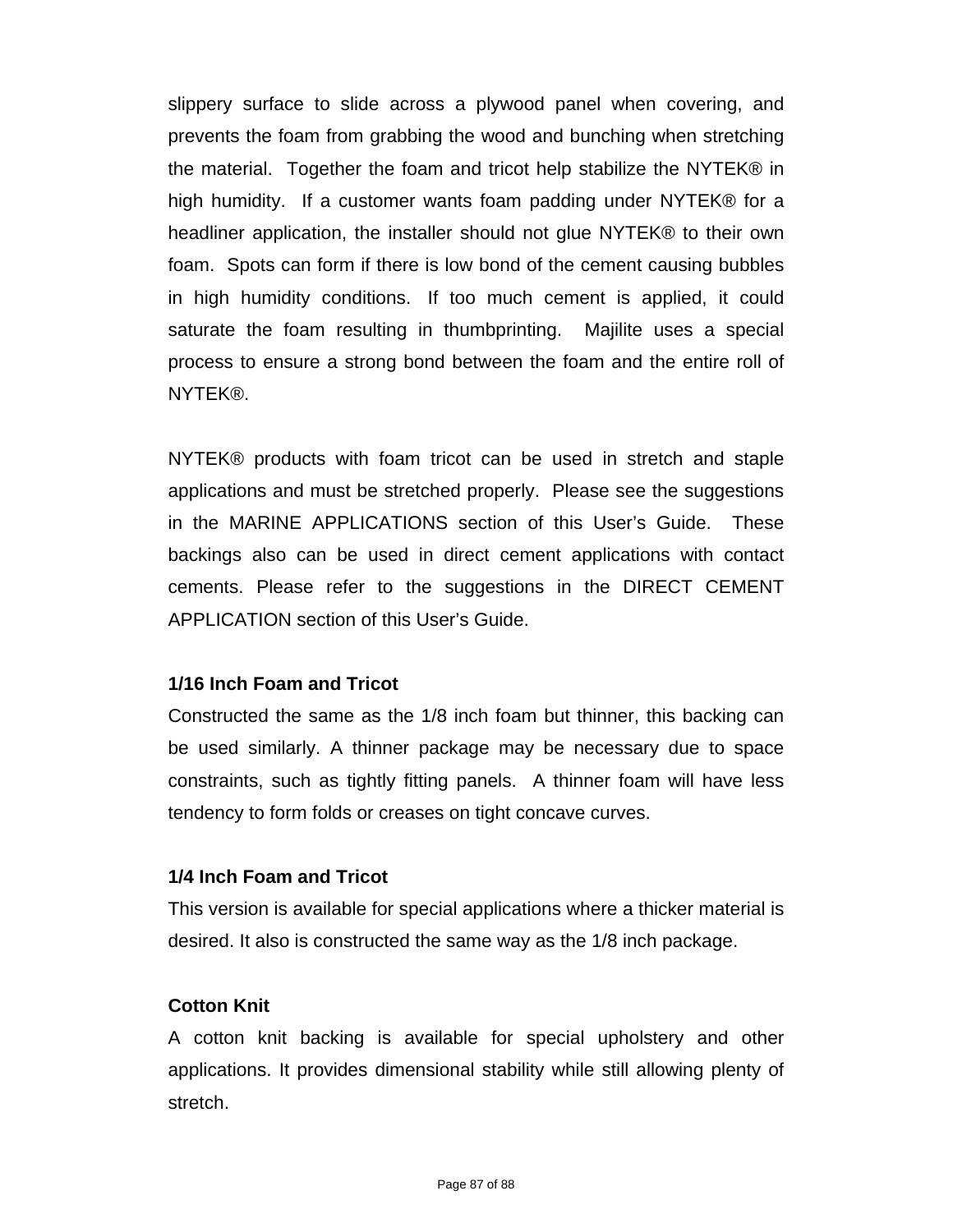slippery surface to slide across a plywood panel when covering, and prevents the foam from grabbing the wood and bunching when stretching the material. Together the foam and tricot help stabilize the NYTEK® in high humidity. If a customer wants foam padding under NYTEK® for a headliner application, the installer should not glue NYTEK® to their own foam. Spots can form if there is low bond of the cement causing bubbles in high humidity conditions. If too much cement is applied, it could saturate the foam resulting in thumbprinting. Majilite uses a special process to ensure a strong bond between the foam and the entire roll of NYTEK®.

NYTEK® products with foam tricot can be used in stretch and staple applications and must be stretched properly. Please see the suggestions in the MARINE APPLICATIONS section of this User's Guide. These backings also can be used in direct cement applications with contact cements. Please refer to the suggestions in the DIRECT CEMENT APPLICATION section of this User's Guide.

**1/16 Inch Foam and Tricot**

Constructed the same as the 1/8 inch foam but thinner, this backing can be used similarly. A thinner package may be necessary due to space constraints, such as tightly fitting panels. A thinner foam will have less tendency to form folds or creases on tight concave curves.

**1/4 Inch Foam and Tricot**

This version is available for special applications where a thicker material is desired. It also is constructed the same way as the 1/8 inch package.

**Cotton Knit**

A cotton knit backing is available for special upholstery and other applications. It provides dimensional stability while still allowing plenty of stretch.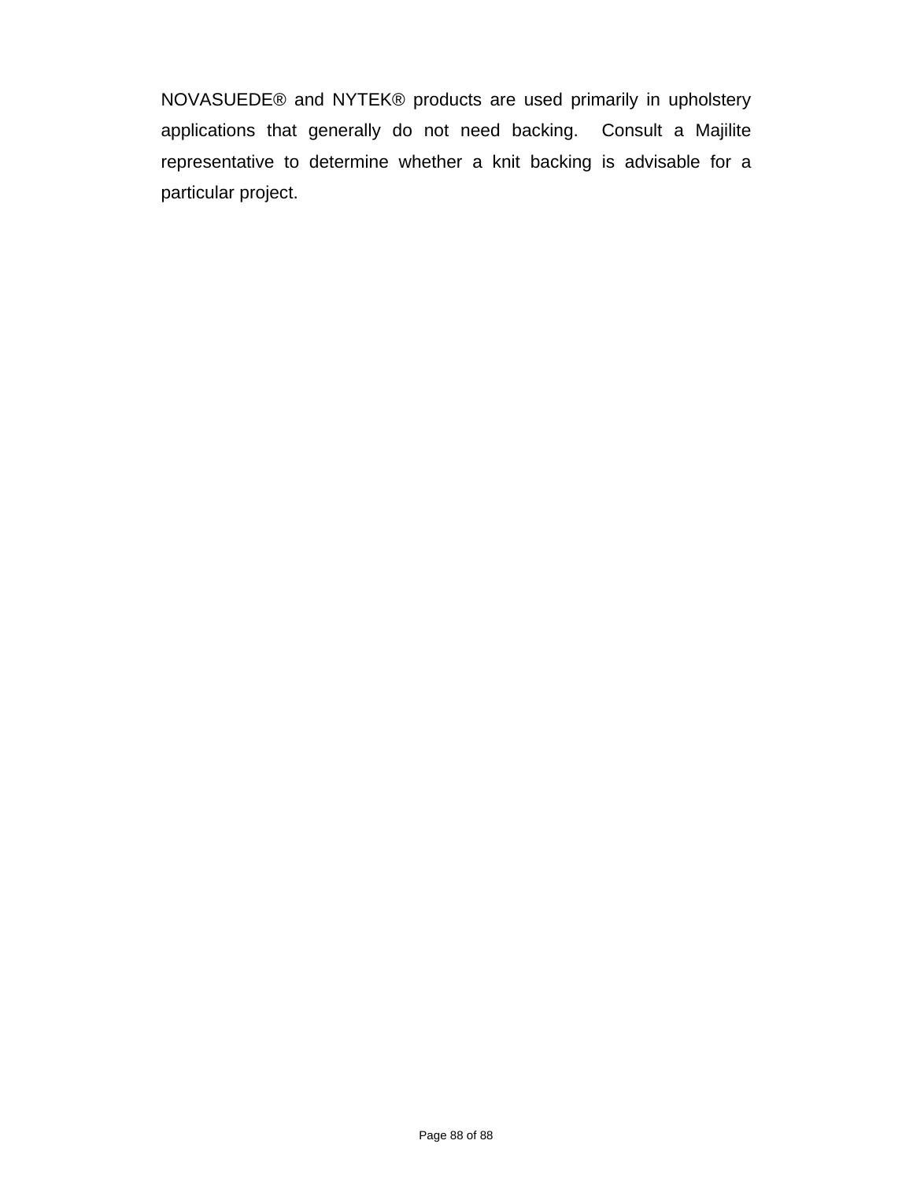NOVASUEDE® and NYTEK® products are used primarily in upholstery applications that generally do not need backing. Consult a Majilite representative to determine whether a knit backing is advisable for a particular project.